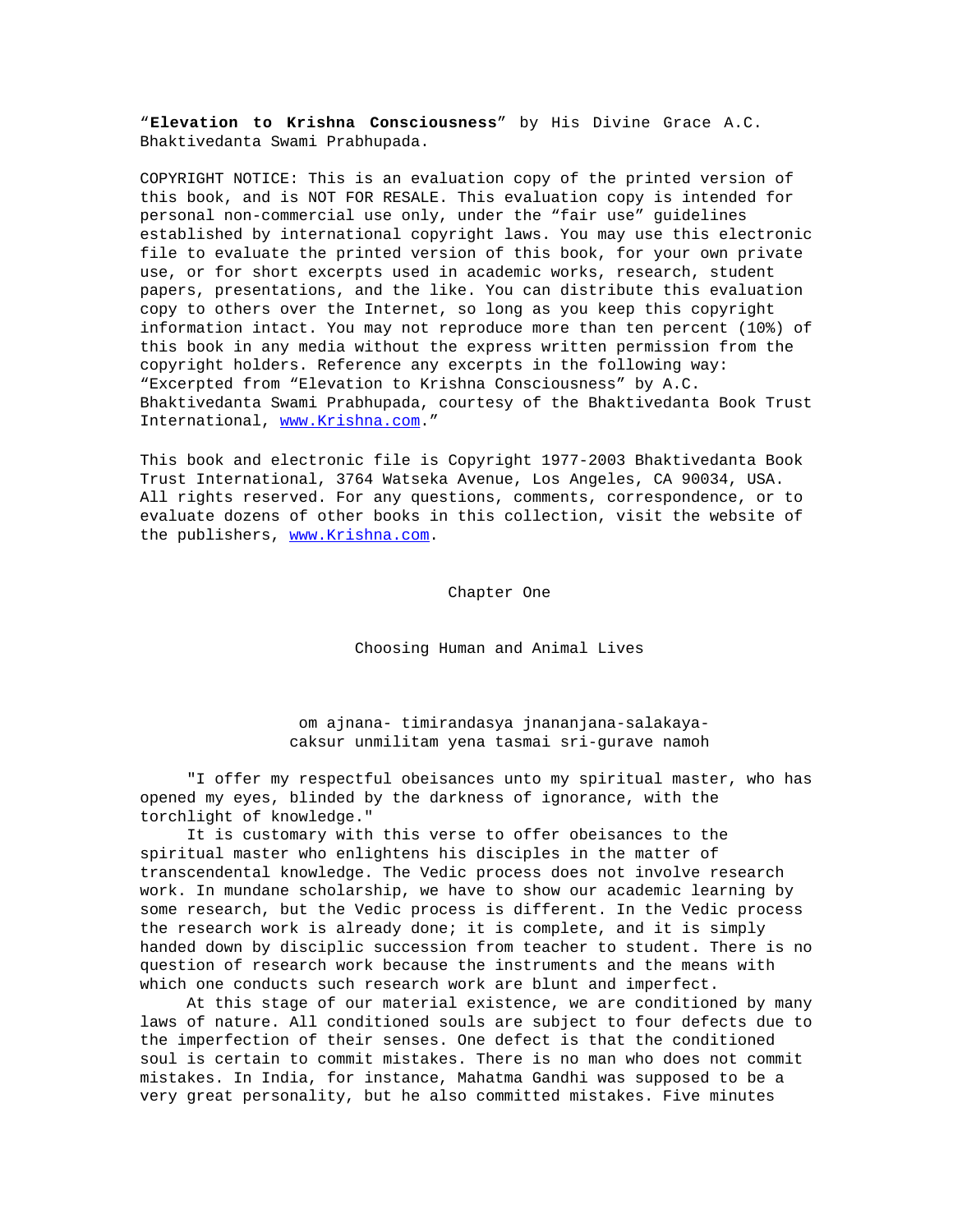“**Elevation to Krishna Consciousness**” by His Divine Grace A.C. Bhaktivedanta Swami Prabhupada.

COPYRIGHT NOTICE: This is an evaluation copy of the printed version of this book, and is NOT FOR RESALE. This evaluation copy is intended for personal non-commercial use only, under the “fair use” guidelines established by international copyright laws. You may use this electronic file to evaluate the printed version of this book, for your own private use, or for short excerpts used in academic works, research, student papers, presentations, and the like. You can distribute this evaluation copy to others over the Internet, so long as you keep this copyright information intact. You may not reproduce more than ten percent (10%) of this book in any media without the express written permission from the copyright holders. Reference any excerpts in the following way: “Excerpted from “Elevation to Krishna Consciousness” by A.C. Bhaktivedanta Swami Prabhupada, courtesy of the Bhaktivedanta Book Trust International, www.Krishna.com.”

This book and electronic file is Copyright 1977-2003 Bhaktivedanta Book Trust International, 3764 Watseka Avenue, Los Angeles, CA 90034, USA. All rights reserved. For any questions, comments, correspondence, or to evaluate dozens of other books in this collection, visit the website of the publishers, www.Krishna.com.

# Chapter One

## Choosing Human and Animal Lives

om ajnana- timirandasya jnananjana-salakaya-
caksur unmilitam yena tasmai sri-gurave namoh

"I offer my respectful obeisances unto my spiritual master, who has opened my eyes, blinded by the darkness of ignorance, with the torchlight of knowledge."

It is customary with this verse to offer obeisances to the spiritual master who enlightens his disciples in the matter of transcendental knowledge. The Vedic process does not involve research work. In mundane scholarship, we have to show our academic learning by some research, but the Vedic process is different. In the Vedic process the research work is already done; it is complete, and it is simply handed down by disciplic succession from teacher to student. There is no question of research work because the instruments and the means with which one conducts such research work are blunt and imperfect.

At this stage of our material existence, we are conditioned by many laws of nature. All conditioned souls are subject to four defects due to the imperfection of their senses. One defect is that the conditioned soul is certain to commit mistakes. There is no man who does not commit mistakes. In India, for instance, Mahatma Gandhi was supposed to be a very great personality, but he also committed mistakes. Five minutes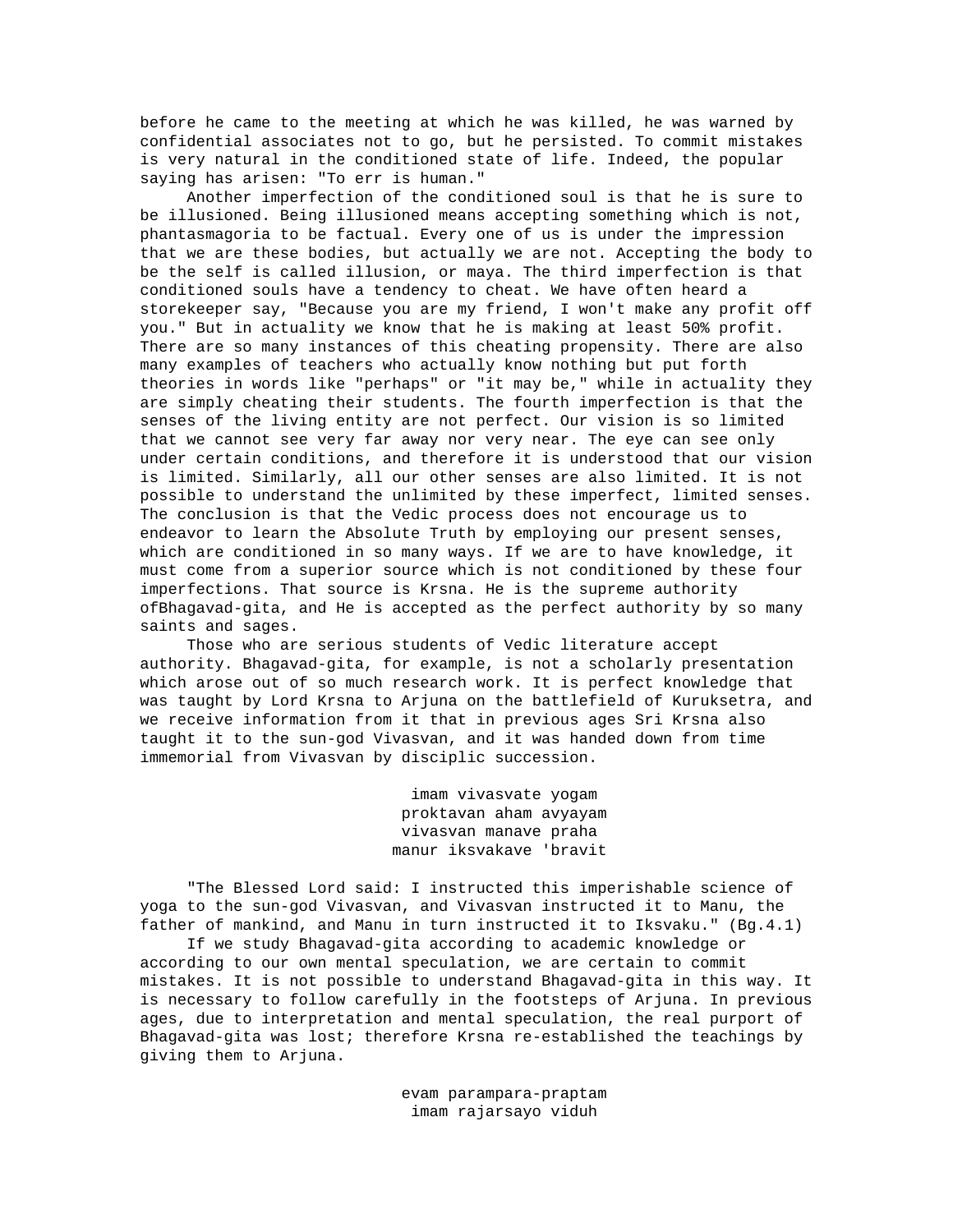before he came to the meeting at which he was killed, he was warned by confidential associates not to go, but he persisted. To commit mistakes is very natural in the conditioned state of life. Indeed, the popular saying has arisen: "To err is human."

Another imperfection of the conditioned soul is that he is sure to be illusioned. Being illusioned means accepting something which is not, phantasmagoria to be factual. Every one of us is under the impression that we are these bodies, but actually we are not. Accepting the body to be the self is called illusion, or maya. The third imperfection is that conditioned souls have a tendency to cheat. We have often heard a storekeeper say, "Because you are my friend, I won't make any profit off you." But in actuality we know that he is making at least 50% profit. There are so many instances of this cheating propensity. There are also many examples of teachers who actually know nothing but put forth theories in words like "perhaps" or "it may be," while in actuality they are simply cheating their students. The fourth imperfection is that the senses of the living entity are not perfect. Our vision is so limited that we cannot see very far away nor very near. The eye can see only under certain conditions, and therefore it is understood that our vision is limited. Similarly, all our other senses are also limited. It is not possible to understand the unlimited by these imperfect, limited senses. The conclusion is that the Vedic process does not encourage us to endeavor to learn the Absolute Truth by employing our present senses, which are conditioned in so many ways. If we are to have knowledge, it must come from a superior source which is not conditioned by these four imperfections. That source is Krsna. He is the supreme authority ofBhagavad-gita, and He is accepted as the perfect authority by so many saints and sages.

Those who are serious students of Vedic literature accept authority. Bhagavad-gita, for example, is not a scholarly presentation which arose out of so much research work. It is perfect knowledge that was taught by Lord Krsna to Arjuna on the battlefield of Kuruksetra, and we receive information from it that in previous ages Sri Krsna also taught it to the sun-god Vivasvan, and it was handed down from time immemorial from Vivasvan by disciplic succession.

imam vivasvate yogam
proktavan aham avyayam
vivasvan manave praha
manur iksvakave 'bravit

"The Blessed Lord said: I instructed this imperishable science of yoga to the sun-god Vivasvan, and Vivasvan instructed it to Manu, the father of mankind, and Manu in turn instructed it to Iksvaku." (Bg.4.1)

If we study Bhagavad-gita according to academic knowledge or according to our own mental speculation, we are certain to commit mistakes. It is not possible to understand Bhagavad-gita in this way. It is necessary to follow carefully in the footsteps of Arjuna. In previous ages, due to interpretation and mental speculation, the real purport of Bhagavad-gita was lost; therefore Krsna re-established the teachings by giving them to Arjuna.

evam parampara-praptam
imam rajarsayo viduh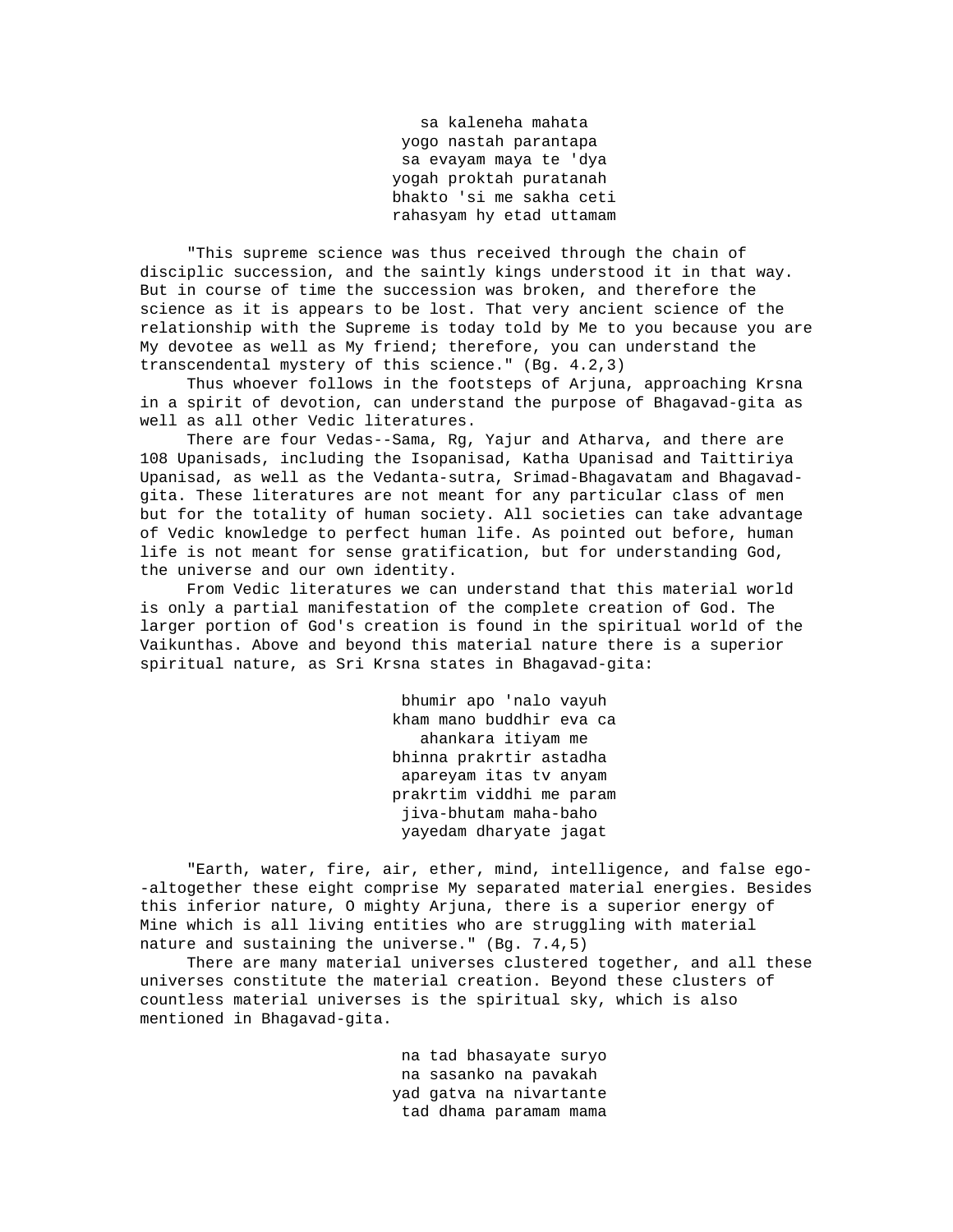sa kaleneha mahata
yogo nastah parantapa
sa evayam maya te 'dya
yogah proktah puratanah
bhakto 'si me sakha ceti
rahasyam hy etad uttamam

"This supreme science was thus received through the chain of disciplic succession, and the saintly kings understood it in that way. But in course of time the succession was broken, and therefore the science as it is appears to be lost. That very ancient science of the relationship with the Supreme is today told by Me to you because you are My devotee as well as My friend; therefore, you can understand the transcendental mystery of this science." (Bg. 4.2,3)

Thus whoever follows in the footsteps of Arjuna, approaching Krsna in a spirit of devotion, can understand the purpose of Bhagavad-gita as well as all other Vedic literatures.

There are four Vedas--Sama, Rg, Yajur and Atharva, and there are 108 Upanisads, including the Isopanisad, Katha Upanisad and Taittiriya Upanisad, as well as the Vedanta-sutra, Srimad-Bhagavatam and Bhagavad-gita. These literatures are not meant for any particular class of men but for the totality of human society. All societies can take advantage of Vedic knowledge to perfect human life. As pointed out before, human life is not meant for sense gratification, but for understanding God, the universe and our own identity.

From Vedic literatures we can understand that this material world is only a partial manifestation of the complete creation of God. The larger portion of God's creation is found in the spiritual world of the Vaikunthas. Above and beyond this material nature there is a superior spiritual nature, as Sri Krsna states in Bhagavad-gita:

bhumir apo 'nalo vayuh
kham mano buddhir eva ca
ahankara itiyam me
bhinna prakrtir astadha
apareyam itas tv anyam
prakrtim viddhi me param
jiva-bhutam maha-baho
yayedam dharyate jagat

"Earth, water, fire, air, ether, mind, intelligence, and false ego--altogether these eight comprise My separated material energies. Besides this inferior nature, O mighty Arjuna, there is a superior energy of Mine which is all living entities who are struggling with material nature and sustaining the universe." (Bg. 7.4,5)

There are many material universes clustered together, and all these universes constitute the material creation. Beyond these clusters of countless material universes is the spiritual sky, which is also mentioned in Bhagavad-gita.

na tad bhasayate suryo
na sasanko na pavakah
yad gatva na nivartante
tad dhama paramam mama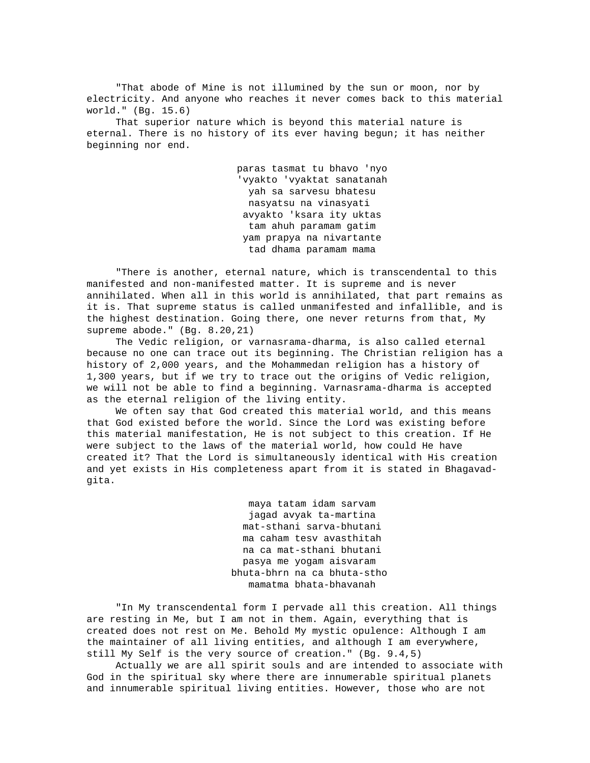"That abode of Mine is not illumined by the sun or moon, nor by electricity. And anyone who reaches it never comes back to this material world." (Bg. 15.6)

That superior nature which is beyond this material nature is eternal. There is no history of its ever having begun; it has neither beginning nor end.

paras tasmat tu bhavo 'nyo  
'vyakto 'vyaktat sanatanah  
yah sa sarvesu bhatesu  
nasyatsu na vinasyati  
avyakto 'ksara ity uktas  
tam ahuh paramam gatim  
yam prapya na nivartante  
tad dhama paramam mama

"There is another, eternal nature, which is transcendental to this manifested and non-manifested matter. It is supreme and is never annihilated. When all in this world is annihilated, that part remains as it is. That supreme status is called unmanifested and infallible, and is the highest destination. Going there, one never returns from that, My supreme abode." (Bg. 8.20,21)

The Vedic religion, or varnasrama-dharma, is also called eternal because no one can trace out its beginning. The Christian religion has a history of 2,000 years, and the Mohammedan religion has a history of 1,300 years, but if we try to trace out the origins of Vedic religion, we will not be able to find a beginning. Varnasrama-dharma is accepted as the eternal religion of the living entity.

We often say that God created this material world, and this means that God existed before the world. Since the Lord was existing before this material manifestation, He is not subject to this creation. If He were subject to the laws of the material world, how could He have created it? That the Lord is simultaneously identical with His creation and yet exists in His completeness apart from it is stated in Bhagavad-gita.

maya tatam idam sarvam  
jagad avyak ta-martina  
mat-sthani sarva-bhutani  
ma caham tesv avasthitah  
na ca mat-sthani bhutani  
pasya me yogam aisvaram  
bhuta-bhrn na ca bhuta-stho  
mamatma bhata-bhavanah

"In My transcendental form I pervade all this creation. All things are resting in Me, but I am not in them. Again, everything that is created does not rest on Me. Behold My mystic opulence: Although I am the maintainer of all living entities, and although I am everywhere, still My Self is the very source of creation." (Bg. 9.4,5)

Actually we are all spirit souls and are intended to associate with God in the spiritual sky where there are innumerable spiritual planets and innumerable spiritual living entities. However, those who are not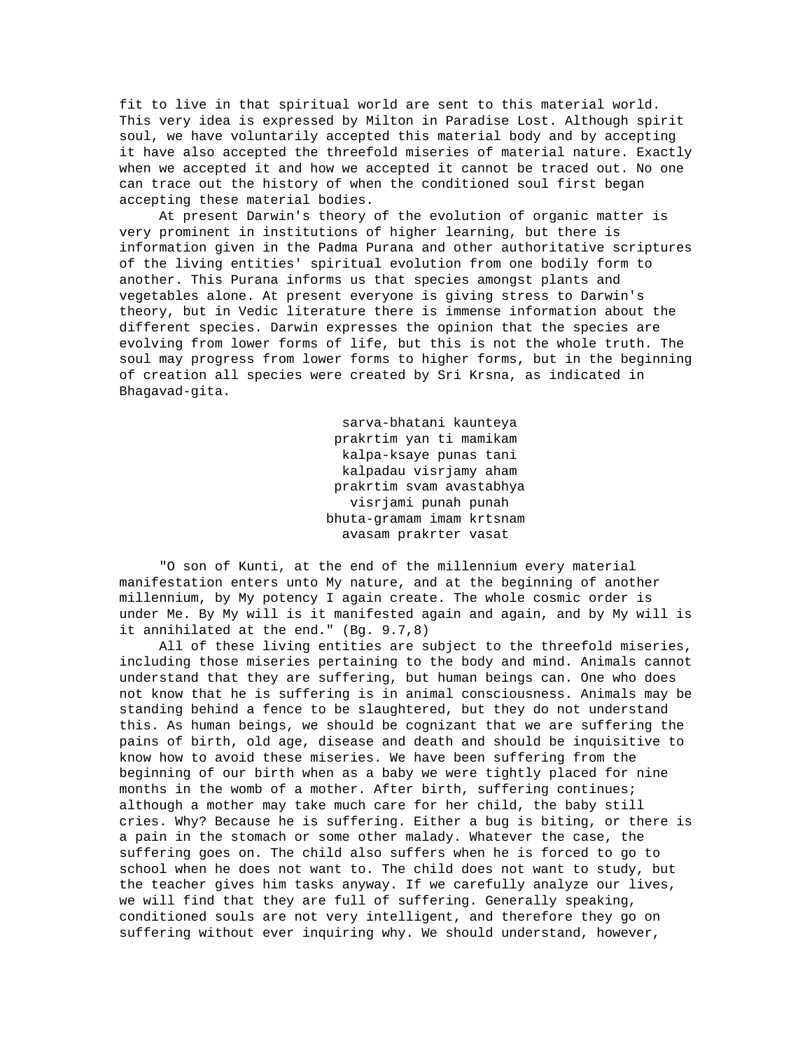fit to live in that spiritual world are sent to this material world. This very idea is expressed by Milton in Paradise Lost. Although spirit soul, we have voluntarily accepted this material body and by accepting it have also accepted the threefold miseries of material nature. Exactly when we accepted it and how we accepted it cannot be traced out. No one can trace out the history of when the conditioned soul first began accepting these material bodies.

At present Darwin's theory of the evolution of organic matter is very prominent in institutions of higher learning, but there is information given in the Padma Purana and other authoritative scriptures of the living entities' spiritual evolution from one bodily form to another. This Purana informs us that species amongst plants and vegetables alone. At present everyone is giving stress to Darwin's theory, but in Vedic literature there is immense information about the different species. Darwin expresses the opinion that the species are evolving from lower forms of life, but this is not the whole truth. The soul may progress from lower forms to higher forms, but in the beginning of creation all species were created by Sri Krsna, as indicated in Bhagavad-gita.

sarva-bhatani kaunteya
prakrtim yan ti mamikam
kalpa-ksaye punas tani
kalpadau visrjamy aham
prakrtim svam avastabhya
visrjami punah punah
bhuta-gramam imam krtsnam
avasam prakrter vasat

"O son of Kunti, at the end of the millennium every material manifestation enters unto My nature, and at the beginning of another millennium, by My potency I again create. The whole cosmic order is under Me. By My will is it manifested again and again, and by My will is it annihilated at the end." (Bg. 9.7,8)

All of these living entities are subject to the threefold miseries, including those miseries pertaining to the body and mind. Animals cannot understand that they are suffering, but human beings can. One who does not know that he is suffering is in animal consciousness. Animals may be standing behind a fence to be slaughtered, but they do not understand this. As human beings, we should be cognizant that we are suffering the pains of birth, old age, disease and death and should be inquisitive to know how to avoid these miseries. We have been suffering from the beginning of our birth when as a baby we were tightly placed for nine months in the womb of a mother. After birth, suffering continues; although a mother may take much care for her child, the baby still cries. Why? Because he is suffering. Either a bug is biting, or there is a pain in the stomach or some other malady. Whatever the case, the suffering goes on. The child also suffers when he is forced to go to school when he does not want to. The child does not want to study, but the teacher gives him tasks anyway. If we carefully analyze our lives, we will find that they are full of suffering. Generally speaking, conditioned souls are not very intelligent, and therefore they go on suffering without ever inquiring why. We should understand, however,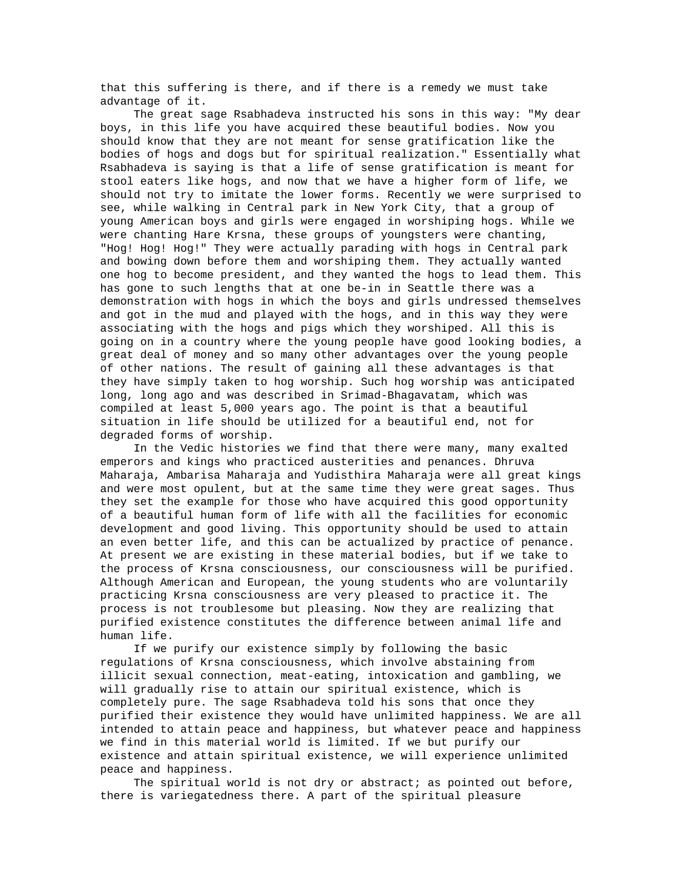that this suffering is there, and if there is a remedy we must take advantage of it.

The great sage Rsabhadeva instructed his sons in this way: "My dear boys, in this life you have acquired these beautiful bodies. Now you should know that they are not meant for sense gratification like the bodies of hogs and dogs but for spiritual realization." Essentially what Rsabhadeva is saying is that a life of sense gratification is meant for stool eaters like hogs, and now that we have a higher form of life, we should not try to imitate the lower forms. Recently we were surprised to see, while walking in Central park in New York City, that a group of young American boys and girls were engaged in worshiping hogs. While we were chanting Hare Krsna, these groups of youngsters were chanting, "Hog! Hog! Hog!" They were actually parading with hogs in Central park and bowing down before them and worshiping them. They actually wanted one hog to become president, and they wanted the hogs to lead them. This has gone to such lengths that at one be-in in Seattle there was a demonstration with hogs in which the boys and girls undressed themselves and got in the mud and played with the hogs, and in this way they were associating with the hogs and pigs which they worshiped. All this is going on in a country where the young people have good looking bodies, a great deal of money and so many other advantages over the young people of other nations. The result of gaining all these advantages is that they have simply taken to hog worship. Such hog worship was anticipated long, long ago and was described in Srimad-Bhagavatam, which was compiled at least 5,000 years ago. The point is that a beautiful situation in life should be utilized for a beautiful end, not for degraded forms of worship.

In the Vedic histories we find that there were many, many exalted emperors and kings who practiced austerities and penances. Dhruva Maharaja, Ambarisa Maharaja and Yudisthira Maharaja were all great kings and were most opulent, but at the same time they were great sages. Thus they set the example for those who have acquired this good opportunity of a beautiful human form of life with all the facilities for economic development and good living. This opportunity should be used to attain an even better life, and this can be actualized by practice of penance. At present we are existing in these material bodies, but if we take to the process of Krsna consciousness, our consciousness will be purified. Although American and European, the young students who are voluntarily practicing Krsna consciousness are very pleased to practice it. The process is not troublesome but pleasing. Now they are realizing that purified existence constitutes the difference between animal life and human life.

If we purify our existence simply by following the basic regulations of Krsna consciousness, which involve abstaining from illicit sexual connection, meat-eating, intoxication and gambling, we will gradually rise to attain our spiritual existence, which is completely pure. The sage Rsabhadeva told his sons that once they purified their existence they would have unlimited happiness. We are all intended to attain peace and happiness, but whatever peace and happiness we find in this material world is limited. If we but purify our existence and attain spiritual existence, we will experience unlimited peace and happiness.

The spiritual world is not dry or abstract; as pointed out before, there is variegatedness there. A part of the spiritual pleasure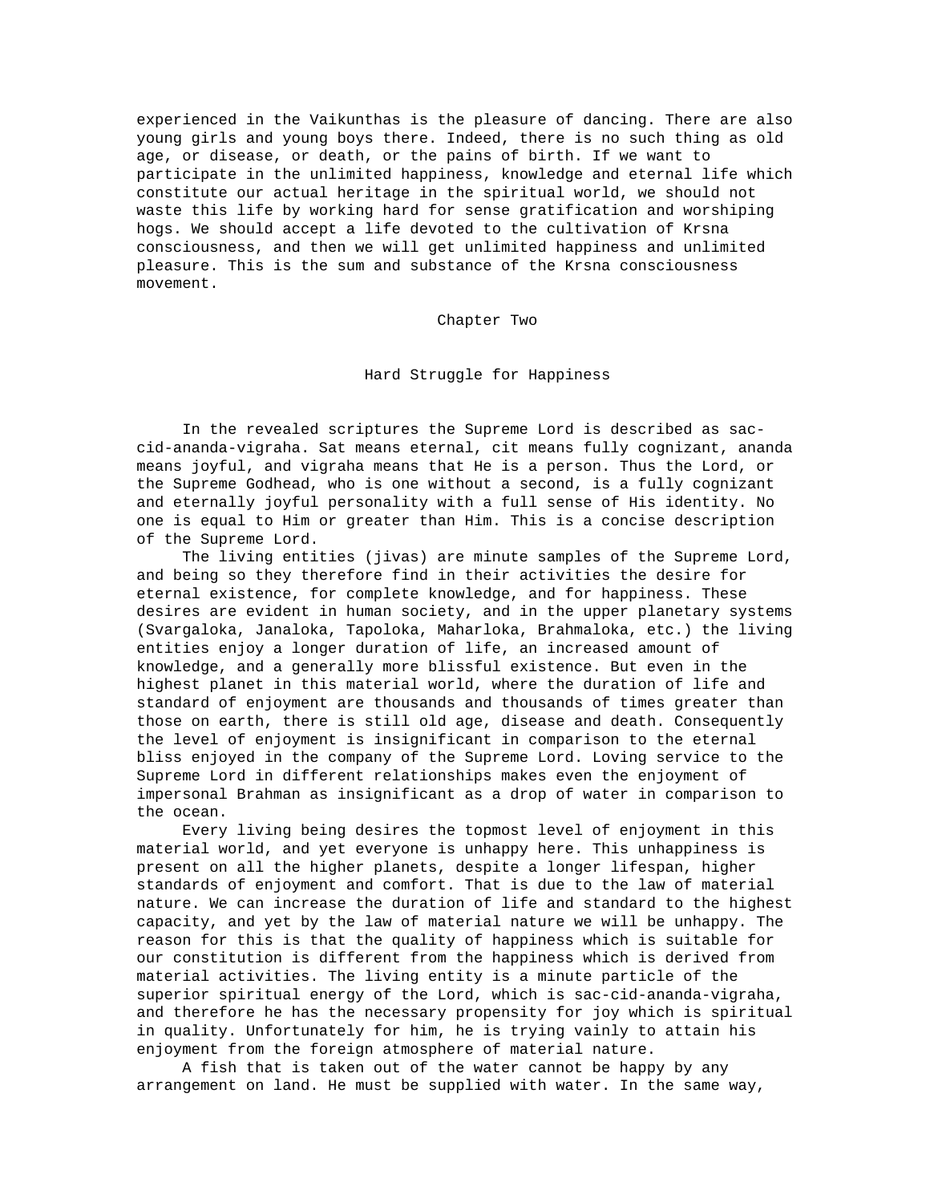experienced in the Vaikunthas is the pleasure of dancing. There are also young girls and young boys there. Indeed, there is no such thing as old age, or disease, or death, or the pains of birth. If we want to participate in the unlimited happiness, knowledge and eternal life which constitute our actual heritage in the spiritual world, we should not waste this life by working hard for sense gratification and worshiping hogs. We should accept a life devoted to the cultivation of Krsna consciousness, and then we will get unlimited happiness and unlimited pleasure. This is the sum and substance of the Krsna consciousness movement.

# Chapter Two

## Hard Struggle for Happiness

In the revealed scriptures the Supreme Lord is described as sac-cid-ananda-vigraha. Sat means eternal, cit means fully cognizant, ananda means joyful, and vigraha means that He is a person. Thus the Lord, or the Supreme Godhead, who is one without a second, is a fully cognizant and eternally joyful personality with a full sense of His identity. No one is equal to Him or greater than Him. This is a concise description of the Supreme Lord.

The living entities (jivas) are minute samples of the Supreme Lord, and being so they therefore find in their activities the desire for eternal existence, for complete knowledge, and for happiness. These desires are evident in human society, and in the upper planetary systems (Svargaloka, Janaloka, Tapoloka, Maharloka, Brahmaloka, etc.) the living entities enjoy a longer duration of life, an increased amount of knowledge, and a generally more blissful existence. But even in the highest planet in this material world, where the duration of life and standard of enjoyment are thousands and thousands of times greater than those on earth, there is still old age, disease and death. Consequently the level of enjoyment is insignificant in comparison to the eternal bliss enjoyed in the company of the Supreme Lord. Loving service to the Supreme Lord in different relationships makes even the enjoyment of impersonal Brahman as insignificant as a drop of water in comparison to the ocean.

Every living being desires the topmost level of enjoyment in this material world, and yet everyone is unhappy here. This unhappiness is present on all the higher planets, despite a longer lifespan, higher standards of enjoyment and comfort. That is due to the law of material nature. We can increase the duration of life and standard to the highest capacity, and yet by the law of material nature we will be unhappy. The reason for this is that the quality of happiness which is suitable for our constitution is different from the happiness which is derived from material activities. The living entity is a minute particle of the superior spiritual energy of the Lord, which is sac-cid-ananda-vigraha, and therefore he has the necessary propensity for joy which is spiritual in quality. Unfortunately for him, he is trying vainly to attain his enjoyment from the foreign atmosphere of material nature.

A fish that is taken out of the water cannot be happy by any arrangement on land. He must be supplied with water. In the same way,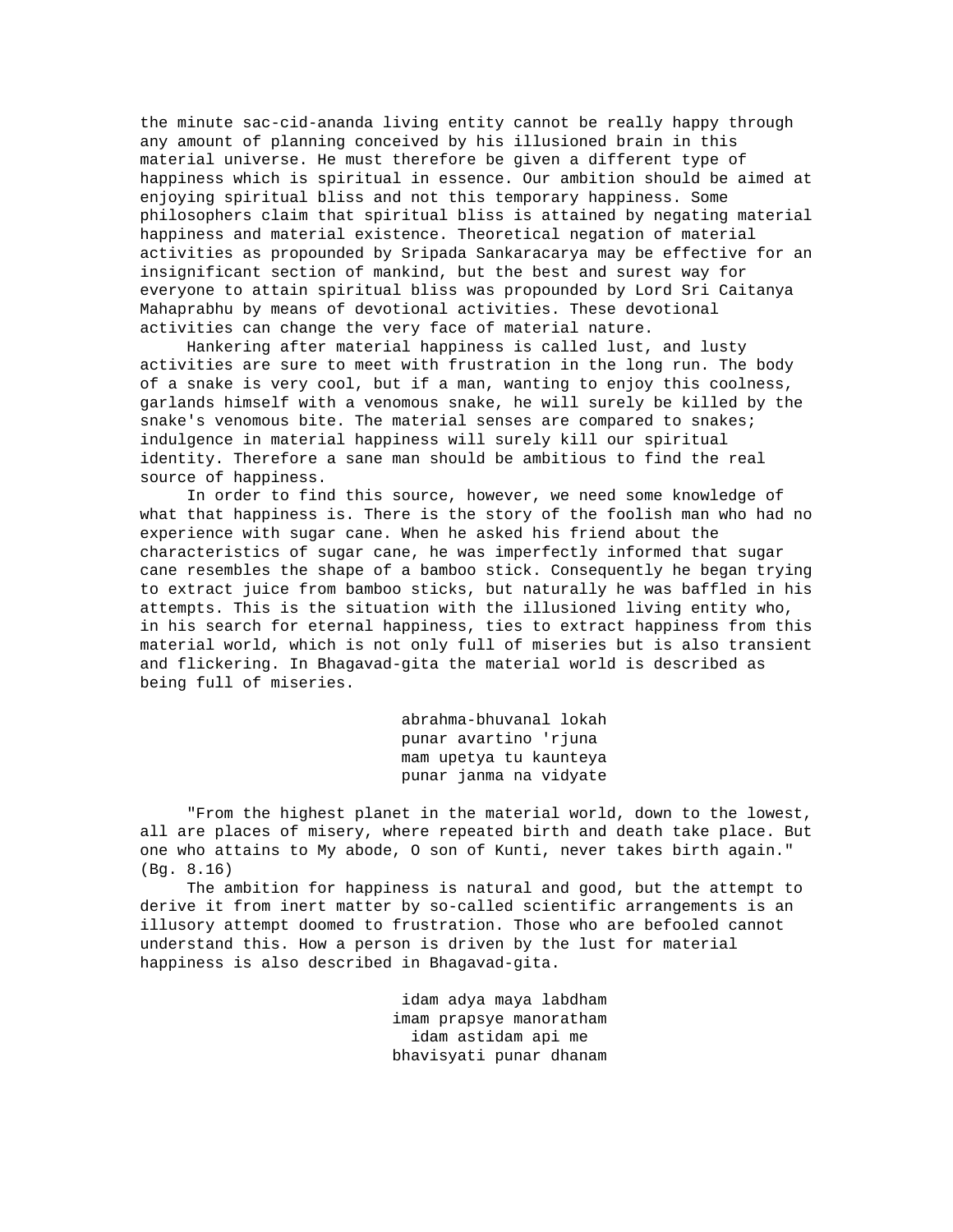the minute sac-cid-ananda living entity cannot be really happy through any amount of planning conceived by his illusioned brain in this material universe. He must therefore be given a different type of happiness which is spiritual in essence. Our ambition should be aimed at enjoying spiritual bliss and not this temporary happiness. Some philosophers claim that spiritual bliss is attained by negating material happiness and material existence. Theoretical negation of material activities as propounded by Sripada Sankaracarya may be effective for an insignificant section of mankind, but the best and surest way for everyone to attain spiritual bliss was propounded by Lord Sri Caitanya Mahaprabhu by means of devotional activities. These devotional activities can change the very face of material nature.

Hankering after material happiness is called lust, and lusty activities are sure to meet with frustration in the long run. The body of a snake is very cool, but if a man, wanting to enjoy this coolness, garlands himself with a venomous snake, he will surely be killed by the snake's venomous bite. The material senses are compared to snakes; indulgence in material happiness will surely kill our spiritual identity. Therefore a sane man should be ambitious to find the real source of happiness.

In order to find this source, however, we need some knowledge of what that happiness is. There is the story of the foolish man who had no experience with sugar cane. When he asked his friend about the characteristics of sugar cane, he was imperfectly informed that sugar cane resembles the shape of a bamboo stick. Consequently he began trying to extract juice from bamboo sticks, but naturally he was baffled in his attempts. This is the situation with the illusioned living entity who, in his search for eternal happiness, ties to extract happiness from this material world, which is not only full of miseries but is also transient and flickering. In Bhagavad-gita the material world is described as being full of miseries.

abrahma-bhuvanal lokah
punar avartino 'rjuna
mam upetya tu kaunteya
punar janma na vidyate

"From the highest planet in the material world, down to the lowest, all are places of misery, where repeated birth and death take place. But one who attains to My abode, O son of Kunti, never takes birth again." (Bg. 8.16)

The ambition for happiness is natural and good, but the attempt to derive it from inert matter by so-called scientific arrangements is an illusory attempt doomed to frustration. Those who are befooled cannot understand this. How a person is driven by the lust for material happiness is also described in Bhagavad-gita.

idam adya maya labdham
imam prapsye manoratham
idam astidam api me
bhavisyati punar dhanam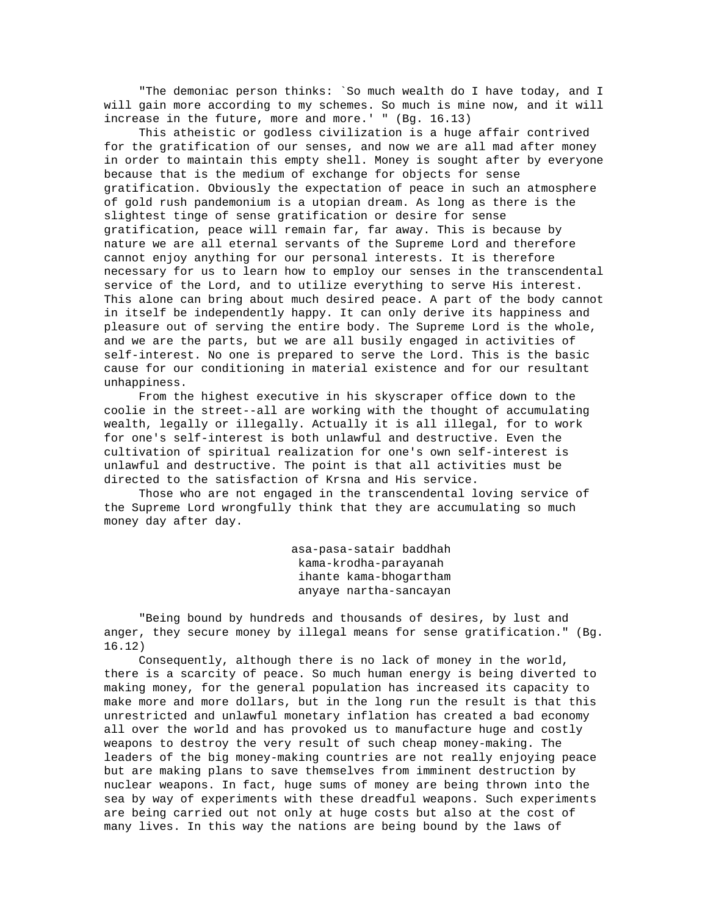"The demoniac person thinks: `So much wealth do I have today, and I will gain more according to my schemes. So much is mine now, and it will increase in the future, more and more.' " (Bg. 16.13)

This atheistic or godless civilization is a huge affair contrived for the gratification of our senses, and now we are all mad after money in order to maintain this empty shell. Money is sought after by everyone because that is the medium of exchange for objects for sense gratification. Obviously the expectation of peace in such an atmosphere of gold rush pandemonium is a utopian dream. As long as there is the slightest tinge of sense gratification or desire for sense gratification, peace will remain far, far away. This is because by nature we are all eternal servants of the Supreme Lord and therefore cannot enjoy anything for our personal interests. It is therefore necessary for us to learn how to employ our senses in the transcendental service of the Lord, and to utilize everything to serve His interest. This alone can bring about much desired peace. A part of the body cannot in itself be independently happy. It can only derive its happiness and pleasure out of serving the entire body. The Supreme Lord is the whole, and we are the parts, but we are all busily engaged in activities of self-interest. No one is prepared to serve the Lord. This is the basic cause for our conditioning in material existence and for our resultant unhappiness.

From the highest executive in his skyscraper office down to the coolie in the street--all are working with the thought of accumulating wealth, legally or illegally. Actually it is all illegal, for to work for one's self-interest is both unlawful and destructive. Even the cultivation of spiritual realization for one's own self-interest is unlawful and destructive. The point is that all activities must be directed to the satisfaction of Krsna and His service.

Those who are not engaged in the transcendental loving service of the Supreme Lord wrongfully think that they are accumulating so much money day after day.

asa-pasa-satair baddhah
kama-krodha-parayanah
ihante kama-bhogartham
anyaye nartha-sancayan

"Being bound by hundreds and thousands of desires, by lust and anger, they secure money by illegal means for sense gratification." (Bg. 16.12)

Consequently, although there is no lack of money in the world, there is a scarcity of peace. So much human energy is being diverted to making money, for the general population has increased its capacity to make more and more dollars, but in the long run the result is that this unrestricted and unlawful monetary inflation has created a bad economy all over the world and has provoked us to manufacture huge and costly weapons to destroy the very result of such cheap money-making. The leaders of the big money-making countries are not really enjoying peace but are making plans to save themselves from imminent destruction by nuclear weapons. In fact, huge sums of money are being thrown into the sea by way of experiments with these dreadful weapons. Such experiments are being carried out not only at huge costs but also at the cost of many lives. In this way the nations are being bound by the laws of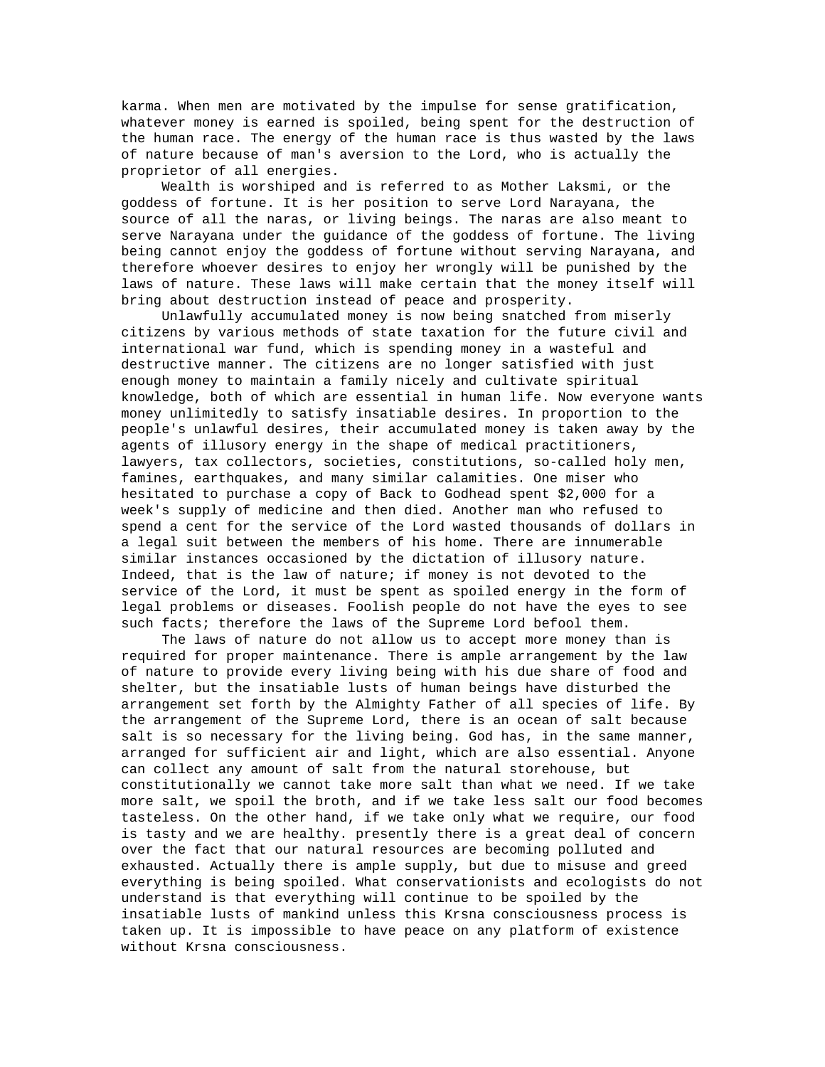karma. When men are motivated by the impulse for sense gratification, whatever money is earned is spoiled, being spent for the destruction of the human race. The energy of the human race is thus wasted by the laws of nature because of man's aversion to the Lord, who is actually the proprietor of all energies.

Wealth is worshiped and is referred to as Mother Laksmi, or the goddess of fortune. It is her position to serve Lord Narayana, the source of all the naras, or living beings. The naras are also meant to serve Narayana under the guidance of the goddess of fortune. The living being cannot enjoy the goddess of fortune without serving Narayana, and therefore whoever desires to enjoy her wrongly will be punished by the laws of nature. These laws will make certain that the money itself will bring about destruction instead of peace and prosperity.

Unlawfully accumulated money is now being snatched from miserly citizens by various methods of state taxation for the future civil and international war fund, which is spending money in a wasteful and destructive manner. The citizens are no longer satisfied with just enough money to maintain a family nicely and cultivate spiritual knowledge, both of which are essential in human life. Now everyone wants money unlimitedly to satisfy insatiable desires. In proportion to the people's unlawful desires, their accumulated money is taken away by the agents of illusory energy in the shape of medical practitioners, lawyers, tax collectors, societies, constitutions, so-called holy men, famines, earthquakes, and many similar calamities. One miser who hesitated to purchase a copy of Back to Godhead spent $2,000 for a week's supply of medicine and then died. Another man who refused to spend a cent for the service of the Lord wasted thousands of dollars in a legal suit between the members of his home. There are innumerable similar instances occasioned by the dictation of illusory nature. Indeed, that is the law of nature; if money is not devoted to the service of the Lord, it must be spent as spoiled energy in the form of legal problems or diseases. Foolish people do not have the eyes to see such facts; therefore the laws of the Supreme Lord befool them.

The laws of nature do not allow us to accept more money than is required for proper maintenance. There is ample arrangement by the law of nature to provide every living being with his due share of food and shelter, but the insatiable lusts of human beings have disturbed the arrangement set forth by the Almighty Father of all species of life. By the arrangement of the Supreme Lord, there is an ocean of salt because salt is so necessary for the living being. God has, in the same manner, arranged for sufficient air and light, which are also essential. Anyone can collect any amount of salt from the natural storehouse, but constitutionally we cannot take more salt than what we need. If we take more salt, we spoil the broth, and if we take less salt our food becomes tasteless. On the other hand, if we take only what we require, our food is tasty and we are healthy. presently there is a great deal of concern over the fact that our natural resources are becoming polluted and exhausted. Actually there is ample supply, but due to misuse and greed everything is being spoiled. What conservationists and ecologists do not understand is that everything will continue to be spoiled by the insatiable lusts of mankind unless this Krsna consciousness process is taken up. It is impossible to have peace on any platform of existence without Krsna consciousness.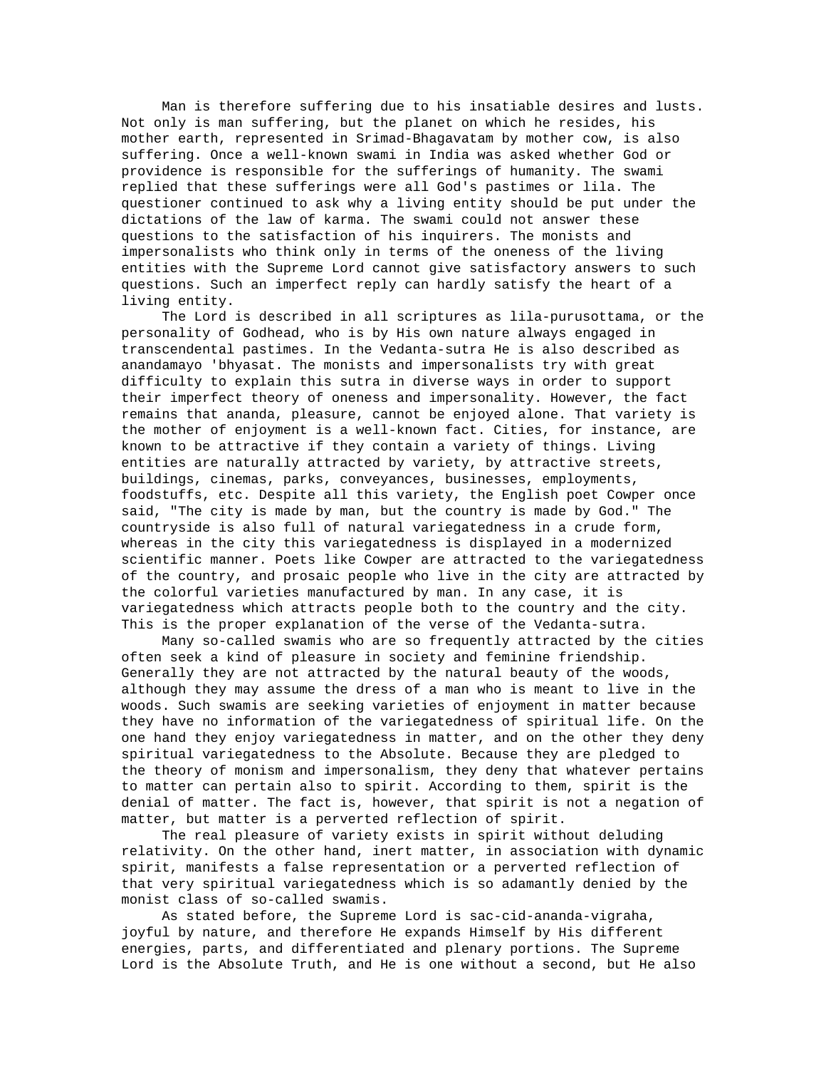Man is therefore suffering due to his insatiable desires and lusts. Not only is man suffering, but the planet on which he resides, his mother earth, represented in Srimad-Bhagavatam by mother cow, is also suffering. Once a well-known swami in India was asked whether God or providence is responsible for the sufferings of humanity. The swami replied that these sufferings were all God's pastimes or lila. The questioner continued to ask why a living entity should be put under the dictations of the law of karma. The swami could not answer these questions to the satisfaction of his inquirers. The monists and impersonalists who think only in terms of the oneness of the living entities with the Supreme Lord cannot give satisfactory answers to such questions. Such an imperfect reply can hardly satisfy the heart of a living entity.

The Lord is described in all scriptures as lila-purusottama, or the personality of Godhead, who is by His own nature always engaged in transcendental pastimes. In the Vedanta-sutra He is also described as anandamayo 'bhyasat. The monists and impersonalists try with great difficulty to explain this sutra in diverse ways in order to support their imperfect theory of oneness and impersonality. However, the fact remains that ananda, pleasure, cannot be enjoyed alone. That variety is the mother of enjoyment is a well-known fact. Cities, for instance, are known to be attractive if they contain a variety of things. Living entities are naturally attracted by variety, by attractive streets, buildings, cinemas, parks, conveyances, businesses, employments, foodstuffs, etc. Despite all this variety, the English poet Cowper once said, "The city is made by man, but the country is made by God." The countryside is also full of natural variegatedness in a crude form, whereas in the city this variegatedness is displayed in a modernized scientific manner. Poets like Cowper are attracted to the variegatedness of the country, and prosaic people who live in the city are attracted by the colorful varieties manufactured by man. In any case, it is variegatedness which attracts people both to the country and the city. This is the proper explanation of the verse of the Vedanta-sutra.

Many so-called swamis who are so frequently attracted by the cities often seek a kind of pleasure in society and feminine friendship. Generally they are not attracted by the natural beauty of the woods, although they may assume the dress of a man who is meant to live in the woods. Such swamis are seeking varieties of enjoyment in matter because they have no information of the variegatedness of spiritual life. On the one hand they enjoy variegatedness in matter, and on the other they deny spiritual variegatedness to the Absolute. Because they are pledged to the theory of monism and impersonalism, they deny that whatever pertains to matter can pertain also to spirit. According to them, spirit is the denial of matter. The fact is, however, that spirit is not a negation of matter, but matter is a perverted reflection of spirit.

The real pleasure of variety exists in spirit without deluding relativity. On the other hand, inert matter, in association with dynamic spirit, manifests a false representation or a perverted reflection of that very spiritual variegatedness which is so adamantly denied by the monist class of so-called swamis.

As stated before, the Supreme Lord is sac-cid-ananda-vigraha, joyful by nature, and therefore He expands Himself by His different energies, parts, and differentiated and plenary portions. The Supreme Lord is the Absolute Truth, and He is one without a second, but He also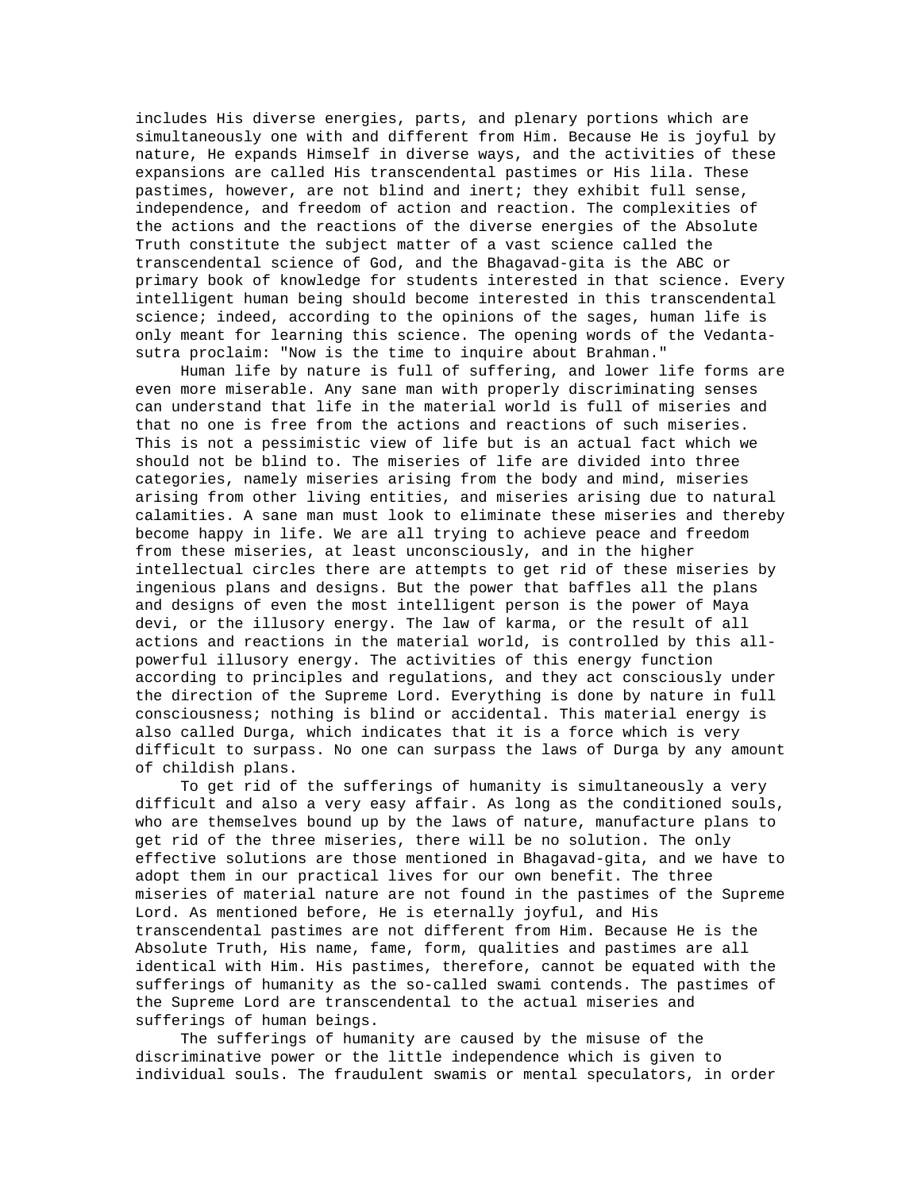includes His diverse energies, parts, and plenary portions which are simultaneously one with and different from Him. Because He is joyful by nature, He expands Himself in diverse ways, and the activities of these expansions are called His transcendental pastimes or His lila. These pastimes, however, are not blind and inert; they exhibit full sense, independence, and freedom of action and reaction. The complexities of the actions and the reactions of the diverse energies of the Absolute Truth constitute the subject matter of a vast science called the transcendental science of God, and the Bhagavad-gita is the ABC or primary book of knowledge for students interested in that science. Every intelligent human being should become interested in this transcendental science; indeed, according to the opinions of the sages, human life is only meant for learning this science. The opening words of the Vedanta-sutra proclaim: "Now is the time to inquire about Brahman."

Human life by nature is full of suffering, and lower life forms are even more miserable. Any sane man with properly discriminating senses can understand that life in the material world is full of miseries and that no one is free from the actions and reactions of such miseries. This is not a pessimistic view of life but is an actual fact which we should not be blind to. The miseries of life are divided into three categories, namely miseries arising from the body and mind, miseries arising from other living entities, and miseries arising due to natural calamities. A sane man must look to eliminate these miseries and thereby become happy in life. We are all trying to achieve peace and freedom from these miseries, at least unconsciously, and in the higher intellectual circles there are attempts to get rid of these miseries by ingenious plans and designs. But the power that baffles all the plans and designs of even the most intelligent person is the power of Maya devi, or the illusory energy. The law of karma, or the result of all actions and reactions in the material world, is controlled by this all-powerful illusory energy. The activities of this energy function according to principles and regulations, and they act consciously under the direction of the Supreme Lord. Everything is done by nature in full consciousness; nothing is blind or accidental. This material energy is also called Durga, which indicates that it is a force which is very difficult to surpass. No one can surpass the laws of Durga by any amount of childish plans.

To get rid of the sufferings of humanity is simultaneously a very difficult and also a very easy affair. As long as the conditioned souls, who are themselves bound up by the laws of nature, manufacture plans to get rid of the three miseries, there will be no solution. The only effective solutions are those mentioned in Bhagavad-gita, and we have to adopt them in our practical lives for our own benefit. The three miseries of material nature are not found in the pastimes of the Supreme Lord. As mentioned before, He is eternally joyful, and His transcendental pastimes are not different from Him. Because He is the Absolute Truth, His name, fame, form, qualities and pastimes are all identical with Him. His pastimes, therefore, cannot be equated with the sufferings of humanity as the so-called swami contends. The pastimes of the Supreme Lord are transcendental to the actual miseries and sufferings of human beings.

The sufferings of humanity are caused by the misuse of the discriminative power or the little independence which is given to individual souls. The fraudulent swamis or mental speculators, in order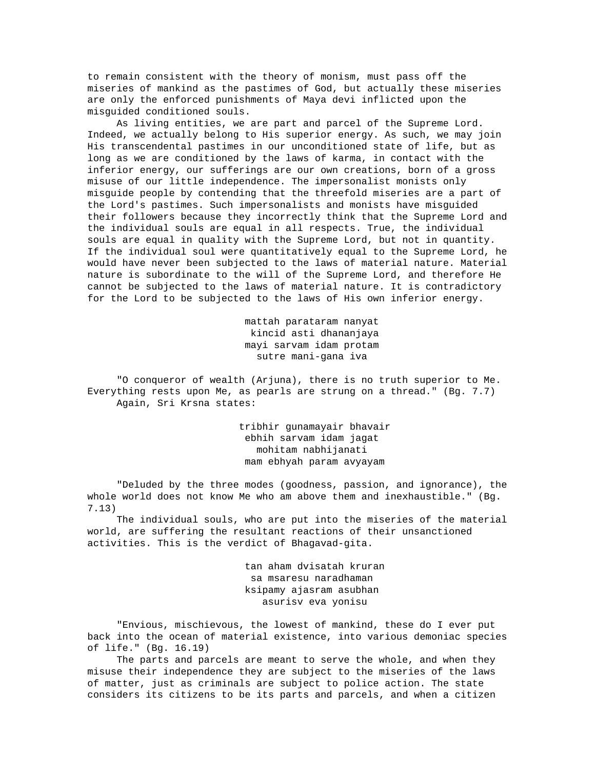to remain consistent with the theory of monism, must pass off the miseries of mankind as the pastimes of God, but actually these miseries are only the enforced punishments of Maya devi inflicted upon the misguided conditioned souls.

As living entities, we are part and parcel of the Supreme Lord. Indeed, we actually belong to His superior energy. As such, we may join His transcendental pastimes in our unconditioned state of life, but as long as we are conditioned by the laws of karma, in contact with the inferior energy, our sufferings are our own creations, born of a gross misuse of our little independence. The impersonalist monists only misguide people by contending that the threefold miseries are a part of the Lord's pastimes. Such impersonalists and monists have misguided their followers because they incorrectly think that the Supreme Lord and the individual souls are equal in all respects. True, the individual souls are equal in quality with the Supreme Lord, but not in quantity. If the individual soul were quantitatively equal to the Supreme Lord, he would have never been subjected to the laws of material nature. Material nature is subordinate to the will of the Supreme Lord, and therefore He cannot be subjected to the laws of material nature. It is contradictory for the Lord to be subjected to the laws of His own inferior energy.

mattah parataram nanyat
kincid asti dhananjaya
mayi sarvam idam protam
sutre mani-gana iva

"O conqueror of wealth (Arjuna), there is no truth superior to Me. Everything rests upon Me, as pearls are strung on a thread." (Bg. 7.7)

Again, Sri Krsna states:

tribhir gunamayair bhavair
ebhih sarvam idam jagat
mohitam nabhijanati
mam ebhyah param avyayam

"Deluded by the three modes (goodness, passion, and ignorance), the whole world does not know Me who am above them and inexhaustible." (Bg. 7.13)

The individual souls, who are put into the miseries of the material world, are suffering the resultant reactions of their unsanctioned activities. This is the verdict of Bhagavad-gita.

tan aham dvisatah kruran
sa msaresu naradhaman
ksipamy ajasram asubhan
asurisv eva yonisu

"Envious, mischievous, the lowest of mankind, these do I ever put back into the ocean of material existence, into various demoniac species of life." (Bg. 16.19)

The parts and parcels are meant to serve the whole, and when they misuse their independence they are subject to the miseries of the laws of matter, just as criminals are subject to police action. The state considers its citizens to be its parts and parcels, and when a citizen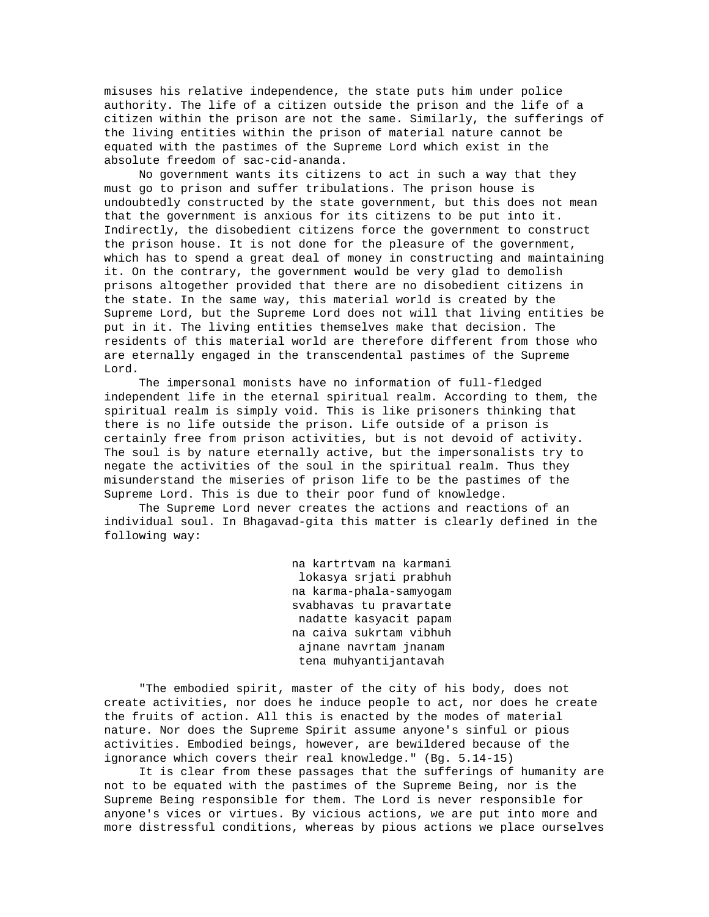misuses his relative independence, the state puts him under police authority. The life of a citizen outside the prison and the life of a citizen within the prison are not the same. Similarly, the sufferings of the living entities within the prison of material nature cannot be equated with the pastimes of the Supreme Lord which exist in the absolute freedom of sac-cid-ananda.

No government wants its citizens to act in such a way that they must go to prison and suffer tribulations. The prison house is undoubtedly constructed by the state government, but this does not mean that the government is anxious for its citizens to be put into it. Indirectly, the disobedient citizens force the government to construct the prison house. It is not done for the pleasure of the government, which has to spend a great deal of money in constructing and maintaining it. On the contrary, the government would be very glad to demolish prisons altogether provided that there are no disobedient citizens in the state. In the same way, this material world is created by the Supreme Lord, but the Supreme Lord does not will that living entities be put in it. The living entities themselves make that decision. The residents of this material world are therefore different from those who are eternally engaged in the transcendental pastimes of the Supreme Lord.

The impersonal monists have no information of full-fledged independent life in the eternal spiritual realm. According to them, the spiritual realm is simply void. This is like prisoners thinking that there is no life outside the prison. Life outside of a prison is certainly free from prison activities, but is not devoid of activity. The soul is by nature eternally active, but the impersonalists try to negate the activities of the soul in the spiritual realm. Thus they misunderstand the miseries of prison life to be the pastimes of the Supreme Lord. This is due to their poor fund of knowledge.

The Supreme Lord never creates the actions and reactions of an individual soul. In Bhagavad-gita this matter is clearly defined in the following way:

na kartrtvam na karmani
lokasya srjati prabhuh
na karma-phala-samyogam
svabhavas tu pravartate
nadatte kasyacit papam
na caiva sukrtam vibhuh
ajnane navrtam jnanam
tena muhyantijantavah

"The embodied spirit, master of the city of his body, does not create activities, nor does he induce people to act, nor does he create the fruits of action. All this is enacted by the modes of material nature. Nor does the Supreme Spirit assume anyone's sinful or pious activities. Embodied beings, however, are bewildered because of the ignorance which covers their real knowledge." (Bg. 5.14-15)

It is clear from these passages that the sufferings of humanity are not to be equated with the pastimes of the Supreme Being, nor is the Supreme Being responsible for them. The Lord is never responsible for anyone's vices or virtues. By vicious actions, we are put into more and more distressful conditions, whereas by pious actions we place ourselves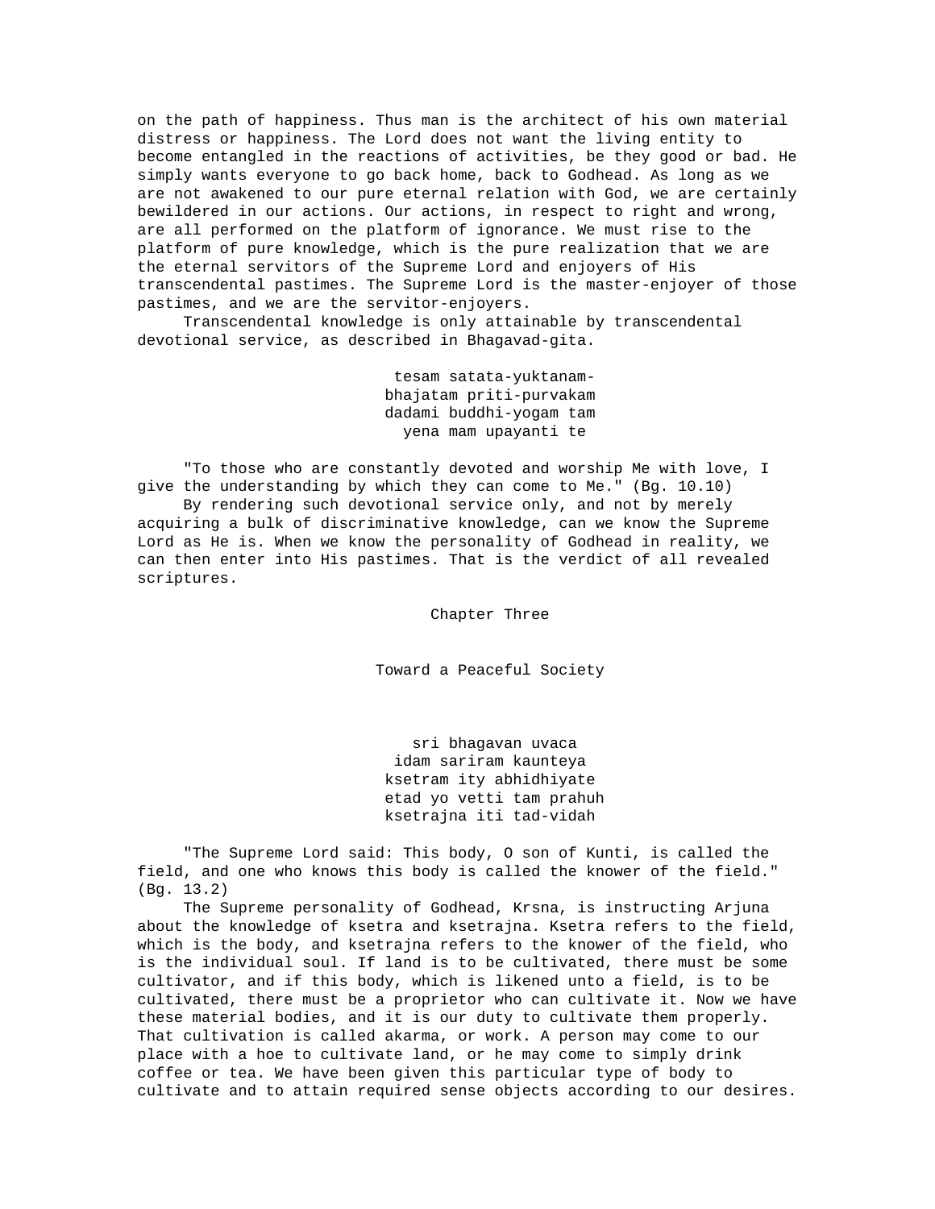on the path of happiness. Thus man is the architect of his own material distress or happiness. The Lord does not want the living entity to become entangled in the reactions of activities, be they good or bad. He simply wants everyone to go back home, back to Godhead. As long as we are not awakened to our pure eternal relation with God, we are certainly bewildered in our actions. Our actions, in respect to right and wrong, are all performed on the platform of ignorance. We must rise to the platform of pure knowledge, which is the pure realization that we are the eternal servitors of the Supreme Lord and enjoyers of His transcendental pastimes. The Supreme Lord is the master-enjoyer of those pastimes, and we are the servitor-enjoyers.

Transcendental knowledge is only attainable by transcendental devotional service, as described in Bhagavad-gita.

> tesam satata-yuktanam-
> bhajatam priti-purvakam
> dadami buddhi-yogam tam
> yena mam upayanti te

"To those who are constantly devoted and worship Me with love, I give the understanding by which they can come to Me." (Bg. 10.10)

By rendering such devotional service only, and not by merely acquiring a bulk of discriminative knowledge, can we know the Supreme Lord as He is. When we know the personality of Godhead in reality, we can then enter into His pastimes. That is the verdict of all revealed scriptures.

# Chapter Three

## Toward a Peaceful Society

> sri bhagavan uvaca
> idam sariram kaunteya
> ksetram ity abhidhiyate
> etad yo vetti tam prahuh
> ksetrajna iti tad-vidah

"The Supreme Lord said: This body, O son of Kunti, is called the field, and one who knows this body is called the knower of the field." (Bg. 13.2)

The Supreme personality of Godhead, Krsna, is instructing Arjuna about the knowledge of ksetra and ksetrajna. Ksetra refers to the field, which is the body, and ksetrajna refers to the knower of the field, who is the individual soul. If land is to be cultivated, there must be some cultivator, and if this body, which is likened unto a field, is to be cultivated, there must be a proprietor who can cultivate it. Now we have these material bodies, and it is our duty to cultivate them properly. That cultivation is called akarma, or work. A person may come to our place with a hoe to cultivate land, or he may come to simply drink coffee or tea. We have been given this particular type of body to cultivate and to attain required sense objects according to our desires.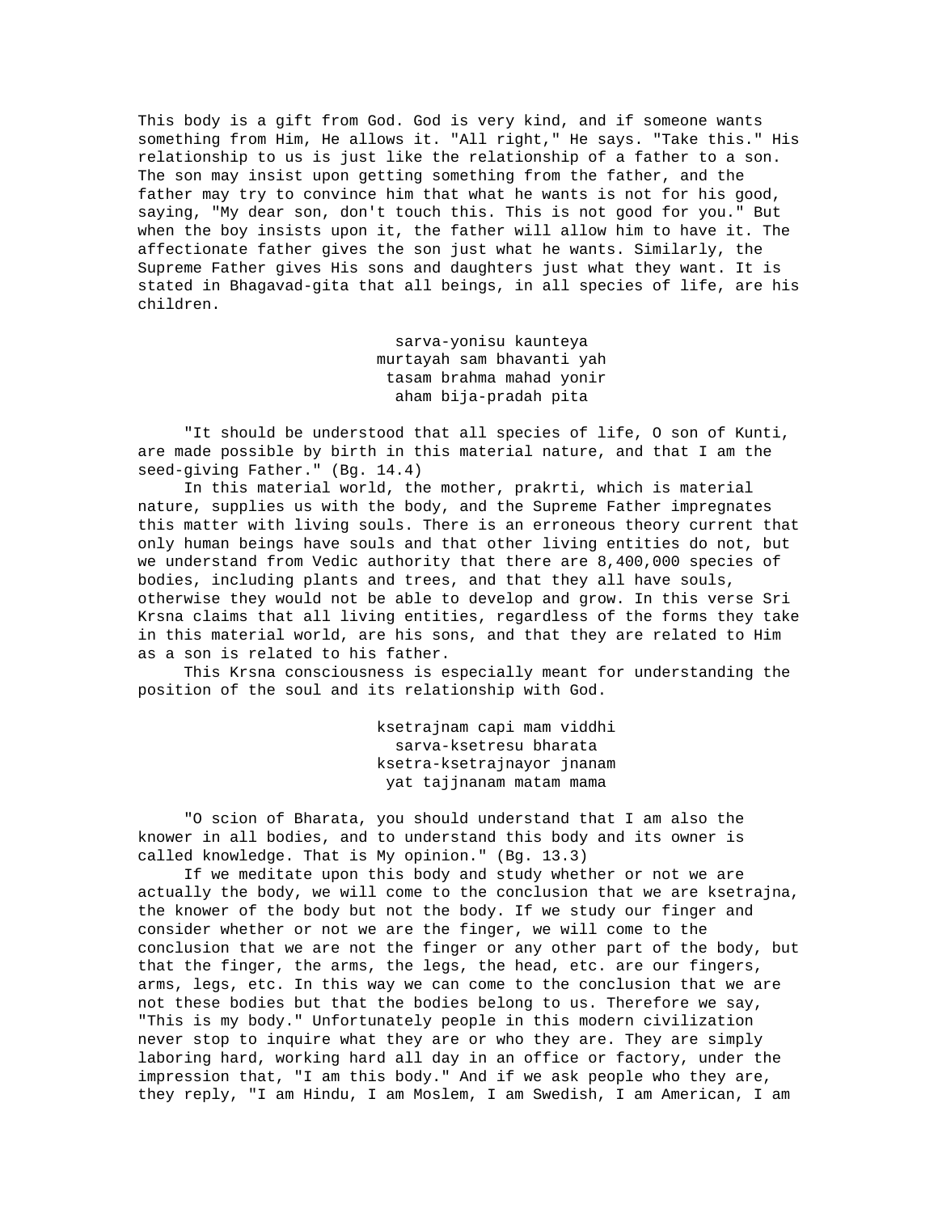This body is a gift from God. God is very kind, and if someone wants something from Him, He allows it. "All right," He says. "Take this." His relationship to us is just like the relationship of a father to a son. The son may insist upon getting something from the father, and the father may try to convince him that what he wants is not for his good, saying, "My dear son, don't touch this. This is not good for you." But when the boy insists upon it, the father will allow him to have it. The affectionate father gives the son just what he wants. Similarly, the Supreme Father gives His sons and daughters just what they want. It is stated in Bhagavad-gita that all beings, in all species of life, are his children.

> sarva-yonisu kaunteya
> murtayah sam bhavanti yah
> tasam brahma mahad yonir
> aham bija-pradah pita

"It should be understood that all species of life, O son of Kunti, are made possible by birth in this material nature, and that I am the seed-giving Father." (Bg. 14.4)

In this material world, the mother, prakrti, which is material nature, supplies us with the body, and the Supreme Father impregnates this matter with living souls. There is an erroneous theory current that only human beings have souls and that other living entities do not, but we understand from Vedic authority that there are 8,400,000 species of bodies, including plants and trees, and that they all have souls, otherwise they would not be able to develop and grow. In this verse Sri Krsna claims that all living entities, regardless of the forms they take in this material world, are his sons, and that they are related to Him as a son is related to his father.

This Krsna consciousness is especially meant for understanding the position of the soul and its relationship with God.

> ksetrajnam capi mam viddhi
> sarva-ksetresu bharata
> ksetra-ksetrajnayor jnanam
> yat tajjnanam matam mama

"O scion of Bharata, you should understand that I am also the knower in all bodies, and to understand this body and its owner is called knowledge. That is My opinion." (Bg. 13.3)

If we meditate upon this body and study whether or not we are actually the body, we will come to the conclusion that we are ksetrajna, the knower of the body but not the body. If we study our finger and consider whether or not we are the finger, we will come to the conclusion that we are not the finger or any other part of the body, but that the finger, the arms, the legs, the head, etc. are our fingers, arms, legs, etc. In this way we can come to the conclusion that we are not these bodies but that the bodies belong to us. Therefore we say, "This is my body." Unfortunately people in this modern civilization never stop to inquire what they are or who they are. They are simply laboring hard, working hard all day in an office or factory, under the impression that, "I am this body." And if we ask people who they are, they reply, "I am Hindu, I am Moslem, I am Swedish, I am American, I am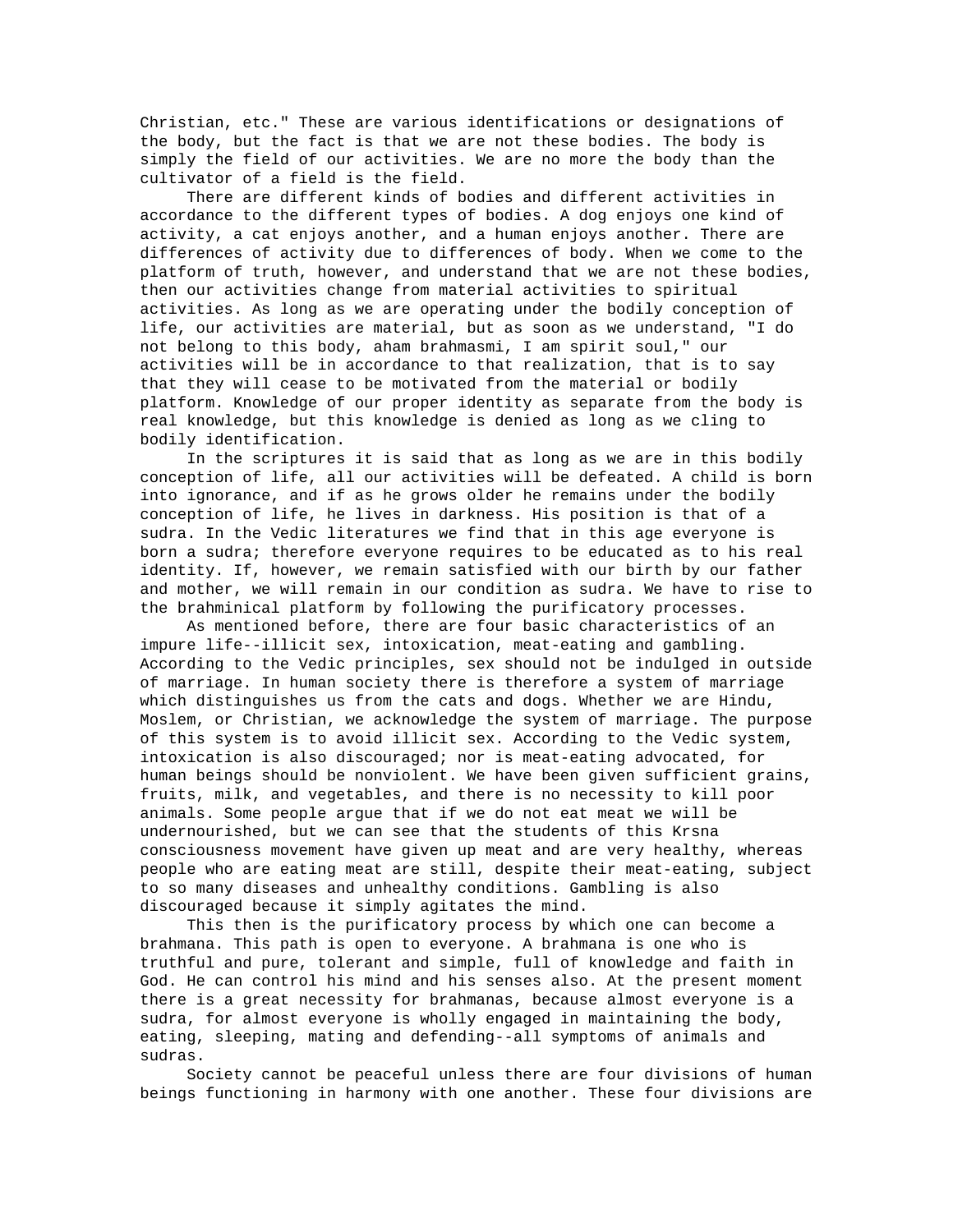Christian, etc." These are various identifications or designations of the body, but the fact is that we are not these bodies. The body is simply the field of our activities. We are no more the body than the cultivator of a field is the field.

There are different kinds of bodies and different activities in accordance to the different types of bodies. A dog enjoys one kind of activity, a cat enjoys another, and a human enjoys another. There are differences of activity due to differences of body. When we come to the platform of truth, however, and understand that we are not these bodies, then our activities change from material activities to spiritual activities. As long as we are operating under the bodily conception of life, our activities are material, but as soon as we understand, "I do not belong to this body, aham brahmasmi, I am spirit soul," our activities will be in accordance to that realization, that is to say that they will cease to be motivated from the material or bodily platform. Knowledge of our proper identity as separate from the body is real knowledge, but this knowledge is denied as long as we cling to bodily identification.

In the scriptures it is said that as long as we are in this bodily conception of life, all our activities will be defeated. A child is born into ignorance, and if as he grows older he remains under the bodily conception of life, he lives in darkness. His position is that of a sudra. In the Vedic literatures we find that in this age everyone is born a sudra; therefore everyone requires to be educated as to his real identity. If, however, we remain satisfied with our birth by our father and mother, we will remain in our condition as sudra. We have to rise to the brahminical platform by following the purificatory processes.

As mentioned before, there are four basic characteristics of an impure life--illicit sex, intoxication, meat-eating and gambling. According to the Vedic principles, sex should not be indulged in outside of marriage. In human society there is therefore a system of marriage which distinguishes us from the cats and dogs. Whether we are Hindu, Moslem, or Christian, we acknowledge the system of marriage. The purpose of this system is to avoid illicit sex. According to the Vedic system, intoxication is also discouraged; nor is meat-eating advocated, for human beings should be nonviolent. We have been given sufficient grains, fruits, milk, and vegetables, and there is no necessity to kill poor animals. Some people argue that if we do not eat meat we will be undernourished, but we can see that the students of this Krsna consciousness movement have given up meat and are very healthy, whereas people who are eating meat are still, despite their meat-eating, subject to so many diseases and unhealthy conditions. Gambling is also discouraged because it simply agitates the mind.

This then is the purificatory process by which one can become a brahmana. This path is open to everyone. A brahmana is one who is truthful and pure, tolerant and simple, full of knowledge and faith in God. He can control his mind and his senses also. At the present moment there is a great necessity for brahmanas, because almost everyone is a sudra, for almost everyone is wholly engaged in maintaining the body, eating, sleeping, mating and defending--all symptoms of animals and sudras.

Society cannot be peaceful unless there are four divisions of human beings functioning in harmony with one another. These four divisions are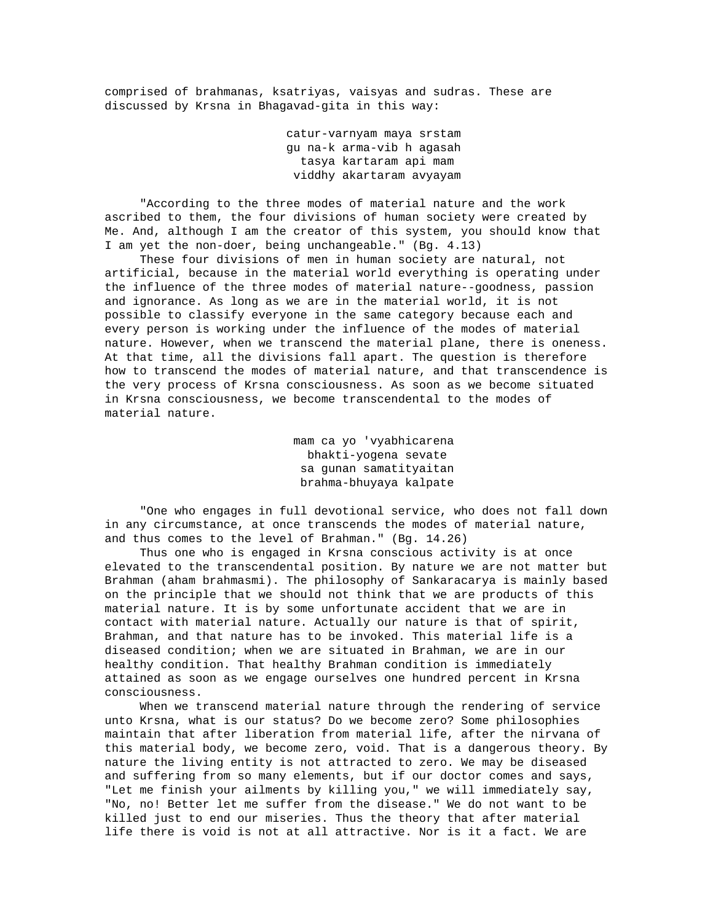comprised of brahmanas, ksatriyas, vaisyas and sudras. These are discussed by Krsna in Bhagavad-gita in this way:

> catur-varnyam maya srstam
> gu na-k arma-vib h agasah
> tasya kartaram api mam
> viddhy akartaram avyayam

"According to the three modes of material nature and the work ascribed to them, the four divisions of human society were created by Me. And, although I am the creator of this system, you should know that I am yet the non-doer, being unchangeable." (Bg. 4.13)

These four divisions of men in human society are natural, not artificial, because in the material world everything is operating under the influence of the three modes of material nature--goodness, passion and ignorance. As long as we are in the material world, it is not possible to classify everyone in the same category because each and every person is working under the influence of the modes of material nature. However, when we transcend the material plane, there is oneness. At that time, all the divisions fall apart. The question is therefore how to transcend the modes of material nature, and that transcendence is the very process of Krsna consciousness. As soon as we become situated in Krsna consciousness, we become transcendental to the modes of material nature.

> mam ca yo 'vyabhicarena
> bhakti-yogena sevate
> sa gunan samatityaitan
> brahma-bhuyaya kalpate

"One who engages in full devotional service, who does not fall down in any circumstance, at once transcends the modes of material nature, and thus comes to the level of Brahman." (Bg. 14.26)

Thus one who is engaged in Krsna conscious activity is at once elevated to the transcendental position. By nature we are not matter but Brahman (aham brahmasmi). The philosophy of Sankaracarya is mainly based on the principle that we should not think that we are products of this material nature. It is by some unfortunate accident that we are in contact with material nature. Actually our nature is that of spirit, Brahman, and that nature has to be invoked. This material life is a diseased condition; when we are situated in Brahman, we are in our healthy condition. That healthy Brahman condition is immediately attained as soon as we engage ourselves one hundred percent in Krsna consciousness.

When we transcend material nature through the rendering of service unto Krsna, what is our status? Do we become zero? Some philosophies maintain that after liberation from material life, after the nirvana of this material body, we become zero, void. That is a dangerous theory. By nature the living entity is not attracted to zero. We may be diseased and suffering from so many elements, but if our doctor comes and says, "Let me finish your ailments by killing you," we will immediately say, "No, no! Better let me suffer from the disease." We do not want to be killed just to end our miseries. Thus the theory that after material life there is void is not at all attractive. Nor is it a fact. We are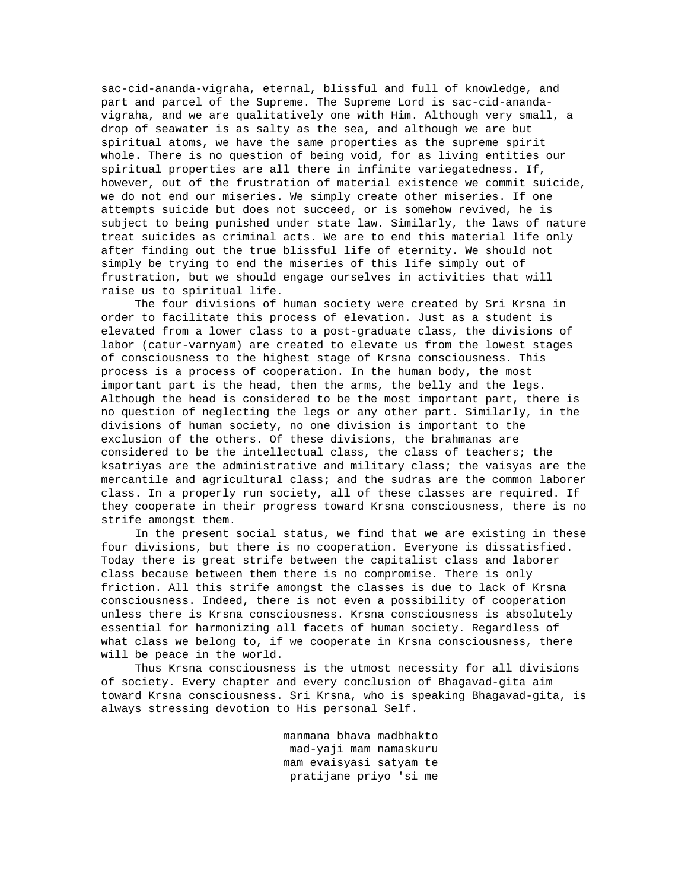sac-cid-ananda-vigraha, eternal, blissful and full of knowledge, and part and parcel of the Supreme. The Supreme Lord is sac-cid-ananda-vigraha, and we are qualitatively one with Him. Although very small, a drop of seawater is as salty as the sea, and although we are but spiritual atoms, we have the same properties as the supreme spirit whole. There is no question of being void, for as living entities our spiritual properties are all there in infinite variegatedness. If, however, out of the frustration of material existence we commit suicide, we do not end our miseries. We simply create other miseries. If one attempts suicide but does not succeed, or is somehow revived, he is subject to being punished under state law. Similarly, the laws of nature treat suicides as criminal acts. We are to end this material life only after finding out the true blissful life of eternity. We should not simply be trying to end the miseries of this life simply out of frustration, but we should engage ourselves in activities that will raise us to spiritual life.

The four divisions of human society were created by Sri Krsna in order to facilitate this process of elevation. Just as a student is elevated from a lower class to a post-graduate class, the divisions of labor (catur-varnyam) are created to elevate us from the lowest stages of consciousness to the highest stage of Krsna consciousness. This process is a process of cooperation. In the human body, the most important part is the head, then the arms, the belly and the legs. Although the head is considered to be the most important part, there is no question of neglecting the legs or any other part. Similarly, in the divisions of human society, no one division is important to the exclusion of the others. Of these divisions, the brahmanas are considered to be the intellectual class, the class of teachers; the ksatriyas are the administrative and military class; the vaisyas are the mercantile and agricultural class; and the sudras are the common laborer class. In a properly run society, all of these classes are required. If they cooperate in their progress toward Krsna consciousness, there is no strife amongst them.

In the present social status, we find that we are existing in these four divisions, but there is no cooperation. Everyone is dissatisfied. Today there is great strife between the capitalist class and laborer class because between them there is no compromise. There is only friction. All this strife amongst the classes is due to lack of Krsna consciousness. Indeed, there is not even a possibility of cooperation unless there is Krsna consciousness. Krsna consciousness is absolutely essential for harmonizing all facets of human society. Regardless of what class we belong to, if we cooperate in Krsna consciousness, there will be peace in the world.

Thus Krsna consciousness is the utmost necessity for all divisions of society. Every chapter and every conclusion of Bhagavad-gita aim toward Krsna consciousness. Sri Krsna, who is speaking Bhagavad-gita, is always stressing devotion to His personal Self.

> manmana bhava madbhakto
> mad-yaji mam namaskuru
> mam evaisyasi satyam te
> pratijane priyo 'si me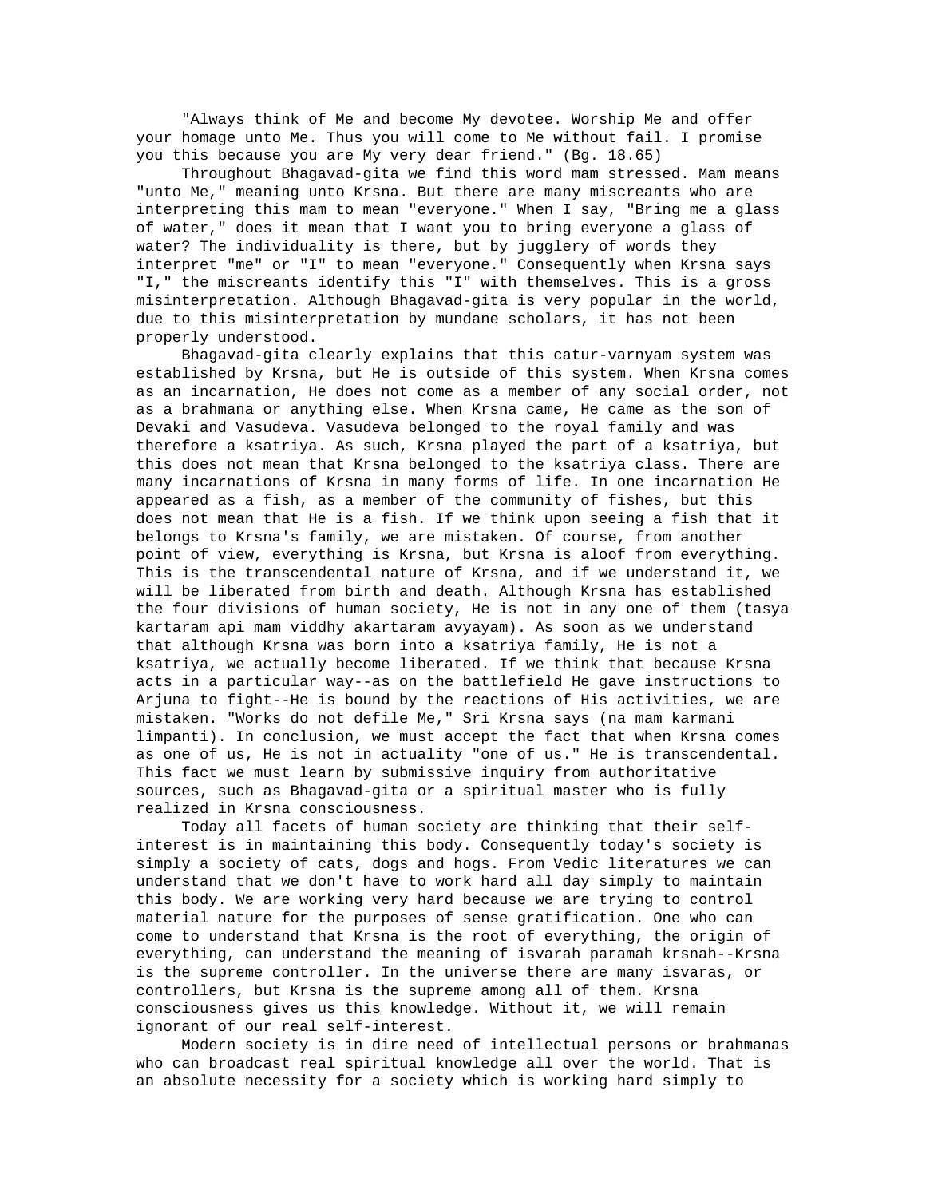"Always think of Me and become My devotee. Worship Me and offer your homage unto Me. Thus you will come to Me without fail. I promise you this because you are My very dear friend." (Bg. 18.65)

Throughout Bhagavad-gita we find this word mam stressed. Mam means "unto Me," meaning unto Krsna. But there are many miscreants who are interpreting this mam to mean "everyone." When I say, "Bring me a glass of water," does it mean that I want you to bring everyone a glass of water? The individuality is there, but by jugglery of words they interpret "me" or "I" to mean "everyone." Consequently when Krsna says "I," the miscreants identify this "I" with themselves. This is a gross misinterpretation. Although Bhagavad-gita is very popular in the world, due to this misinterpretation by mundane scholars, it has not been properly understood.

Bhagavad-gita clearly explains that this catur-varnyam system was established by Krsna, but He is outside of this system. When Krsna comes as an incarnation, He does not come as a member of any social order, not as a brahmana or anything else. When Krsna came, He came as the son of Devaki and Vasudeva. Vasudeva belonged to the royal family and was therefore a ksatriya. As such, Krsna played the part of a ksatriya, but this does not mean that Krsna belonged to the ksatriya class. There are many incarnations of Krsna in many forms of life. In one incarnation He appeared as a fish, as a member of the community of fishes, but this does not mean that He is a fish. If we think upon seeing a fish that it belongs to Krsna's family, we are mistaken. Of course, from another point of view, everything is Krsna, but Krsna is aloof from everything. This is the transcendental nature of Krsna, and if we understand it, we will be liberated from birth and death. Although Krsna has established the four divisions of human society, He is not in any one of them (tasya kartaram api mam viddhy akartaram avyayam). As soon as we understand that although Krsna was born into a ksatriya family, He is not a ksatriya, we actually become liberated. If we think that because Krsna acts in a particular way--as on the battlefield He gave instructions to Arjuna to fight--He is bound by the reactions of His activities, we are mistaken. "Works do not defile Me," Sri Krsna says (na mam karmani limpanti). In conclusion, we must accept the fact that when Krsna comes as one of us, He is not in actuality "one of us." He is transcendental. This fact we must learn by submissive inquiry from authoritative sources, such as Bhagavad-gita or a spiritual master who is fully realized in Krsna consciousness.

Today all facets of human society are thinking that their self-interest is in maintaining this body. Consequently today's society is simply a society of cats, dogs and hogs. From Vedic literatures we can understand that we don't have to work hard all day simply to maintain this body. We are working very hard because we are trying to control material nature for the purposes of sense gratification. One who can come to understand that Krsna is the root of everything, the origin of everything, can understand the meaning of isvarah paramah krsnah--Krsna is the supreme controller. In the universe there are many isvaras, or controllers, but Krsna is the supreme among all of them. Krsna consciousness gives us this knowledge. Without it, we will remain ignorant of our real self-interest.

Modern society is in dire need of intellectual persons or brahmanas who can broadcast real spiritual knowledge all over the world. That is an absolute necessity for a society which is working hard simply to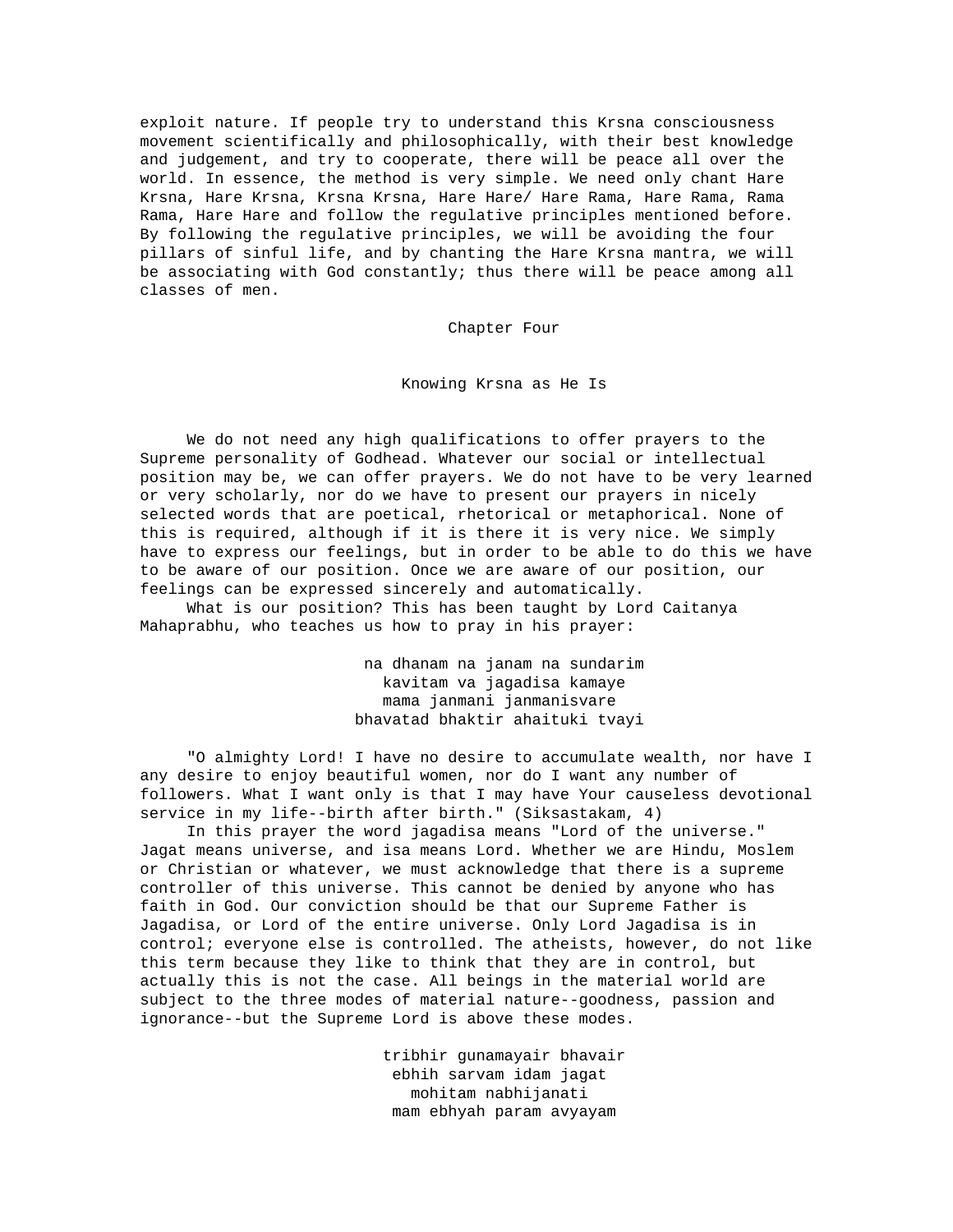exploit nature. If people try to understand this Krsna consciousness movement scientifically and philosophically, with their best knowledge and judgement, and try to cooperate, there will be peace all over the world. In essence, the method is very simple. We need only chant Hare Krsna, Hare Krsna, Krsna Krsna, Hare Hare/ Hare Rama, Hare Rama, Rama Rama, Hare Hare and follow the regulative principles mentioned before. By following the regulative principles, we will be avoiding the four pillars of sinful life, and by chanting the Hare Krsna mantra, we will be associating with God constantly; thus there will be peace among all classes of men.

# Chapter Four

## Knowing Krsna as He Is

We do not need any high qualifications to offer prayers to the Supreme personality of Godhead. Whatever our social or intellectual position may be, we can offer prayers. We do not have to be very learned or very scholarly, nor do we have to present our prayers in nicely selected words that are poetical, rhetorical or metaphorical. None of this is required, although if it is there it is very nice. We simply have to express our feelings, but in order to be able to do this we have to be aware of our position. Once we are aware of our position, our feelings can be expressed sincerely and automatically.

What is our position? This has been taught by Lord Caitanya Mahaprabhu, who teaches us how to pray in his prayer:

> na dhanam na janam na sundarim
> kavitam va jagadisa kamaye
> mama janmani janmanisvare
> bhavatad bhaktir ahaituki tvayi

"O almighty Lord! I have no desire to accumulate wealth, nor have I any desire to enjoy beautiful women, nor do I want any number of followers. What I want only is that I may have Your causeless devotional service in my life--birth after birth." (Siksastakam, 4)

In this prayer the word jagadisa means "Lord of the universe." Jagat means universe, and isa means Lord. Whether we are Hindu, Moslem or Christian or whatever, we must acknowledge that there is a supreme controller of this universe. This cannot be denied by anyone who has faith in God. Our conviction should be that our Supreme Father is Jagadisa, or Lord of the entire universe. Only Lord Jagadisa is in control; everyone else is controlled. The atheists, however, do not like this term because they like to think that they are in control, but actually this is not the case. All beings in the material world are subject to the three modes of material nature--goodness, passion and ignorance--but the Supreme Lord is above these modes.

> tribhir gunamayair bhavair
> ebhih sarvam idam jagat
> mohitam nabhijanati
> mam ebhyah param avyayam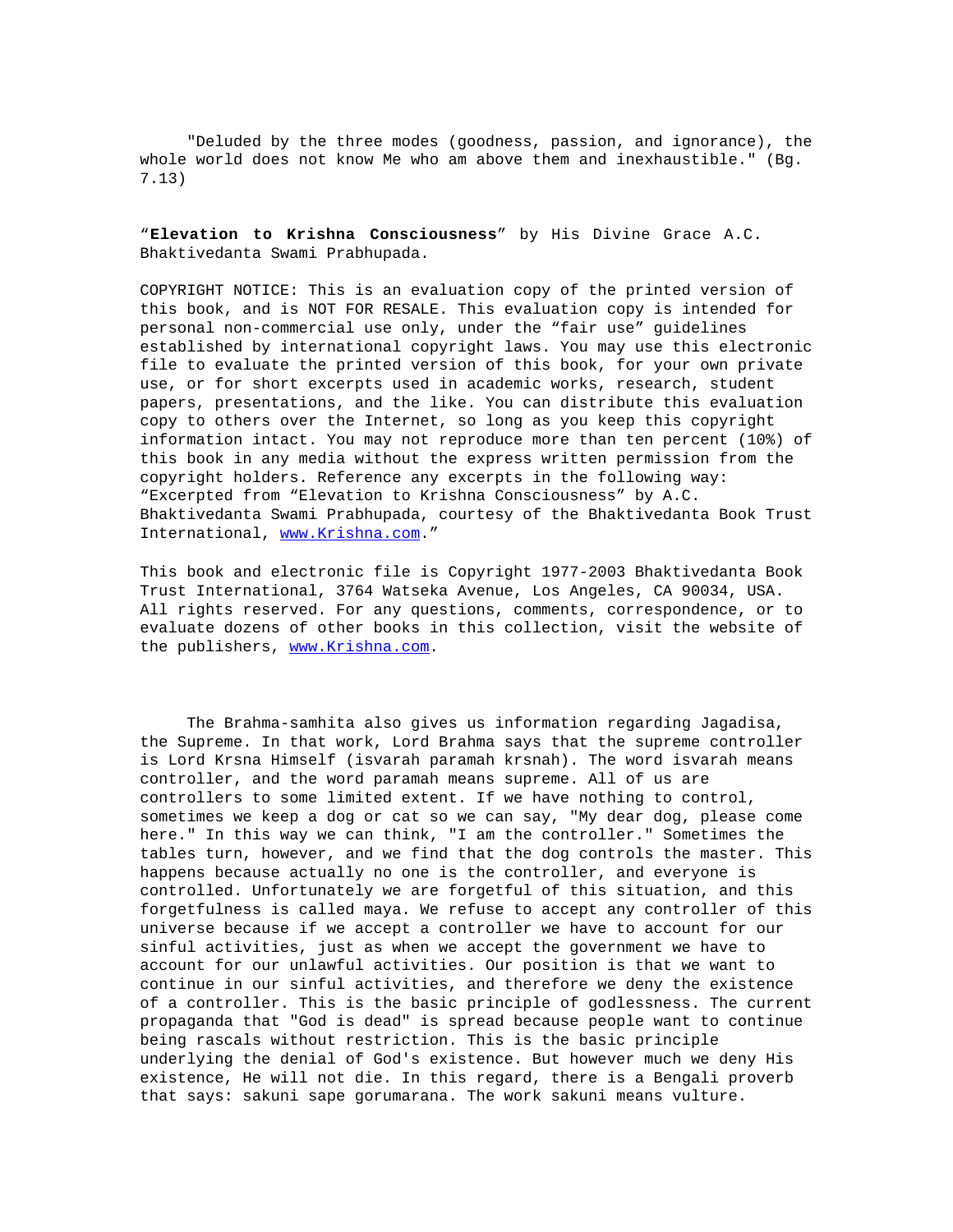"Deluded by the three modes (goodness, passion, and ignorance), the whole world does not know Me who am above them and inexhaustible." (Bg. 7.13)

"**Elevation to Krishna Consciousness**" by His Divine Grace A.C. Bhaktivedanta Swami Prabhupada.

COPYRIGHT NOTICE: This is an evaluation copy of the printed version of this book, and is NOT FOR RESALE. This evaluation copy is intended for personal non-commercial use only, under the "fair use" guidelines established by international copyright laws. You may use this electronic file to evaluate the printed version of this book, for your own private use, or for short excerpts used in academic works, research, student papers, presentations, and the like. You can distribute this evaluation copy to others over the Internet, so long as you keep this copyright information intact. You may not reproduce more than ten percent (10%) of this book in any media without the express written permission from the copyright holders. Reference any excerpts in the following way: "Excerpted from "Elevation to Krishna Consciousness" by A.C. Bhaktivedanta Swami Prabhupada, courtesy of the Bhaktivedanta Book Trust International, www.Krishna.com."

This book and electronic file is Copyright 1977-2003 Bhaktivedanta Book Trust International, 3764 Watseka Avenue, Los Angeles, CA 90034, USA. All rights reserved. For any questions, comments, correspondence, or to evaluate dozens of other books in this collection, visit the website of the publishers, www.Krishna.com.

The Brahma-samhita also gives us information regarding Jagadisa, the Supreme. In that work, Lord Brahma says that the supreme controller is Lord Krsna Himself (isvarah paramah krsnah). The word isvarah means controller, and the word paramah means supreme. All of us are controllers to some limited extent. If we have nothing to control, sometimes we keep a dog or cat so we can say, "My dear dog, please come here." In this way we can think, "I am the controller." Sometimes the tables turn, however, and we find that the dog controls the master. This happens because actually no one is the controller, and everyone is controlled. Unfortunately we are forgetful of this situation, and this forgetfulness is called maya. We refuse to accept any controller of this universe because if we accept a controller we have to account for our sinful activities, just as when we accept the government we have to account for our unlawful activities. Our position is that we want to continue in our sinful activities, and therefore we deny the existence of a controller. This is the basic principle of godlessness. The current propaganda that "God is dead" is spread because people want to continue being rascals without restriction. This is the basic principle underlying the denial of God's existence. But however much we deny His existence, He will not die. In this regard, there is a Bengali proverb that says: sakuni sape gorumarana. The work sakuni means vulture.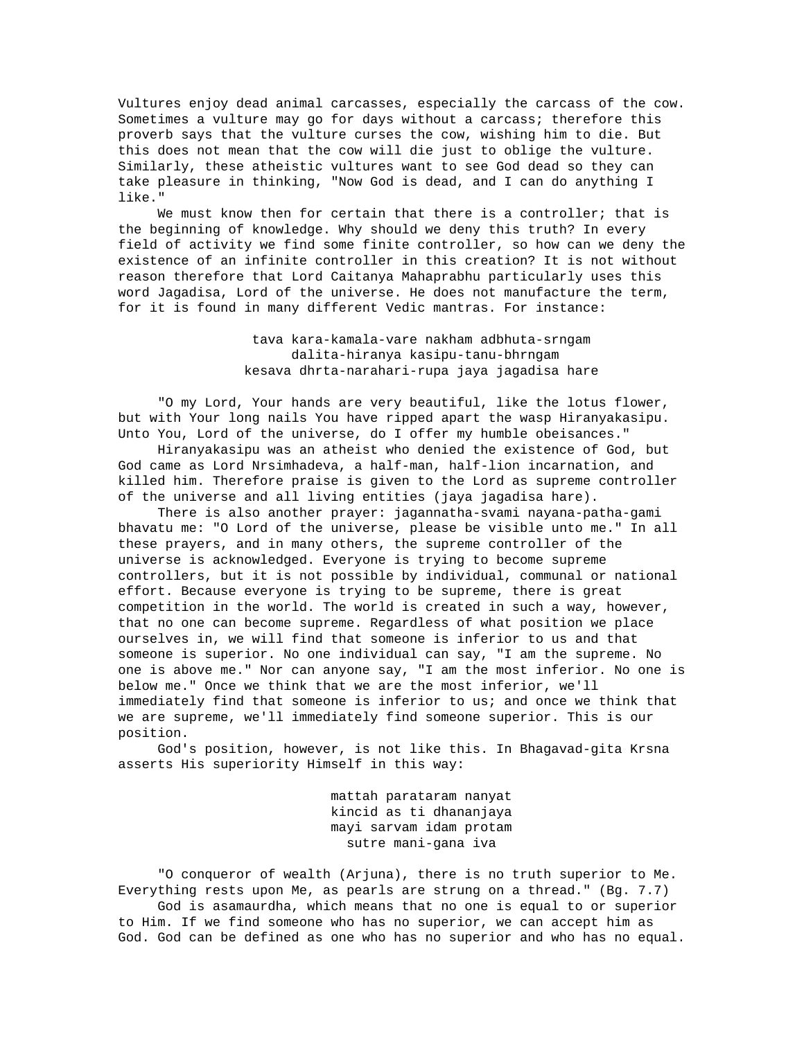Vultures enjoy dead animal carcasses, especially the carcass of the cow. Sometimes a vulture may go for days without a carcass; therefore this proverb says that the vulture curses the cow, wishing him to die. But this does not mean that the cow will die just to oblige the vulture. Similarly, these atheistic vultures want to see God dead so they can take pleasure in thinking, "Now God is dead, and I can do anything I like."

We must know then for certain that there is a controller; that is the beginning of knowledge. Why should we deny this truth? In every field of activity we find some finite controller, so how can we deny the existence of an infinite controller in this creation? It is not without reason therefore that Lord Caitanya Mahaprabhu particularly uses this word Jagadisa, Lord of the universe. He does not manufacture the term, for it is found in many different Vedic mantras. For instance:

tava kara-kamala-vare nakham adbhuta-srngam
dalita-hiranya kasipu-tanu-bhrngam
kesava dhrta-narahari-rupa jaya jagadisa hare

"O my Lord, Your hands are very beautiful, like the lotus flower, but with Your long nails You have ripped apart the wasp Hiranyakasipu. Unto You, Lord of the universe, do I offer my humble obeisances."

Hiranyakasipu was an atheist who denied the existence of God, but God came as Lord Nrsimhadeva, a half-man, half-lion incarnation, and killed him. Therefore praise is given to the Lord as supreme controller of the universe and all living entities (jaya jagadisa hare).

There is also another prayer: jagannatha-svami nayana-patha-gami bhavatu me: "O Lord of the universe, please be visible unto me." In all these prayers, and in many others, the supreme controller of the universe is acknowledged. Everyone is trying to become supreme controllers, but it is not possible by individual, communal or national effort. Because everyone is trying to be supreme, there is great competition in the world. The world is created in such a way, however, that no one can become supreme. Regardless of what position we place ourselves in, we will find that someone is inferior to us and that someone is superior. No one individual can say, "I am the supreme. No one is above me." Nor can anyone say, "I am the most inferior. No one is below me." Once we think that we are the most inferior, we'll immediately find that someone is inferior to us; and once we think that we are supreme, we'll immediately find someone superior. This is our position.

God's position, however, is not like this. In Bhagavad-gita Krsna asserts His superiority Himself in this way:

mattah parataram nanyat
kincid as ti dhananjaya
mayi sarvam idam protam
sutre mani-gana iva

"O conqueror of wealth (Arjuna), there is no truth superior to Me. Everything rests upon Me, as pearls are strung on a thread." (Bg. 7.7)

God is asamaurdha, which means that no one is equal to or superior to Him. If we find someone who has no superior, we can accept him as God. God can be defined as one who has no superior and who has no equal.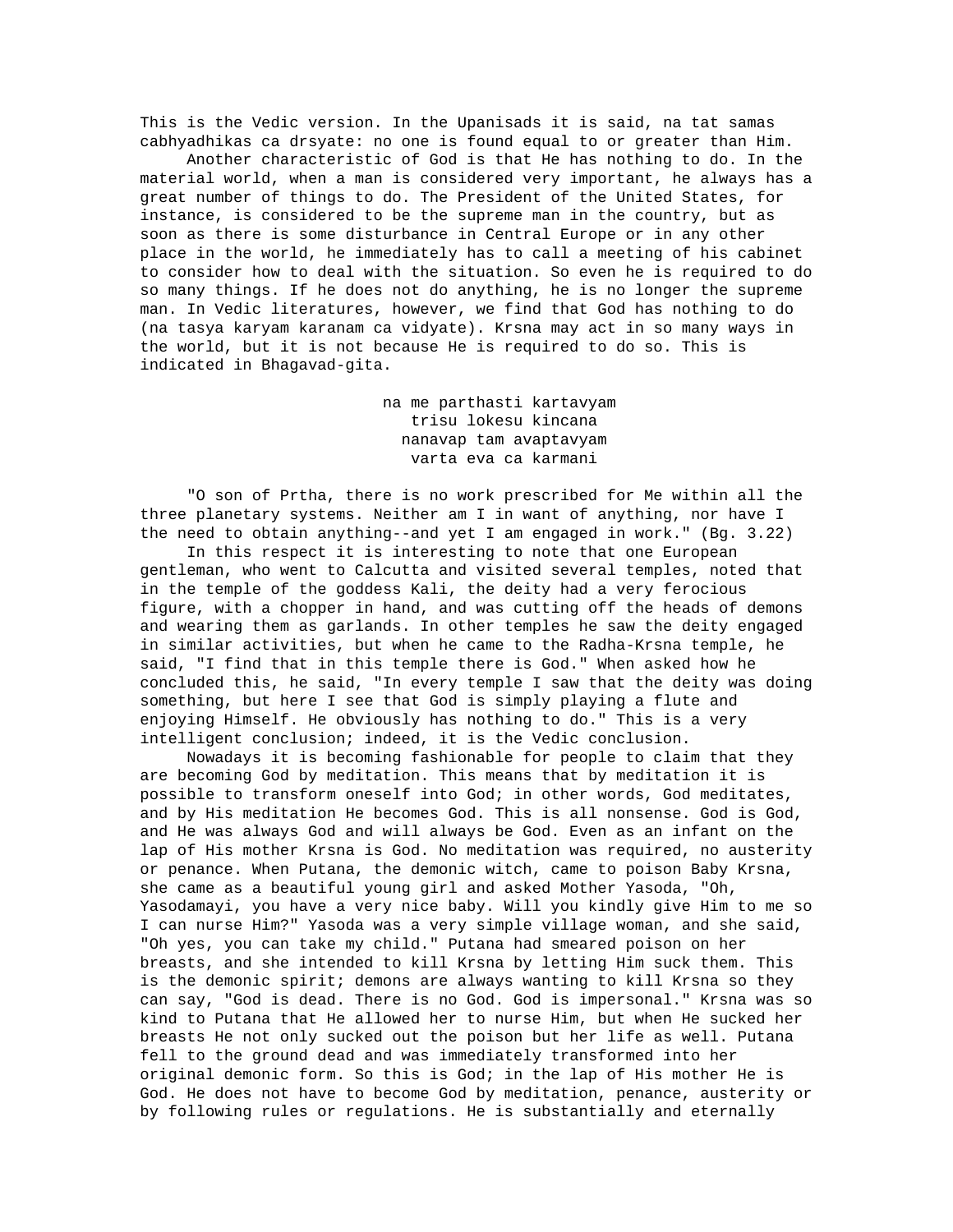This is the Vedic version. In the Upanisads it is said, na tat samas cabhyadhikas ca drsyate: no one is found equal to or greater than Him.

Another characteristic of God is that He has nothing to do. In the material world, when a man is considered very important, he always has a great number of things to do. The President of the United States, for instance, is considered to be the supreme man in the country, but as soon as there is some disturbance in Central Europe or in any other place in the world, he immediately has to call a meeting of his cabinet to consider how to deal with the situation. So even he is required to do so many things. If he does not do anything, he is no longer the supreme man. In Vedic literatures, however, we find that God has nothing to do (na tasya karyam karanam ca vidyate). Krsna may act in so many ways in the world, but it is not because He is required to do so. This is indicated in Bhagavad-gita.

na me parthasti kartavyam
trisu lokesu kincana
nanavap tam avaptavyam
varta eva ca karmani

"O son of Prtha, there is no work prescribed for Me within all the three planetary systems. Neither am I in want of anything, nor have I the need to obtain anything--and yet I am engaged in work." (Bg. 3.22)

In this respect it is interesting to note that one European gentleman, who went to Calcutta and visited several temples, noted that in the temple of the goddess Kali, the deity had a very ferocious figure, with a chopper in hand, and was cutting off the heads of demons and wearing them as garlands. In other temples he saw the deity engaged in similar activities, but when he came to the Radha-Krsna temple, he said, "I find that in this temple there is God." When asked how he concluded this, he said, "In every temple I saw that the deity was doing something, but here I see that God is simply playing a flute and enjoying Himself. He obviously has nothing to do." This is a very intelligent conclusion; indeed, it is the Vedic conclusion.

Nowadays it is becoming fashionable for people to claim that they are becoming God by meditation. This means that by meditation it is possible to transform oneself into God; in other words, God meditates, and by His meditation He becomes God. This is all nonsense. God is God, and He was always God and will always be God. Even as an infant on the lap of His mother Krsna is God. No meditation was required, no austerity or penance. When Putana, the demonic witch, came to poison Baby Krsna, she came as a beautiful young girl and asked Mother Yasoda, "Oh, Yasodamayi, you have a very nice baby. Will you kindly give Him to me so I can nurse Him?" Yasoda was a very simple village woman, and she said, "Oh yes, you can take my child." Putana had smeared poison on her breasts, and she intended to kill Krsna by letting Him suck them. This is the demonic spirit; demons are always wanting to kill Krsna so they can say, "God is dead. There is no God. God is impersonal." Krsna was so kind to Putana that He allowed her to nurse Him, but when He sucked her breasts He not only sucked out the poison but her life as well. Putana fell to the ground dead and was immediately transformed into her original demonic form. So this is God; in the lap of His mother He is God. He does not have to become God by meditation, penance, austerity or by following rules or regulations. He is substantially and eternally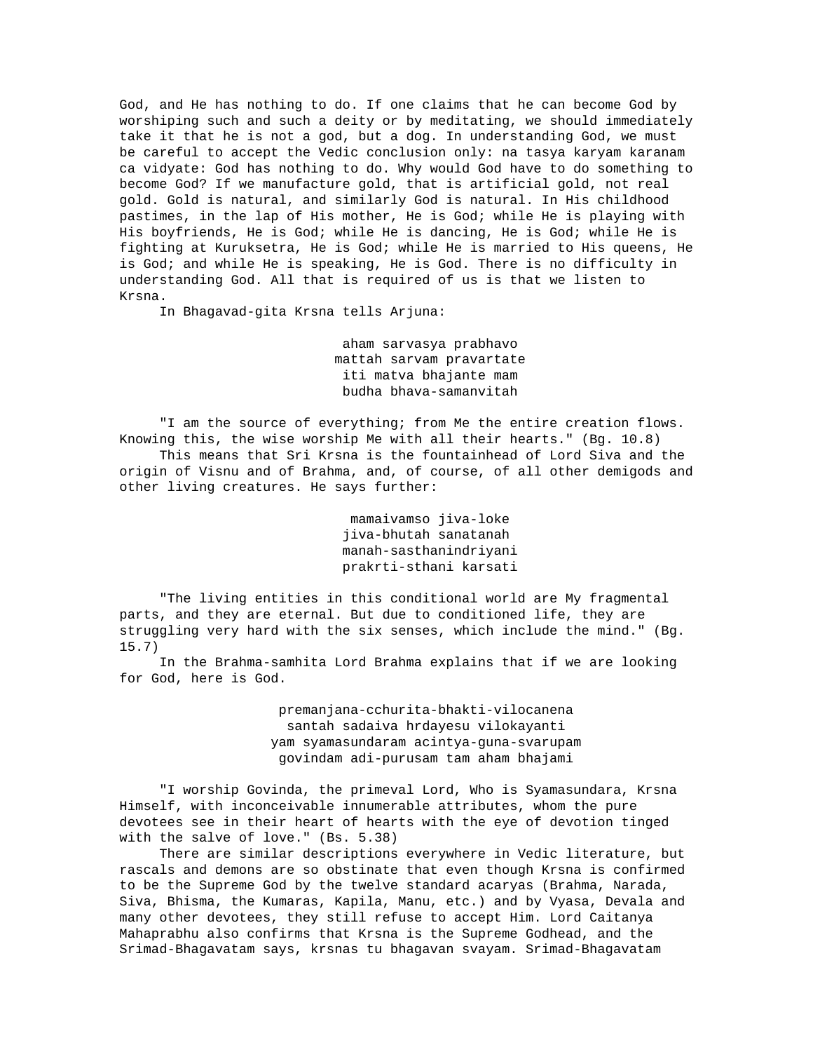God, and He has nothing to do. If one claims that he can become God by worshiping such and such a deity or by meditating, we should immediately take it that he is not a god, but a dog. In understanding God, we must be careful to accept the Vedic conclusion only: na tasya karyam karanam ca vidyate: God has nothing to do. Why would God have to do something to become God? If we manufacture gold, that is artificial gold, not real gold. Gold is natural, and similarly God is natural. In His childhood pastimes, in the lap of His mother, He is God; while He is playing with His boyfriends, He is God; while He is dancing, He is God; while He is fighting at Kuruksetra, He is God; while He is married to His queens, He is God; and while He is speaking, He is God. There is no difficulty in understanding God. All that is required of us is that we listen to Krsna.

In Bhagavad-gita Krsna tells Arjuna:

> aham sarvasya prabhavo
> mattah sarvam pravartate
> iti matva bhajante mam
> budha bhava-samanvitah

"I am the source of everything; from Me the entire creation flows. Knowing this, the wise worship Me with all their hearts." (Bg. 10.8)

This means that Sri Krsna is the fountainhead of Lord Siva and the origin of Visnu and of Brahma, and, of course, of all other demigods and other living creatures. He says further:

> mamaivamso jiva-loke
> jiva-bhutah sanatanah
> manah-sasthanindriyani
> prakrti-sthani karsati

"The living entities in this conditional world are My fragmental parts, and they are eternal. But due to conditioned life, they are struggling very hard with the six senses, which include the mind." (Bg. 15.7)

In the Brahma-samhita Lord Brahma explains that if we are looking for God, here is God.

> premanjana-cchurita-bhakti-vilocanena
> santah sadaiva hrdayesu vilokayanti
> yam syamasundaram acintya-guna-svarupam
> govindam adi-purusam tam aham bhajami

"I worship Govinda, the primeval Lord, Who is Syamasundara, Krsna Himself, with inconceivable innumerable attributes, whom the pure devotees see in their heart of hearts with the eye of devotion tinged with the salve of love." (Bs. 5.38)

There are similar descriptions everywhere in Vedic literature, but rascals and demons are so obstinate that even though Krsna is confirmed to be the Supreme God by the twelve standard acaryas (Brahma, Narada, Siva, Bhisma, the Kumaras, Kapila, Manu, etc.) and by Vyasa, Devala and many other devotees, they still refuse to accept Him. Lord Caitanya Mahaprabhu also confirms that Krsna is the Supreme Godhead, and the Srimad-Bhagavatam says, krsnas tu bhagavan svayam. Srimad-Bhagavatam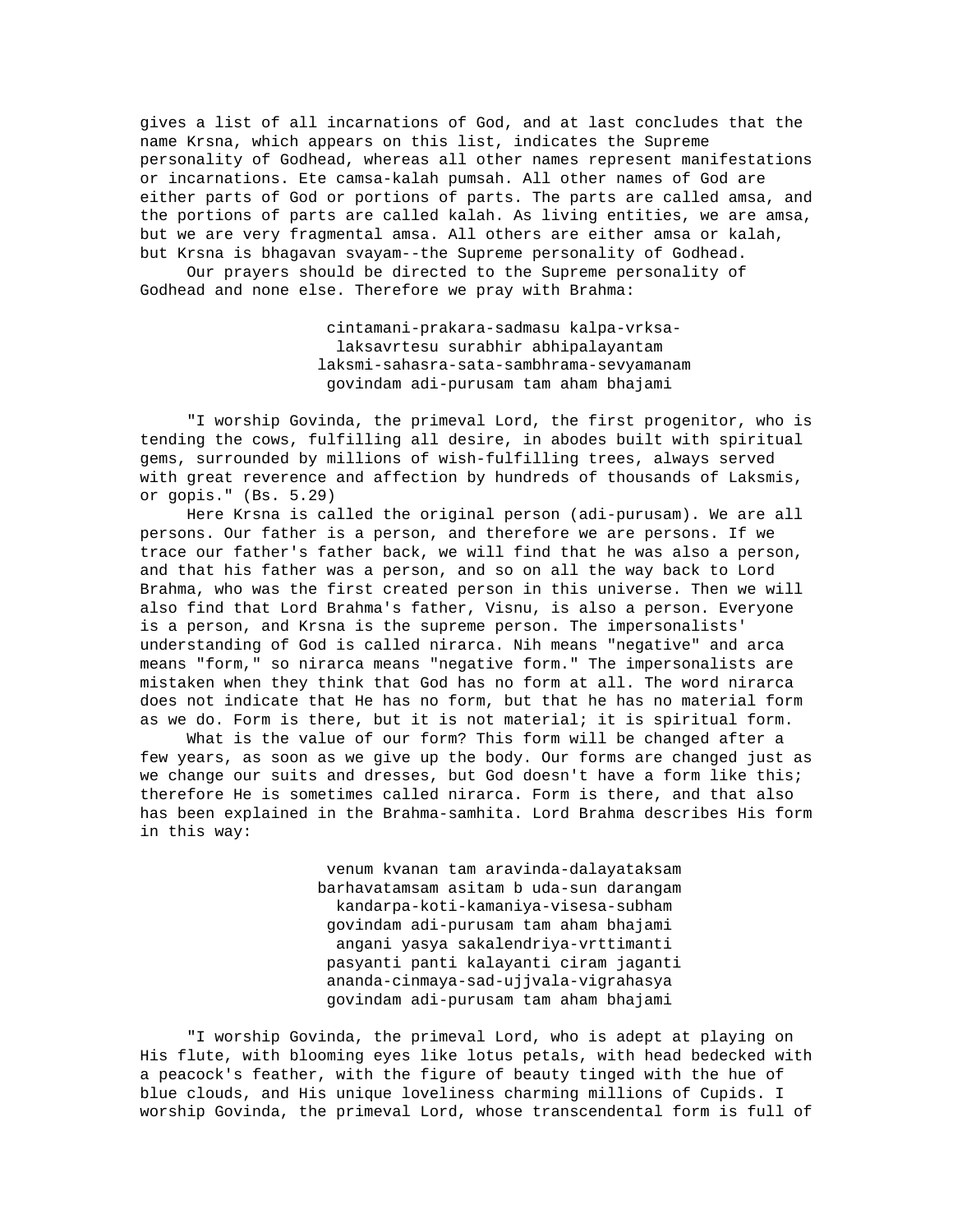gives a list of all incarnations of God, and at last concludes that the name Krsna, which appears on this list, indicates the Supreme personality of Godhead, whereas all other names represent manifestations or incarnations. Ete camsa-kalah pumsah. All other names of God are either parts of God or portions of parts. The parts are called amsa, and the portions of parts are called kalah. As living entities, we are amsa, but we are very fragmental amsa. All others are either amsa or kalah, but Krsna is bhagavan svayam--the Supreme personality of Godhead.

Our prayers should be directed to the Supreme personality of Godhead and none else. Therefore we pray with Brahma:

> cintamani-prakara-sadmasu kalpa-vrksa-
> laksavrtesu surabhir abhipalayantam
> laksmi-sahasra-sata-sambhrama-sevyamanam
> govindam adi-purusam tam aham bhajami

"I worship Govinda, the primeval Lord, the first progenitor, who is tending the cows, fulfilling all desire, in abodes built with spiritual gems, surrounded by millions of wish-fulfilling trees, always served with great reverence and affection by hundreds of thousands of Laksmis, or gopis." (Bs. 5.29)

Here Krsna is called the original person (adi-purusam). We are all persons. Our father is a person, and therefore we are persons. If we trace our father's father back, we will find that he was also a person, and that his father was a person, and so on all the way back to Lord Brahma, who was the first created person in this universe. Then we will also find that Lord Brahma's father, Visnu, is also a person. Everyone is a person, and Krsna is the supreme person. The impersonalists' understanding of God is called nirarca. Nih means "negative" and arca means "form," so nirarca means "negative form." The impersonalists are mistaken when they think that God has no form at all. The word nirarca does not indicate that He has no form, but that he has no material form as we do. Form is there, but it is not material; it is spiritual form.

What is the value of our form? This form will be changed after a few years, as soon as we give up the body. Our forms are changed just as we change our suits and dresses, but God doesn't have a form like this; therefore He is sometimes called nirarca. Form is there, and that also has been explained in the Brahma-samhita. Lord Brahma describes His form in this way:

> venum kvanan tam aravinda-dalayataksam
> barhavatamsam asitam b uda-sun darangam
> kandarpa-koti-kamaniya-visesa-subham
> govindam adi-purusam tam aham bhajami
> angani yasya sakalendriya-vrttimanti
> pasyanti panti kalayanti ciram jaganti
> ananda-cinmaya-sad-ujjvala-vigrahasya
> govindam adi-purusam tam aham bhajami

"I worship Govinda, the primeval Lord, who is adept at playing on His flute, with blooming eyes like lotus petals, with head bedecked with a peacock's feather, with the figure of beauty tinged with the hue of blue clouds, and His unique loveliness charming millions of Cupids. I worship Govinda, the primeval Lord, whose transcendental form is full of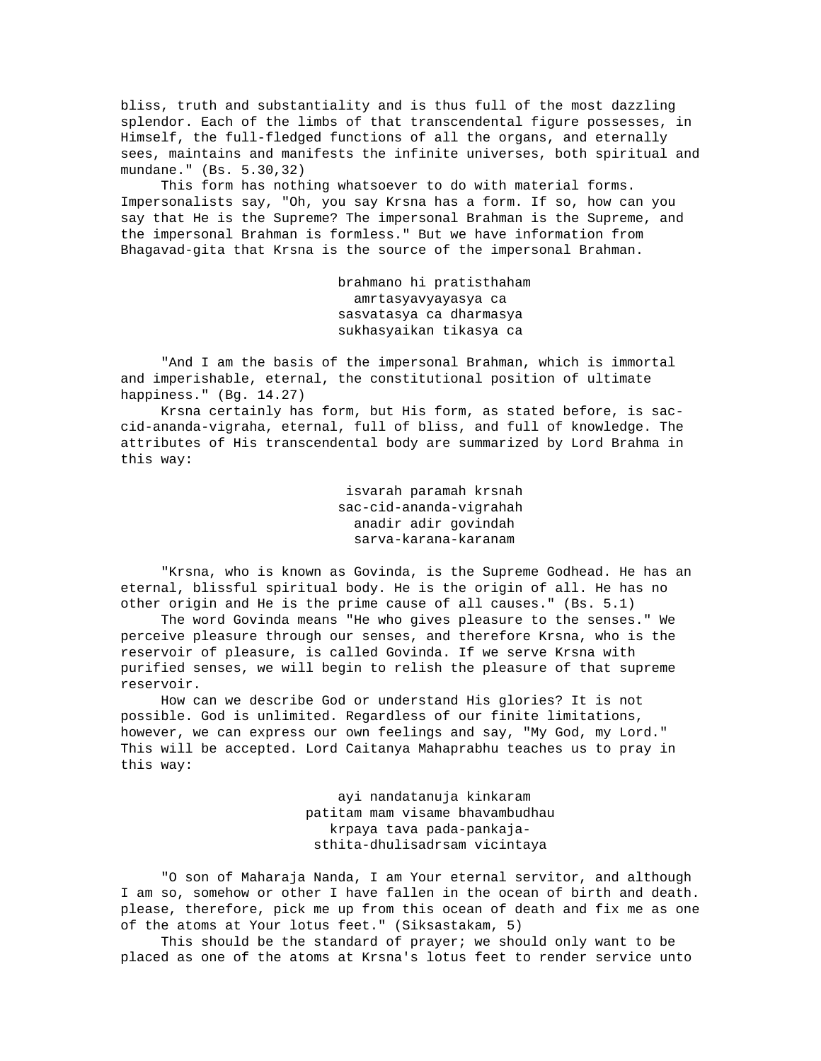bliss, truth and substantiality and is thus full of the most dazzling splendor. Each of the limbs of that transcendental figure possesses, in Himself, the full-fledged functions of all the organs, and eternally sees, maintains and manifests the infinite universes, both spiritual and mundane." (Bs. 5.30,32)

This form has nothing whatsoever to do with material forms. Impersonalists say, "Oh, you say Krsna has a form. If so, how can you say that He is the Supreme? The impersonal Brahman is the Supreme, and the impersonal Brahman is formless." But we have information from Bhagavad-gita that Krsna is the source of the impersonal Brahman.

> brahmano hi pratisthaham
> amrtasyavyayasya ca
> sasvatasya ca dharmasya
> sukhasyaikan tikasya ca

"And I am the basis of the impersonal Brahman, which is immortal and imperishable, eternal, the constitutional position of ultimate happiness." (Bg. 14.27)

Krsna certainly has form, but His form, as stated before, is sac-cid-ananda-vigraha, eternal, full of bliss, and full of knowledge. The attributes of His transcendental body are summarized by Lord Brahma in this way:

> isvarah paramah krsnah
> sac-cid-ananda-vigrahah
> anadir adir govindah
> sarva-karana-karanam

"Krsna, who is known as Govinda, is the Supreme Godhead. He has an eternal, blissful spiritual body. He is the origin of all. He has no other origin and He is the prime cause of all causes." (Bs. 5.1)

The word Govinda means "He who gives pleasure to the senses." We perceive pleasure through our senses, and therefore Krsna, who is the reservoir of pleasure, is called Govinda. If we serve Krsna with purified senses, we will begin to relish the pleasure of that supreme reservoir.

How can we describe God or understand His glories? It is not possible. God is unlimited. Regardless of our finite limitations, however, we can express our own feelings and say, "My God, my Lord." This will be accepted. Lord Caitanya Mahaprabhu teaches us to pray in this way:

> ayi nandatanuja kinkaram
> patitam mam visame bhavambudhau
> krpaya tava pada-pankaja-
> sthita-dhulisadrsam vicintaya

"O son of Maharaja Nanda, I am Your eternal servitor, and although I am so, somehow or other I have fallen in the ocean of birth and death. please, therefore, pick me up from this ocean of death and fix me as one of the atoms at Your lotus feet." (Siksastakam, 5)

This should be the standard of prayer; we should only want to be placed as one of the atoms at Krsna's lotus feet to render service unto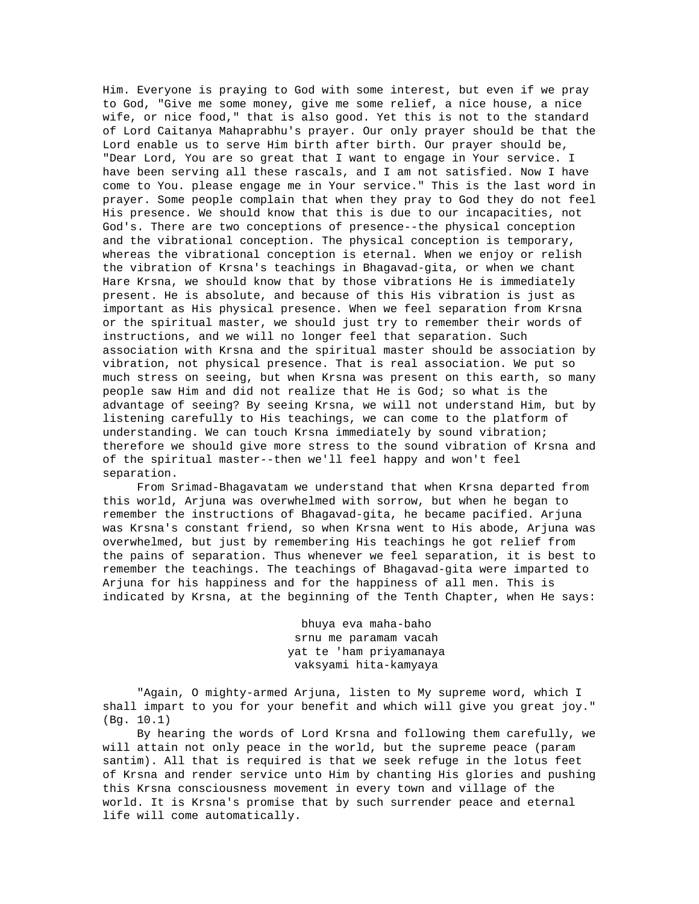Him. Everyone is praying to God with some interest, but even if we pray to God, "Give me some money, give me some relief, a nice house, a nice wife, or nice food," that is also good. Yet this is not to the standard of Lord Caitanya Mahaprabhu's prayer. Our only prayer should be that the Lord enable us to serve Him birth after birth. Our prayer should be, "Dear Lord, You are so great that I want to engage in Your service. I have been serving all these rascals, and I am not satisfied. Now I have come to You. please engage me in Your service." This is the last word in prayer. Some people complain that when they pray to God they do not feel His presence. We should know that this is due to our incapacities, not God's. There are two conceptions of presence--the physical conception and the vibrational conception. The physical conception is temporary, whereas the vibrational conception is eternal. When we enjoy or relish the vibration of Krsna's teachings in Bhagavad-gita, or when we chant Hare Krsna, we should know that by those vibrations He is immediately present. He is absolute, and because of this His vibration is just as important as His physical presence. When we feel separation from Krsna or the spiritual master, we should just try to remember their words of instructions, and we will no longer feel that separation. Such association with Krsna and the spiritual master should be association by vibration, not physical presence. That is real association. We put so much stress on seeing, but when Krsna was present on this earth, so many people saw Him and did not realize that He is God; so what is the advantage of seeing? By seeing Krsna, we will not understand Him, but by listening carefully to His teachings, we can come to the platform of understanding. We can touch Krsna immediately by sound vibration; therefore we should give more stress to the sound vibration of Krsna and of the spiritual master--then we'll feel happy and won't feel separation.

From Srimad-Bhagavatam we understand that when Krsna departed from this world, Arjuna was overwhelmed with sorrow, but when he began to remember the instructions of Bhagavad-gita, he became pacified. Arjuna was Krsna's constant friend, so when Krsna went to His abode, Arjuna was overwhelmed, but just by remembering His teachings he got relief from the pains of separation. Thus whenever we feel separation, it is best to remember the teachings. The teachings of Bhagavad-gita were imparted to Arjuna for his happiness and for the happiness of all men. This is indicated by Krsna, at the beginning of the Tenth Chapter, when He says:

bhuya eva maha-baho  
srnu me paramam vacah  
yat te 'ham priyamanaya  
vaksyami hita-kamyaya

"Again, O mighty-armed Arjuna, listen to My supreme word, which I shall impart to you for your benefit and which will give you great joy." (Bg. 10.1)

By hearing the words of Lord Krsna and following them carefully, we will attain not only peace in the world, but the supreme peace (param santim). All that is required is that we seek refuge in the lotus feet of Krsna and render service unto Him by chanting His glories and pushing this Krsna consciousness movement in every town and village of the world. It is Krsna's promise that by such surrender peace and eternal life will come automatically.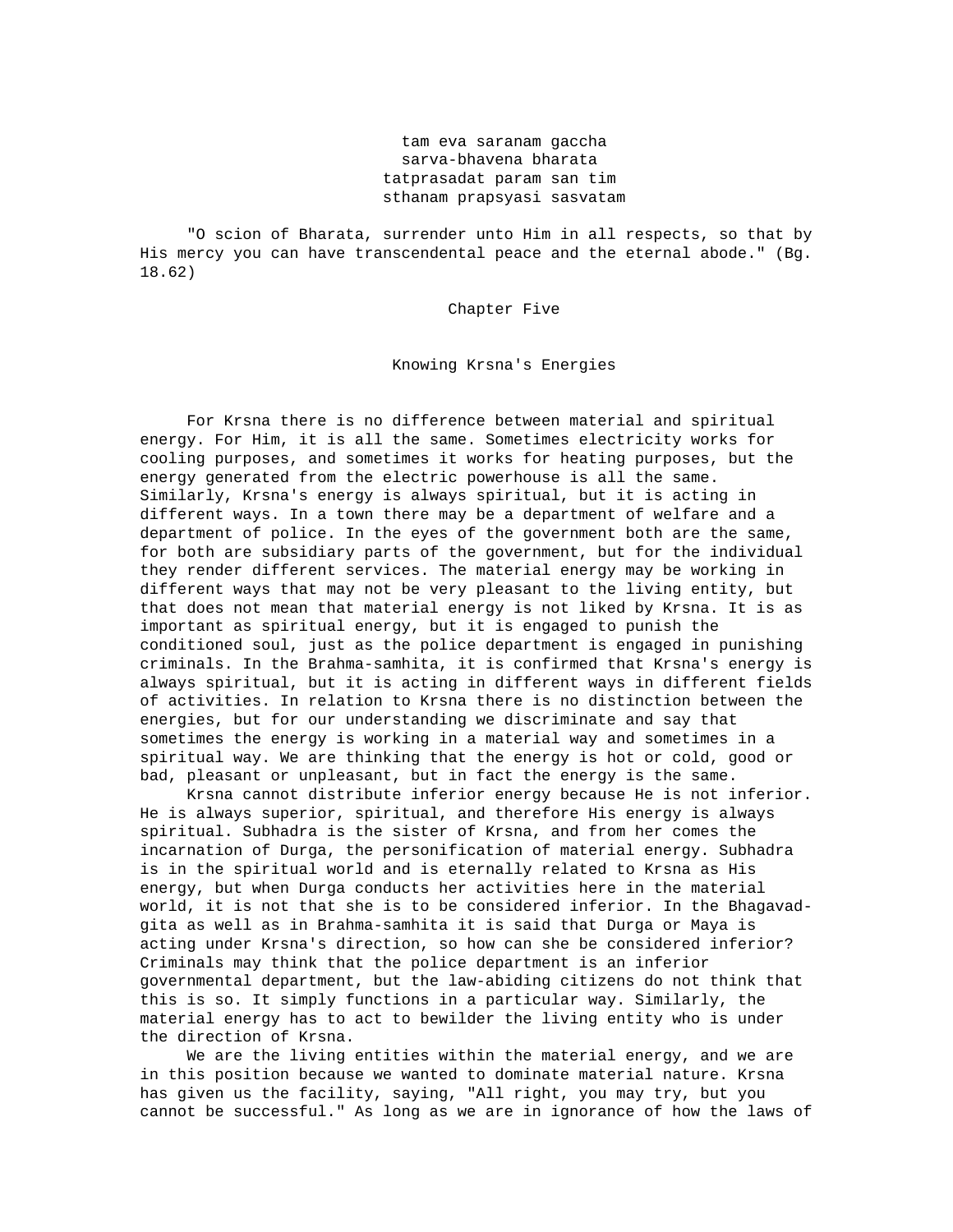tam eva saranam gaccha
sarva-bhavena bharata
tatprasadat param san tim
sthanam prapsyasi sasvatam

"O scion of Bharata, surrender unto Him in all respects, so that by His mercy you can have transcendental peace and the eternal abode." (Bg. 18.62)

## Chapter Five

## Knowing Krsna's Energies

For Krsna there is no difference between material and spiritual energy. For Him, it is all the same. Sometimes electricity works for cooling purposes, and sometimes it works for heating purposes, but the energy generated from the electric powerhouse is all the same. Similarly, Krsna's energy is always spiritual, but it is acting in different ways. In a town there may be a department of welfare and a department of police. In the eyes of the government both are the same, for both are subsidiary parts of the government, but for the individual they render different services. The material energy may be working in different ways that may not be very pleasant to the living entity, but that does not mean that material energy is not liked by Krsna. It is as important as spiritual energy, but it is engaged to punish the conditioned soul, just as the police department is engaged in punishing criminals. In the Brahma-samhita, it is confirmed that Krsna's energy is always spiritual, but it is acting in different ways in different fields of activities. In relation to Krsna there is no distinction between the energies, but for our understanding we discriminate and say that sometimes the energy is working in a material way and sometimes in a spiritual way. We are thinking that the energy is hot or cold, good or bad, pleasant or unpleasant, but in fact the energy is the same.

Krsna cannot distribute inferior energy because He is not inferior. He is always superior, spiritual, and therefore His energy is always spiritual. Subhadra is the sister of Krsna, and from her comes the incarnation of Durga, the personification of material energy. Subhadra is in the spiritual world and is eternally related to Krsna as His energy, but when Durga conducts her activities here in the material world, it is not that she is to be considered inferior. In the Bhagavad-gita as well as in Brahma-samhita it is said that Durga or Maya is acting under Krsna's direction, so how can she be considered inferior? Criminals may think that the police department is an inferior governmental department, but the law-abiding citizens do not think that this is so. It simply functions in a particular way. Similarly, the material energy has to act to bewilder the living entity who is under the direction of Krsna.

We are the living entities within the material energy, and we are in this position because we wanted to dominate material nature. Krsna has given us the facility, saying, "All right, you may try, but you cannot be successful." As long as we are in ignorance of how the laws of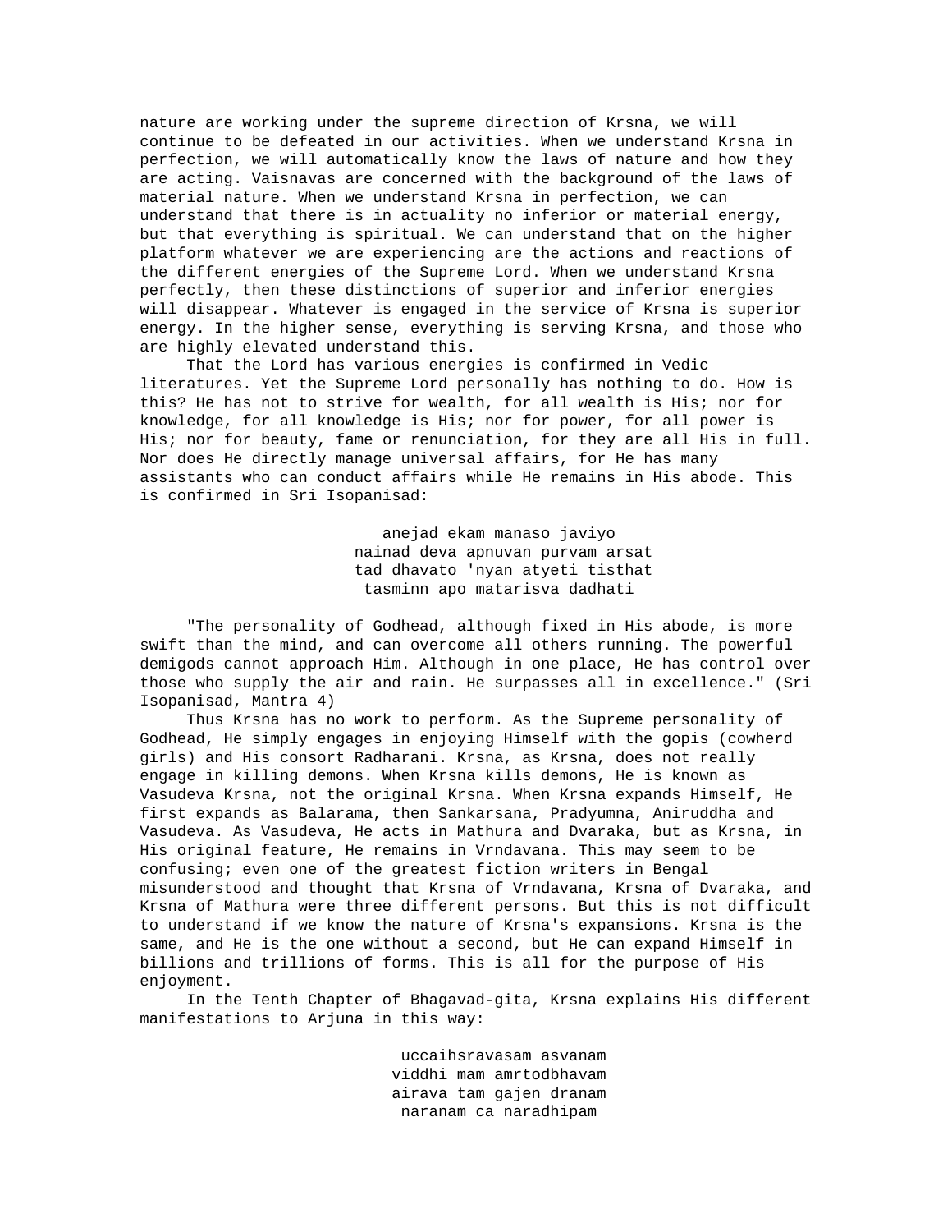nature are working under the supreme direction of Krsna, we will continue to be defeated in our activities. When we understand Krsna in perfection, we will automatically know the laws of nature and how they are acting. Vaisnavas are concerned with the background of the laws of material nature. When we understand Krsna in perfection, we can understand that there is in actuality no inferior or material energy, but that everything is spiritual. We can understand that on the higher platform whatever we are experiencing are the actions and reactions of the different energies of the Supreme Lord. When we understand Krsna perfectly, then these distinctions of superior and inferior energies will disappear. Whatever is engaged in the service of Krsna is superior energy. In the higher sense, everything is serving Krsna, and those who are highly elevated understand this.

That the Lord has various energies is confirmed in Vedic literatures. Yet the Supreme Lord personally has nothing to do. How is this? He has not to strive for wealth, for all wealth is His; nor for knowledge, for all knowledge is His; nor for power, for all power is His; nor for beauty, fame or renunciation, for they are all His in full. Nor does He directly manage universal affairs, for He has many assistants who can conduct affairs while He remains in His abode. This is confirmed in Sri Isopanisad:

anejad ekam manaso javiyo
nainad deva apnuvan purvam arsat
tad dhavato 'nyan atyeti tisthat
tasminn apo matarisva dadhati

"The personality of Godhead, although fixed in His abode, is more swift than the mind, and can overcome all others running. The powerful demigods cannot approach Him. Although in one place, He has control over those who supply the air and rain. He surpasses all in excellence." (Sri Isopanisad, Mantra 4)

Thus Krsna has no work to perform. As the Supreme personality of Godhead, He simply engages in enjoying Himself with the gopis (cowherd girls) and His consort Radharani. Krsna, as Krsna, does not really engage in killing demons. When Krsna kills demons, He is known as Vasudeva Krsna, not the original Krsna. When Krsna expands Himself, He first expands as Balarama, then Sankarsana, Pradyumna, Aniruddha and Vasudeva. As Vasudeva, He acts in Mathura and Dvaraka, but as Krsna, in His original feature, He remains in Vrndavana. This may seem to be confusing; even one of the greatest fiction writers in Bengal misunderstood and thought that Krsna of Vrndavana, Krsna of Dvaraka, and Krsna of Mathura were three different persons. But this is not difficult to understand if we know the nature of Krsna's expansions. Krsna is the same, and He is the one without a second, but He can expand Himself in billions and trillions of forms. This is all for the purpose of His enjoyment.

In the Tenth Chapter of Bhagavad-gita, Krsna explains His different manifestations to Arjuna in this way:

uccaihsravasam asvanam
viddhi mam amrtodbhavam
airava tam gajen dranam
naranam ca naradhipam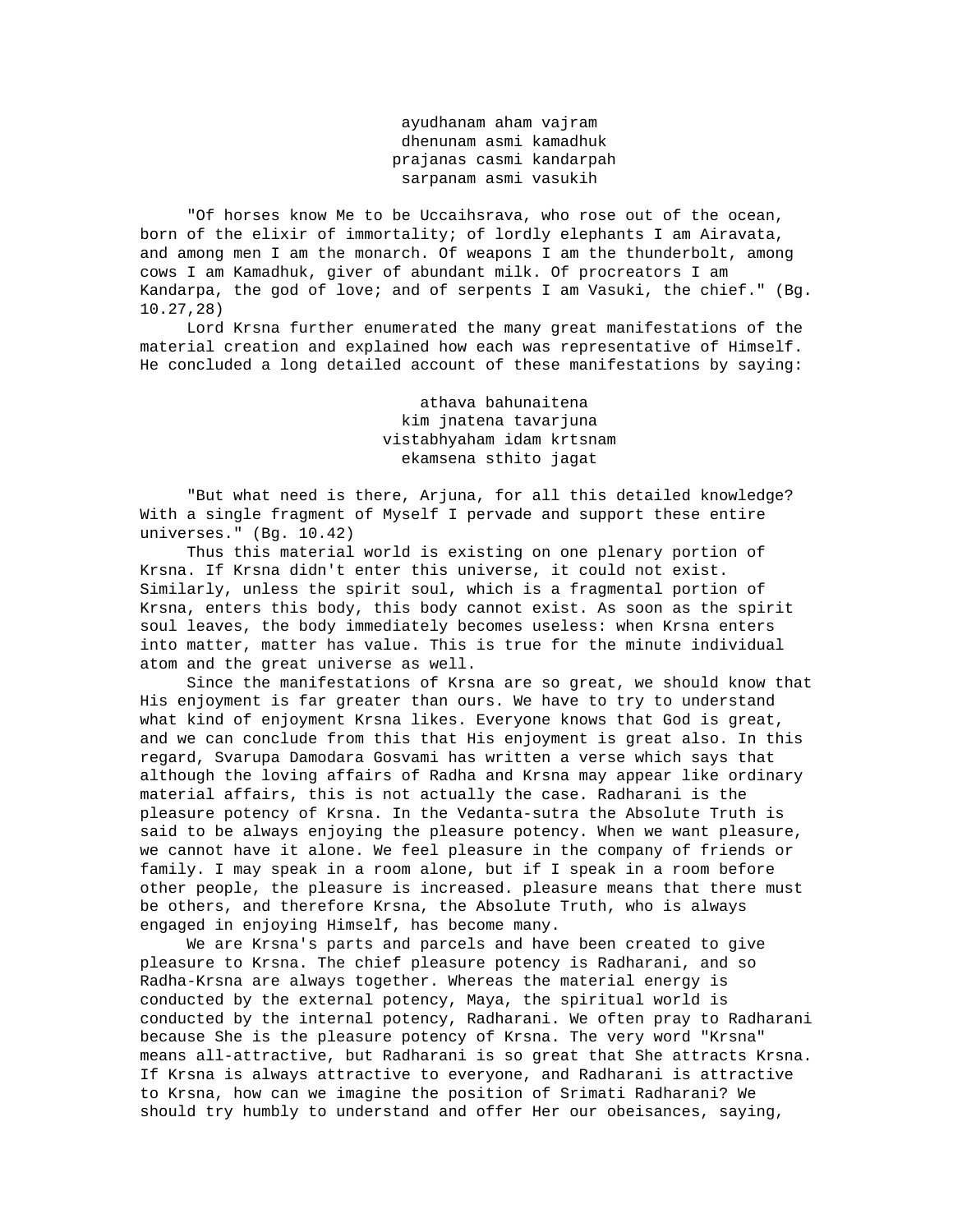ayudhanam aham vajram
dhenunam asmi kamadhuk
prajanas casmi kandarpah
sarpanam asmi vasukih

"Of horses know Me to be Uccaihsrava, who rose out of the ocean, born of the elixir of immortality; of lordly elephants I am Airavata, and among men I am the monarch. Of weapons I am the thunderbolt, among cows I am Kamadhuk, giver of abundant milk. Of procreators I am Kandarpa, the god of love; and of serpents I am Vasuki, the chief." (Bg. 10.27,28)

Lord Krsna further enumerated the many great manifestations of the material creation and explained how each was representative of Himself. He concluded a long detailed account of these manifestations by saying:

athava bahunaitena
kim jnatena tavarjuna
vistabhyaham idam krtsnam
ekamsena sthito jagat

"But what need is there, Arjuna, for all this detailed knowledge? With a single fragment of Myself I pervade and support these entire universes." (Bg. 10.42)

Thus this material world is existing on one plenary portion of Krsna. If Krsna didn't enter this universe, it could not exist. Similarly, unless the spirit soul, which is a fragmental portion of Krsna, enters this body, this body cannot exist. As soon as the spirit soul leaves, the body immediately becomes useless: when Krsna enters into matter, matter has value. This is true for the minute individual atom and the great universe as well.

Since the manifestations of Krsna are so great, we should know that His enjoyment is far greater than ours. We have to try to understand what kind of enjoyment Krsna likes. Everyone knows that God is great, and we can conclude from this that His enjoyment is great also. In this regard, Svarupa Damodara Gosvami has written a verse which says that although the loving affairs of Radha and Krsna may appear like ordinary material affairs, this is not actually the case. Radharani is the pleasure potency of Krsna. In the Vedanta-sutra the Absolute Truth is said to be always enjoying the pleasure potency. When we want pleasure, we cannot have it alone. We feel pleasure in the company of friends or family. I may speak in a room alone, but if I speak in a room before other people, the pleasure is increased. pleasure means that there must be others, and therefore Krsna, the Absolute Truth, who is always engaged in enjoying Himself, has become many.

We are Krsna's parts and parcels and have been created to give pleasure to Krsna. The chief pleasure potency is Radharani, and so Radha-Krsna are always together. Whereas the material energy is conducted by the external potency, Maya, the spiritual world is conducted by the internal potency, Radharani. We often pray to Radharani because She is the pleasure potency of Krsna. The very word "Krsna" means all-attractive, but Radharani is so great that She attracts Krsna. If Krsna is always attractive to everyone, and Radharani is attractive to Krsna, how can we imagine the position of Srimati Radharani? We should try humbly to understand and offer Her our obeisances, saying,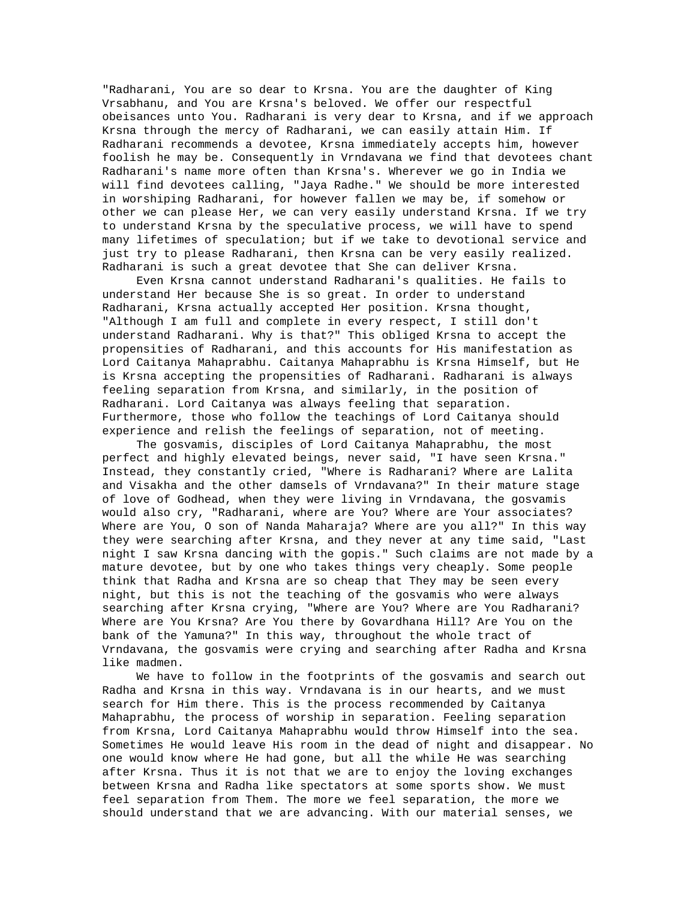"Radharani, You are so dear to Krsna. You are the daughter of King Vrsabhanu, and You are Krsna's beloved. We offer our respectful obeisances unto You. Radharani is very dear to Krsna, and if we approach Krsna through the mercy of Radharani, we can easily attain Him. If Radharani recommends a devotee, Krsna immediately accepts him, however foolish he may be. Consequently in Vrndavana we find that devotees chant Radharani's name more often than Krsna's. Wherever we go in India we will find devotees calling, "Jaya Radhe." We should be more interested in worshiping Radharani, for however fallen we may be, if somehow or other we can please Her, we can very easily understand Krsna. If we try to understand Krsna by the speculative process, we will have to spend many lifetimes of speculation; but if we take to devotional service and just try to please Radharani, then Krsna can be very easily realized. Radharani is such a great devotee that She can deliver Krsna.

Even Krsna cannot understand Radharani's qualities. He fails to understand Her because She is so great. In order to understand Radharani, Krsna actually accepted Her position. Krsna thought, "Although I am full and complete in every respect, I still don't understand Radharani. Why is that?" This obliged Krsna to accept the propensities of Radharani, and this accounts for His manifestation as Lord Caitanya Mahaprabhu. Caitanya Mahaprabhu is Krsna Himself, but He is Krsna accepting the propensities of Radharani. Radharani is always feeling separation from Krsna, and similarly, in the position of Radharani. Lord Caitanya was always feeling that separation. Furthermore, those who follow the teachings of Lord Caitanya should experience and relish the feelings of separation, not of meeting.

The gosvamis, disciples of Lord Caitanya Mahaprabhu, the most perfect and highly elevated beings, never said, "I have seen Krsna." Instead, they constantly cried, "Where is Radharani? Where are Lalita and Visakha and the other damsels of Vrndavana?" In their mature stage of love of Godhead, when they were living in Vrndavana, the gosvamis would also cry, "Radharani, where are You? Where are Your associates? Where are You, O son of Nanda Maharaja? Where are you all?" In this way they were searching after Krsna, and they never at any time said, "Last night I saw Krsna dancing with the gopis." Such claims are not made by a mature devotee, but by one who takes things very cheaply. Some people think that Radha and Krsna are so cheap that They may be seen every night, but this is not the teaching of the gosvamis who were always searching after Krsna crying, "Where are You? Where are You Radharani? Where are You Krsna? Are You there by Govardhana Hill? Are You on the bank of the Yamuna?" In this way, throughout the whole tract of Vrndavana, the gosvamis were crying and searching after Radha and Krsna like madmen.

We have to follow in the footprints of the gosvamis and search out Radha and Krsna in this way. Vrndavana is in our hearts, and we must search for Him there. This is the process recommended by Caitanya Mahaprabhu, the process of worship in separation. Feeling separation from Krsna, Lord Caitanya Mahaprabhu would throw Himself into the sea. Sometimes He would leave His room in the dead of night and disappear. No one would know where He had gone, but all the while He was searching after Krsna. Thus it is not that we are to enjoy the loving exchanges between Krsna and Radha like spectators at some sports show. We must feel separation from Them. The more we feel separation, the more we should understand that we are advancing. With our material senses, we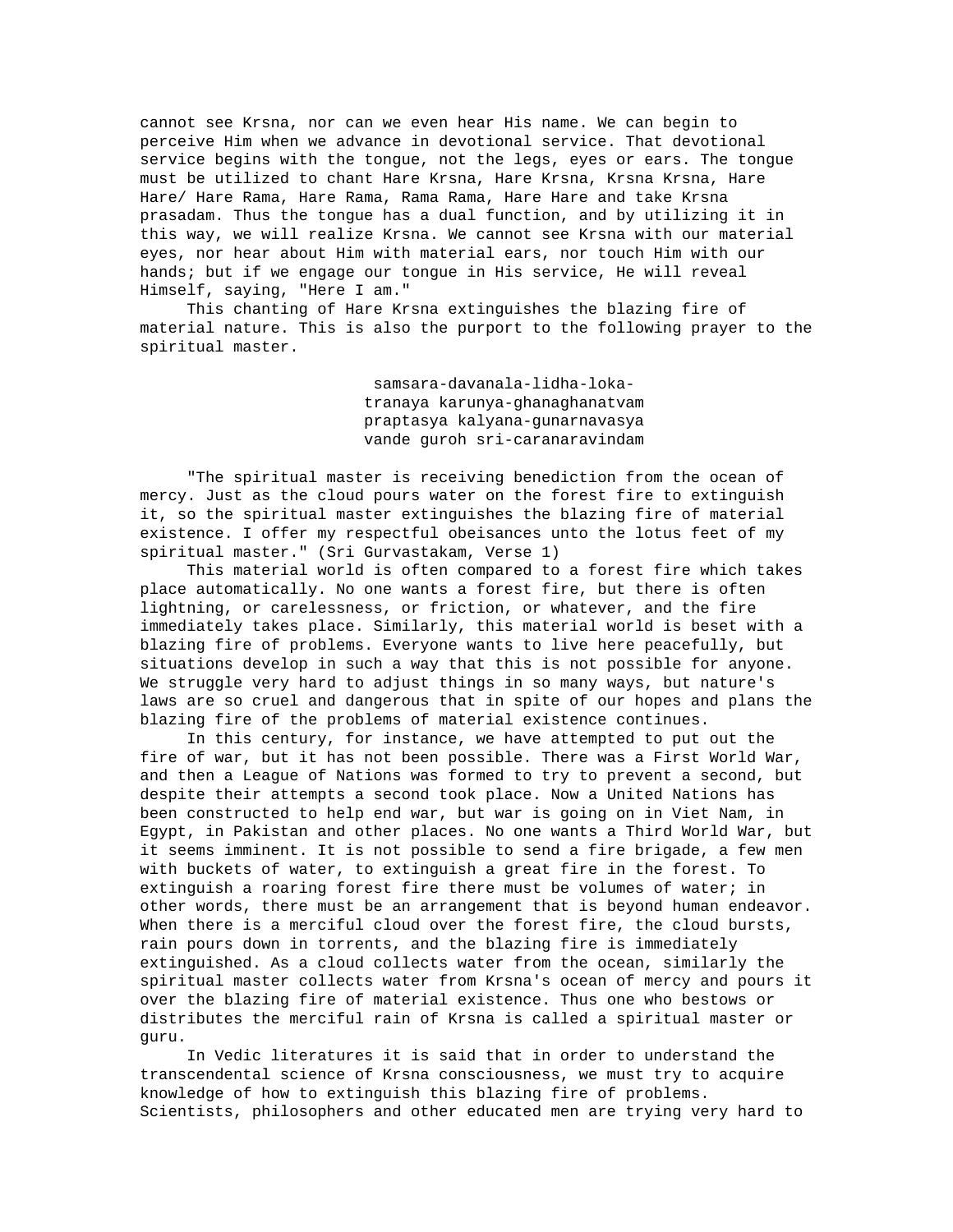cannot see Krsna, nor can we even hear His name. We can begin to perceive Him when we advance in devotional service. That devotional service begins with the tongue, not the legs, eyes or ears. The tongue must be utilized to chant Hare Krsna, Hare Krsna, Krsna Krsna, Hare Hare/ Hare Rama, Hare Rama, Rama Rama, Hare Hare and take Krsna prasadam. Thus the tongue has a dual function, and by utilizing it in this way, we will realize Krsna. We cannot see Krsna with our material eyes, nor hear about Him with material ears, nor touch Him with our hands; but if we engage our tongue in His service, He will reveal Himself, saying, "Here I am."

This chanting of Hare Krsna extinguishes the blazing fire of material nature. This is also the purport to the following prayer to the spiritual master.

> samsara-davanala-lidha-loka-
> tranaya karunya-ghanaghanatvam
> praptasya kalyana-gunarnavasya
> vande guroh sri-caranaravindam

"The spiritual master is receiving benediction from the ocean of mercy. Just as the cloud pours water on the forest fire to extinguish it, so the spiritual master extinguishes the blazing fire of material existence. I offer my respectful obeisances unto the lotus feet of my spiritual master." (Sri Gurvastakam, Verse 1)

This material world is often compared to a forest fire which takes place automatically. No one wants a forest fire, but there is often lightning, or carelessness, or friction, or whatever, and the fire immediately takes place. Similarly, this material world is beset with a blazing fire of problems. Everyone wants to live here peacefully, but situations develop in such a way that this is not possible for anyone. We struggle very hard to adjust things in so many ways, but nature's laws are so cruel and dangerous that in spite of our hopes and plans the blazing fire of the problems of material existence continues.

In this century, for instance, we have attempted to put out the fire of war, but it has not been possible. There was a First World War, and then a League of Nations was formed to try to prevent a second, but despite their attempts a second took place. Now a United Nations has been constructed to help end war, but war is going on in Viet Nam, in Egypt, in Pakistan and other places. No one wants a Third World War, but it seems imminent. It is not possible to send a fire brigade, a few men with buckets of water, to extinguish a great fire in the forest. To extinguish a roaring forest fire there must be volumes of water; in other words, there must be an arrangement that is beyond human endeavor. When there is a merciful cloud over the forest fire, the cloud bursts, rain pours down in torrents, and the blazing fire is immediately extinguished. As a cloud collects water from the ocean, similarly the spiritual master collects water from Krsna's ocean of mercy and pours it over the blazing fire of material existence. Thus one who bestows or distributes the merciful rain of Krsna is called a spiritual master or guru.

In Vedic literatures it is said that in order to understand the transcendental science of Krsna consciousness, we must try to acquire knowledge of how to extinguish this blazing fire of problems. Scientists, philosophers and other educated men are trying very hard to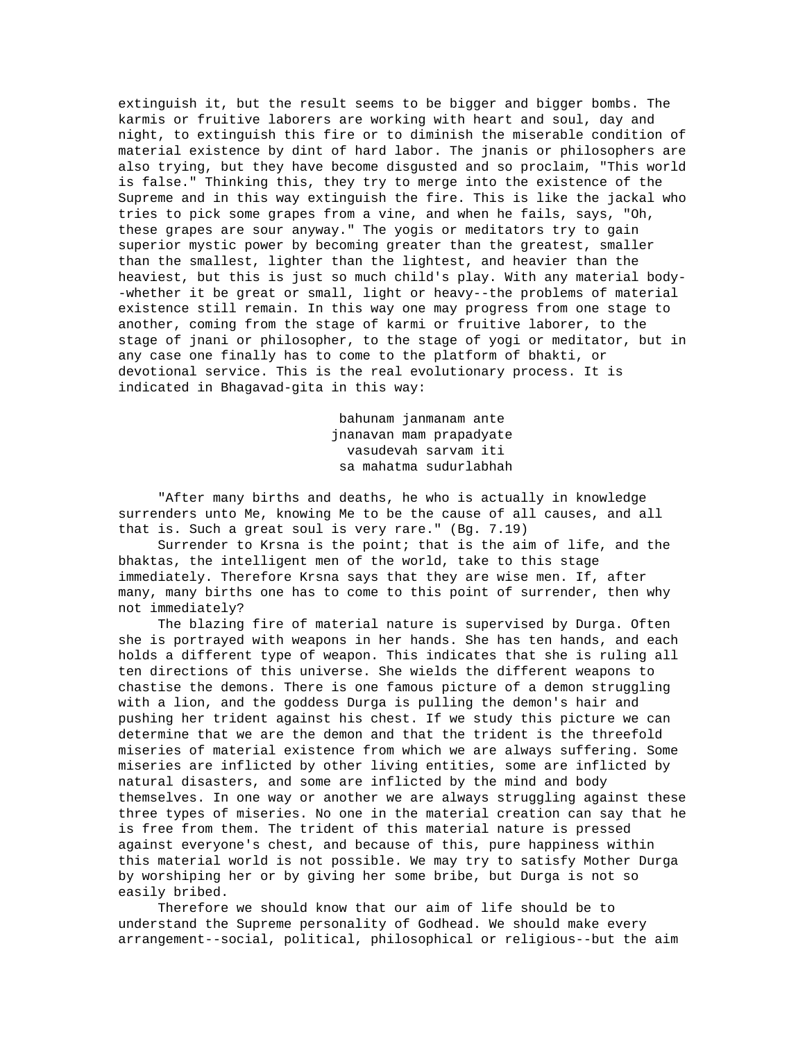extinguish it, but the result seems to be bigger and bigger bombs. The karmis or fruitive laborers are working with heart and soul, day and night, to extinguish this fire or to diminish the miserable condition of material existence by dint of hard labor. The jnanis or philosophers are also trying, but they have become disgusted and so proclaim, "This world is false." Thinking this, they try to merge into the existence of the Supreme and in this way extinguish the fire. This is like the jackal who tries to pick some grapes from a vine, and when he fails, says, "Oh, these grapes are sour anyway." The yogis or meditators try to gain superior mystic power by becoming greater than the greatest, smaller than the smallest, lighter than the lightest, and heavier than the heaviest, but this is just so much child's play. With any material body--whether it be great or small, light or heavy--the problems of material existence still remain. In this way one may progress from one stage to another, coming from the stage of karmi or fruitive laborer, to the stage of jnani or philosopher, to the stage of yogi or meditator, but in any case one finally has to come to the platform of bhakti, or devotional service. This is the real evolutionary process. It is indicated in Bhagavad-gita in this way:

bahunam janmanam ante
jnanavan mam prapadyate
vasudevah sarvam iti
sa mahatma sudurlabhah

"After many births and deaths, he who is actually in knowledge surrenders unto Me, knowing Me to be the cause of all causes, and all that is. Such a great soul is very rare." (Bg. 7.19)

Surrender to Krsna is the point; that is the aim of life, and the bhaktas, the intelligent men of the world, take to this stage immediately. Therefore Krsna says that they are wise men. If, after many, many births one has to come to this point of surrender, then why not immediately?

The blazing fire of material nature is supervised by Durga. Often she is portrayed with weapons in her hands. She has ten hands, and each holds a different type of weapon. This indicates that she is ruling all ten directions of this universe. She wields the different weapons to chastise the demons. There is one famous picture of a demon struggling with a lion, and the goddess Durga is pulling the demon's hair and pushing her trident against his chest. If we study this picture we can determine that we are the demon and that the trident is the threefold miseries of material existence from which we are always suffering. Some miseries are inflicted by other living entities, some are inflicted by natural disasters, and some are inflicted by the mind and body themselves. In one way or another we are always struggling against these three types of miseries. No one in the material creation can say that he is free from them. The trident of this material nature is pressed against everyone's chest, and because of this, pure happiness within this material world is not possible. We may try to satisfy Mother Durga by worshiping her or by giving her some bribe, but Durga is not so easily bribed.

Therefore we should know that our aim of life should be to understand the Supreme personality of Godhead. We should make every arrangement--social, political, philosophical or religious--but the aim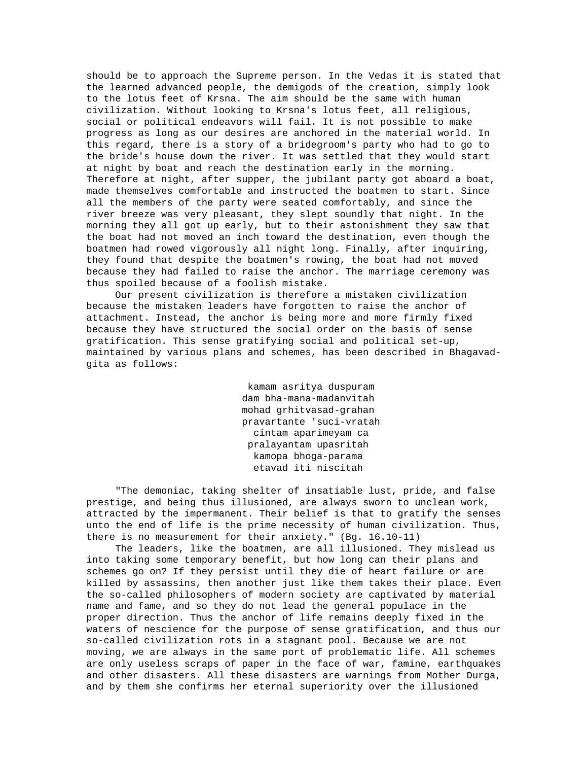should be to approach the Supreme person. In the Vedas it is stated that the learned advanced people, the demigods of the creation, simply look to the lotus feet of Krsna. The aim should be the same with human civilization. Without looking to Krsna's lotus feet, all religious, social or political endeavors will fail. It is not possible to make progress as long as our desires are anchored in the material world. In this regard, there is a story of a bridegroom's party who had to go to the bride's house down the river. It was settled that they would start at night by boat and reach the destination early in the morning. Therefore at night, after supper, the jubilant party got aboard a boat, made themselves comfortable and instructed the boatmen to start. Since all the members of the party were seated comfortably, and since the river breeze was very pleasant, they slept soundly that night. In the morning they all got up early, but to their astonishment they saw that the boat had not moved an inch toward the destination, even though the boatmen had rowed vigorously all night long. Finally, after inquiring, they found that despite the boatmen's rowing, the boat had not moved because they had failed to raise the anchor. The marriage ceremony was thus spoiled because of a foolish mistake.

Our present civilization is therefore a mistaken civilization because the mistaken leaders have forgotten to raise the anchor of attachment. Instead, the anchor is being more and more firmly fixed because they have structured the social order on the basis of sense gratification. This sense gratifying social and political set-up, maintained by various plans and schemes, has been described in Bhagavad-gita as follows:

kamam asritya duspuram
dam bha-mana-madanvitah
mohad grhitvasad-grahan
pravartante 'suci-vratah
cintam aparimeyam ca
pralayantam upasritah
kamopa bhoga-parama
etavad iti niscitah

"The demoniac, taking shelter of insatiable lust, pride, and false prestige, and being thus illusioned, are always sworn to unclean work, attracted by the impermanent. Their belief is that to gratify the senses unto the end of life is the prime necessity of human civilization. Thus, there is no measurement for their anxiety." (Bg. 16.10-11)

The leaders, like the boatmen, are all illusioned. They mislead us into taking some temporary benefit, but how long can their plans and schemes go on? If they persist until they die of heart failure or are killed by assassins, then another just like them takes their place. Even the so-called philosophers of modern society are captivated by material name and fame, and so they do not lead the general populace in the proper direction. Thus the anchor of life remains deeply fixed in the waters of nescience for the purpose of sense gratification, and thus our so-called civilization rots in a stagnant pool. Because we are not moving, we are always in the same port of problematic life. All schemes are only useless scraps of paper in the face of war, famine, earthquakes and other disasters. All these disasters are warnings from Mother Durga, and by them she confirms her eternal superiority over the illusioned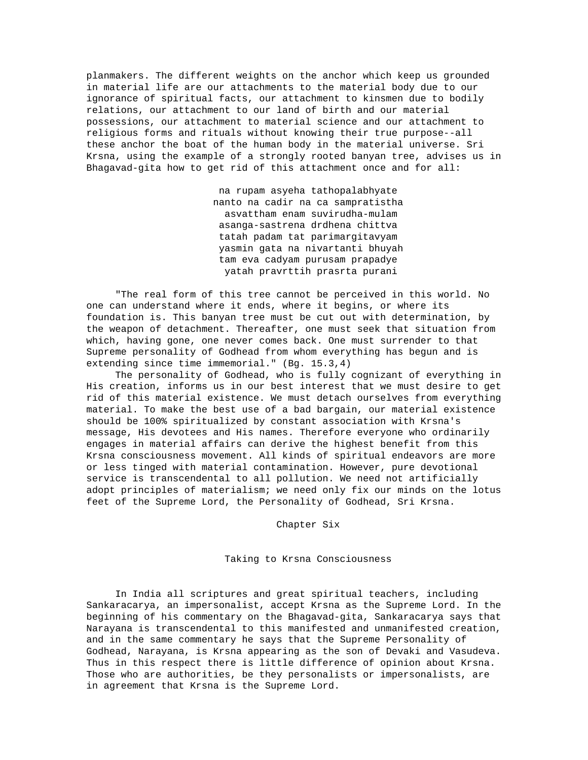planmakers. The different weights on the anchor which keep us grounded in material life are our attachments to the material body due to our ignorance of spiritual facts, our attachment to kinsmen due to bodily relations, our attachment to our land of birth and our material possessions, our attachment to material science and our attachment to religious forms and rituals without knowing their true purpose--all these anchor the boat of the human body in the material universe. Sri Krsna, using the example of a strongly rooted banyan tree, advises us in Bhagavad-gita how to get rid of this attachment once and for all:

na rupam asyeha tathopalabhyate
nanto na cadir na ca sampratistha
asvattham enam suvirudha-mulam
asanga-sastrena drdhena chittva
tatah padam tat parimargitavyam
yasmin gata na nivartanti bhuyah
tam eva cadyam purusam prapadye
yatah pravrttih prasrta purani

"The real form of this tree cannot be perceived in this world. No one can understand where it ends, where it begins, or where its foundation is. This banyan tree must be cut out with determination, by the weapon of detachment. Thereafter, one must seek that situation from which, having gone, one never comes back. One must surrender to that Supreme personality of Godhead from whom everything has begun and is extending since time immemorial." (Bg. 15.3,4)

The personality of Godhead, who is fully cognizant of everything in His creation, informs us in our best interest that we must desire to get rid of this material existence. We must detach ourselves from everything material. To make the best use of a bad bargain, our material existence should be 100% spiritualized by constant association with Krsna's message, His devotees and His names. Therefore everyone who ordinarily engages in material affairs can derive the highest benefit from this Krsna consciousness movement. All kinds of spiritual endeavors are more or less tinged with material contamination. However, pure devotional service is transcendental to all pollution. We need not artificially adopt principles of materialism; we need only fix our minds on the lotus feet of the Supreme Lord, the Personality of Godhead, Sri Krsna.

# Chapter Six

## Taking to Krsna Consciousness

In India all scriptures and great spiritual teachers, including Sankaracarya, an impersonalist, accept Krsna as the Supreme Lord. In the beginning of his commentary on the Bhagavad-gita, Sankaracarya says that Narayana is transcendental to this manifested and unmanifested creation, and in the same commentary he says that the Supreme Personality of Godhead, Narayana, is Krsna appearing as the son of Devaki and Vasudeva. Thus in this respect there is little difference of opinion about Krsna. Those who are authorities, be they personalists or impersonalists, are in agreement that Krsna is the Supreme Lord.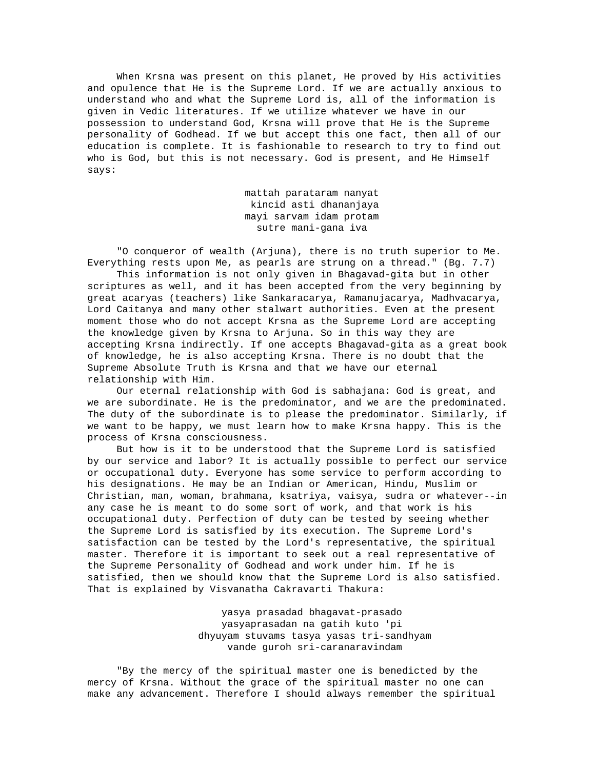When Krsna was present on this planet, He proved by His activities and opulence that He is the Supreme Lord. If we are actually anxious to understand who and what the Supreme Lord is, all of the information is given in Vedic literatures. If we utilize whatever we have in our possession to understand God, Krsna will prove that He is the Supreme personality of Godhead. If we but accept this one fact, then all of our education is complete. It is fashionable to research to try to find out who is God, but this is not necessary. God is present, and He Himself says:

mattah parataram nanyat
kincid asti dhananjaya
mayi sarvam idam protam
sutre mani-gana iva

"O conqueror of wealth (Arjuna), there is no truth superior to Me. Everything rests upon Me, as pearls are strung on a thread." (Bg. 7.7)

This information is not only given in Bhagavad-gita but in other scriptures as well, and it has been accepted from the very beginning by great acaryas (teachers) like Sankaracarya, Ramanujacarya, Madhvacarya, Lord Caitanya and many other stalwart authorities. Even at the present moment those who do not accept Krsna as the Supreme Lord are accepting the knowledge given by Krsna to Arjuna. So in this way they are accepting Krsna indirectly. If one accepts Bhagavad-gita as a great book of knowledge, he is also accepting Krsna. There is no doubt that the Supreme Absolute Truth is Krsna and that we have our eternal relationship with Him.

Our eternal relationship with God is sabhajana: God is great, and we are subordinate. He is the predominator, and we are the predominated. The duty of the subordinate is to please the predominator. Similarly, if we want to be happy, we must learn how to make Krsna happy. This is the process of Krsna consciousness.

But how is it to be understood that the Supreme Lord is satisfied by our service and labor? It is actually possible to perfect our service or occupational duty. Everyone has some service to perform according to his designations. He may be an Indian or American, Hindu, Muslim or Christian, man, woman, brahmana, ksatriya, vaisya, sudra or whatever--in any case he is meant to do some sort of work, and that work is his occupational duty. Perfection of duty can be tested by seeing whether the Supreme Lord is satisfied by its execution. The Supreme Lord's satisfaction can be tested by the Lord's representative, the spiritual master. Therefore it is important to seek out a real representative of the Supreme Personality of Godhead and work under him. If he is satisfied, then we should know that the Supreme Lord is also satisfied. That is explained by Visvanatha Cakravarti Thakura:

yasya prasadad bhagavat-prasado
yasyaprasadan na gatih kuto 'pi
dhyuyam stuvams tasya yasas tri-sandhyam
vande guroh sri-caranaravindam

"By the mercy of the spiritual master one is benedicted by the mercy of Krsna. Without the grace of the spiritual master no one can make any advancement. Therefore I should always remember the spiritual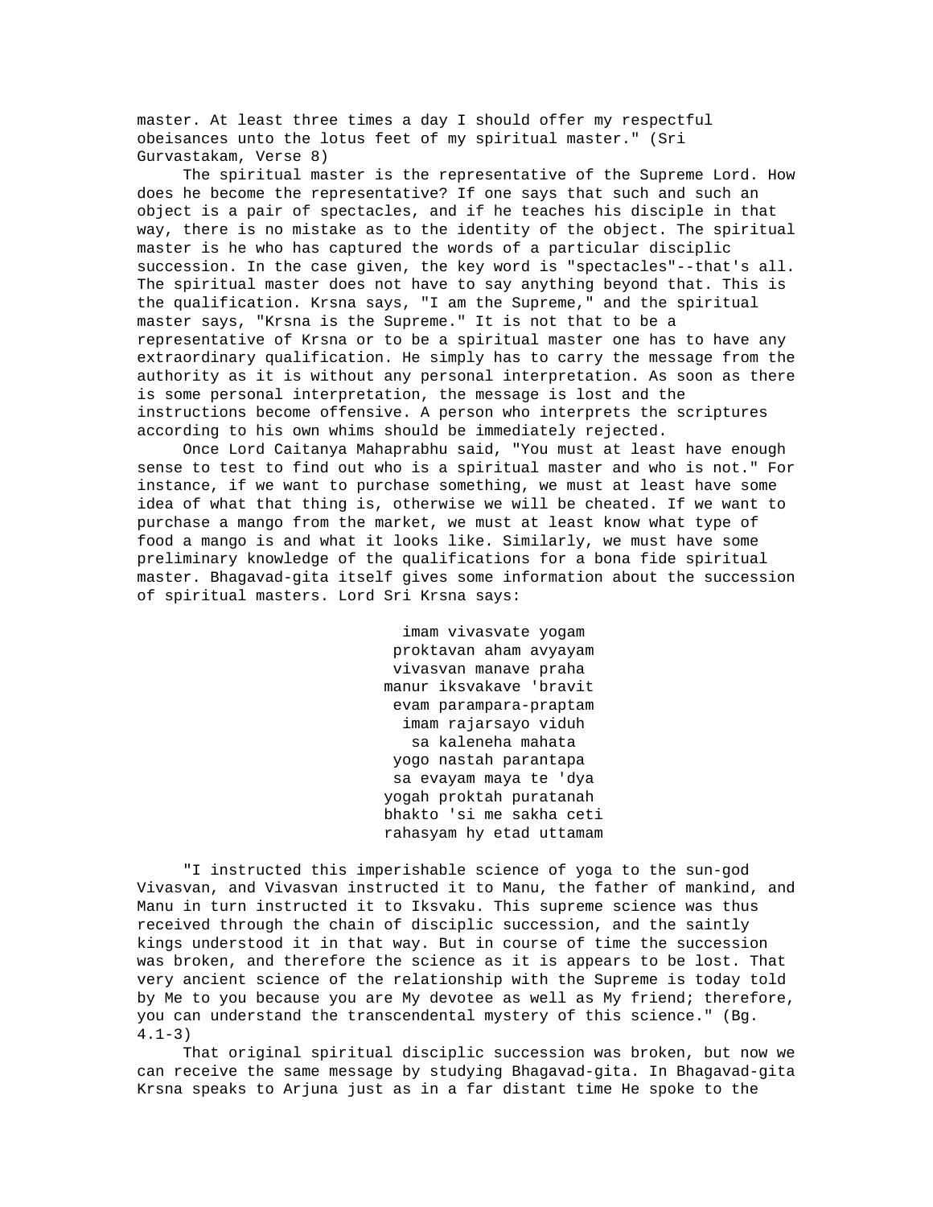master. At least three times a day I should offer my respectful obeisances unto the lotus feet of my spiritual master." (Sri Gurvastakam, Verse 8)

The spiritual master is the representative of the Supreme Lord. How does he become the representative? If one says that such and such an object is a pair of spectacles, and if he teaches his disciple in that way, there is no mistake as to the identity of the object. The spiritual master is he who has captured the words of a particular disciplic succession. In the case given, the key word is "spectacles"--that's all. The spiritual master does not have to say anything beyond that. This is the qualification. Krsna says, "I am the Supreme," and the spiritual master says, "Krsna is the Supreme." It is not that to be a representative of Krsna or to be a spiritual master one has to have any extraordinary qualification. He simply has to carry the message from the authority as it is without any personal interpretation. As soon as there is some personal interpretation, the message is lost and the instructions become offensive. A person who interprets the scriptures according to his own whims should be immediately rejected.

Once Lord Caitanya Mahaprabhu said, "You must at least have enough sense to test to find out who is a spiritual master and who is not." For instance, if we want to purchase something, we must at least have some idea of what that thing is, otherwise we will be cheated. If we want to purchase a mango from the market, we must at least know what type of food a mango is and what it looks like. Similarly, we must have some preliminary knowledge of the qualifications for a bona fide spiritual master. Bhagavad-gita itself gives some information about the succession of spiritual masters. Lord Sri Krsna says:

imam vivasvate yogam
proktavan aham avyayam
vivasvan manave praha
manur iksvakave 'bravit
evam parampara-praptam
imam rajarsayo viduh
sa kaleneha mahata
yogo nastah parantapa
sa evayam maya te 'dya
yogah proktah puratanah
bhakto 'si me sakha ceti
rahasyam hy etad uttamam

"I instructed this imperishable science of yoga to the sun-god Vivasvan, and Vivasvan instructed it to Manu, the father of mankind, and Manu in turn instructed it to Iksvaku. This supreme science was thus received through the chain of disciplic succession, and the saintly kings understood it in that way. But in course of time the succession was broken, and therefore the science as it is appears to be lost. That very ancient science of the relationship with the Supreme is today told by Me to you because you are My devotee as well as My friend; therefore, you can understand the transcendental mystery of this science." (Bg. 4.1-3)

That original spiritual disciplic succession was broken, but now we can receive the same message by studying Bhagavad-gita. In Bhagavad-gita Krsna speaks to Arjuna just as in a far distant time He spoke to the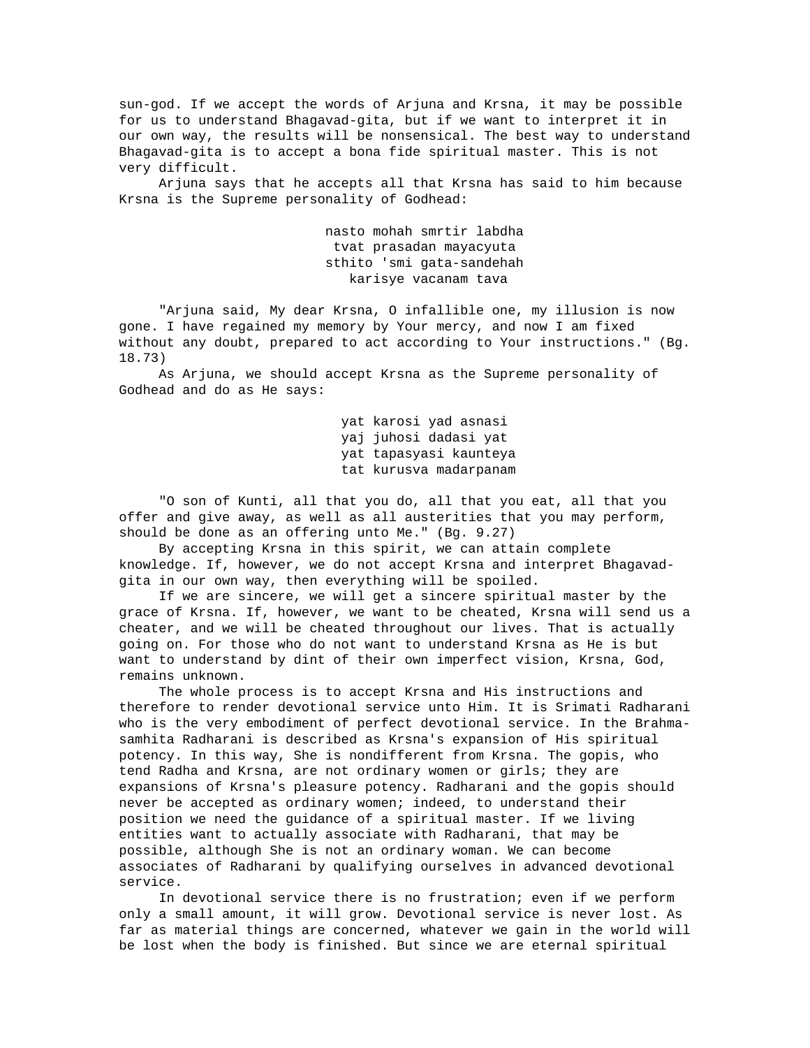sun-god. If we accept the words of Arjuna and Krsna, it may be possible for us to understand Bhagavad-gita, but if we want to interpret it in our own way, the results will be nonsensical. The best way to understand Bhagavad-gita is to accept a bona fide spiritual master. This is not very difficult.

Arjuna says that he accepts all that Krsna has said to him because Krsna is the Supreme personality of Godhead:

> nasto mohah smrtir labdha  
> tvat prasadan mayacyuta  
> sthito 'smi gata-sandehah  
> karisye vacanam tava

"Arjuna said, My dear Krsna, O infallible one, my illusion is now gone. I have regained my memory by Your mercy, and now I am fixed without any doubt, prepared to act according to Your instructions." (Bg. 18.73)

As Arjuna, we should accept Krsna as the Supreme personality of Godhead and do as He says:

> yat karosi yad asnasi  
> yaj juhosi dadasi yat  
> yat tapasyasi kaunteya  
> tat kurusva madarpanam

"O son of Kunti, all that you do, all that you eat, all that you offer and give away, as well as all austerities that you may perform, should be done as an offering unto Me." (Bg. 9.27)

By accepting Krsna in this spirit, we can attain complete knowledge. If, however, we do not accept Krsna and interpret Bhagavad-gita in our own way, then everything will be spoiled.

If we are sincere, we will get a sincere spiritual master by the grace of Krsna. If, however, we want to be cheated, Krsna will send us a cheater, and we will be cheated throughout our lives. That is actually going on. For those who do not want to understand Krsna as He is but want to understand by dint of their own imperfect vision, Krsna, God, remains unknown.

The whole process is to accept Krsna and His instructions and therefore to render devotional service unto Him. It is Srimati Radharani who is the very embodiment of perfect devotional service. In the Brahma-samhita Radharani is described as Krsna's expansion of His spiritual potency. In this way, She is nondifferent from Krsna. The gopis, who tend Radha and Krsna, are not ordinary women or girls; they are expansions of Krsna's pleasure potency. Radharani and the gopis should never be accepted as ordinary women; indeed, to understand their position we need the guidance of a spiritual master. If we living entities want to actually associate with Radharani, that may be possible, although She is not an ordinary woman. We can become associates of Radharani by qualifying ourselves in advanced devotional service.

In devotional service there is no frustration; even if we perform only a small amount, it will grow. Devotional service is never lost. As far as material things are concerned, whatever we gain in the world will be lost when the body is finished. But since we are eternal spiritual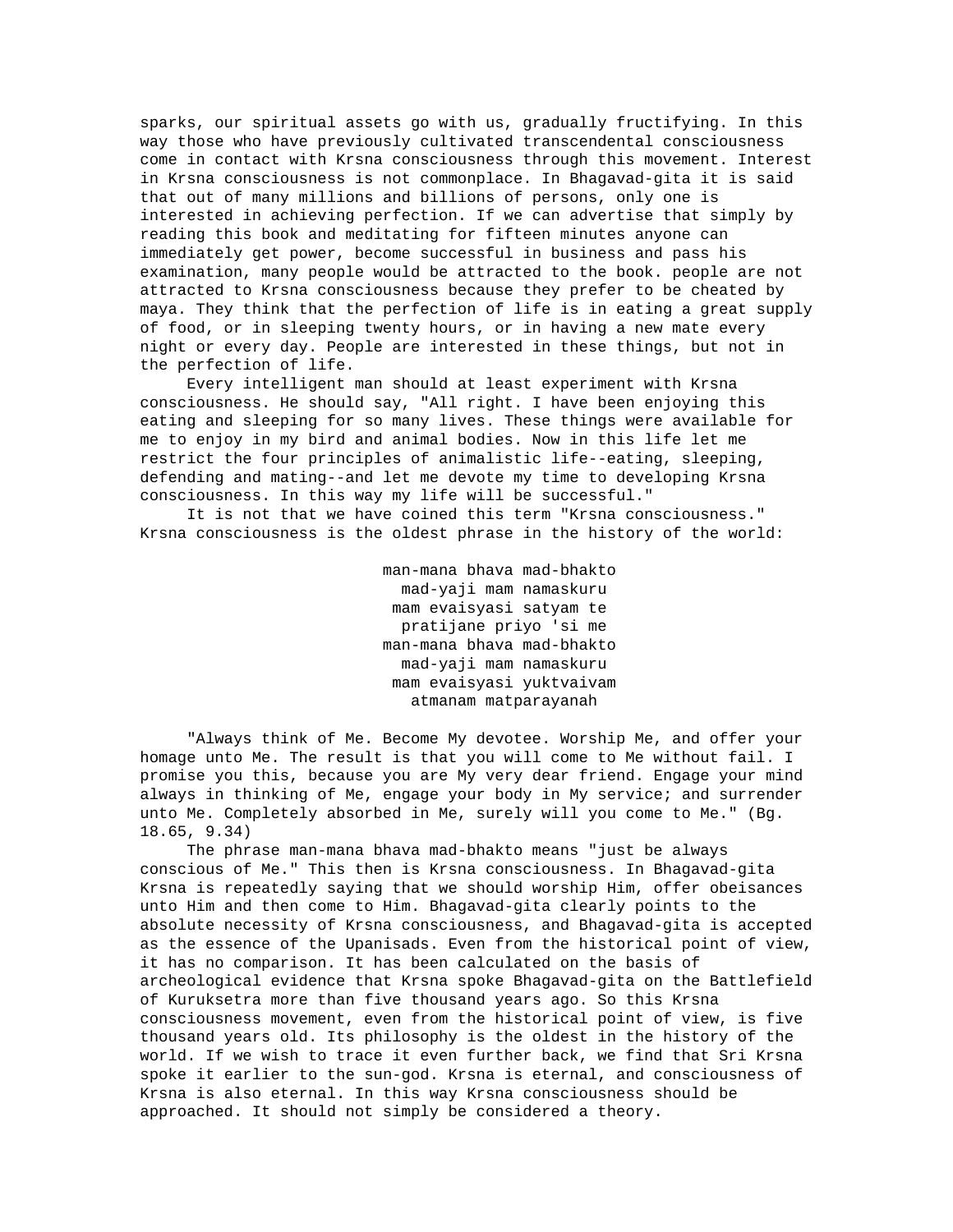sparks, our spiritual assets go with us, gradually fructifying. In this way those who have previously cultivated transcendental consciousness come in contact with Krsna consciousness through this movement. Interest in Krsna consciousness is not commonplace. In Bhagavad-gita it is said that out of many millions and billions of persons, only one is interested in achieving perfection. If we can advertise that simply by reading this book and meditating for fifteen minutes anyone can immediately get power, become successful in business and pass his examination, many people would be attracted to the book. people are not attracted to Krsna consciousness because they prefer to be cheated by maya. They think that the perfection of life is in eating a great supply of food, or in sleeping twenty hours, or in having a new mate every night or every day. People are interested in these things, but not in the perfection of life.

Every intelligent man should at least experiment with Krsna consciousness. He should say, "All right. I have been enjoying this eating and sleeping for so many lives. These things were available for me to enjoy in my bird and animal bodies. Now in this life let me restrict the four principles of animalistic life--eating, sleeping, defending and mating--and let me devote my time to developing Krsna consciousness. In this way my life will be successful."

It is not that we have coined this term "Krsna consciousness." Krsna consciousness is the oldest phrase in the history of the world:

man-mana bhava mad-bhakto
mad-yaji mam namaskuru
mam evaisyasi satyam te
pratijane priyo 'si me
man-mana bhava mad-bhakto
mad-yaji mam namaskuru
mam evaisyasi yuktvaivam
atmanam matparayanah

"Always think of Me. Become My devotee. Worship Me, and offer your homage unto Me. The result is that you will come to Me without fail. I promise you this, because you are My very dear friend. Engage your mind always in thinking of Me, engage your body in My service; and surrender unto Me. Completely absorbed in Me, surely will you come to Me." (Bg. 18.65, 9.34)

The phrase man-mana bhava mad-bhakto means "just be always conscious of Me." This then is Krsna consciousness. In Bhagavad-gita Krsna is repeatedly saying that we should worship Him, offer obeisances unto Him and then come to Him. Bhagavad-gita clearly points to the absolute necessity of Krsna consciousness, and Bhagavad-gita is accepted as the essence of the Upanisads. Even from the historical point of view, it has no comparison. It has been calculated on the basis of archeological evidence that Krsna spoke Bhagavad-gita on the Battlefield of Kuruksetra more than five thousand years ago. So this Krsna consciousness movement, even from the historical point of view, is five thousand years old. Its philosophy is the oldest in the history of the world. If we wish to trace it even further back, we find that Sri Krsna spoke it earlier to the sun-god. Krsna is eternal, and consciousness of Krsna is also eternal. In this way Krsna consciousness should be approached. It should not simply be considered a theory.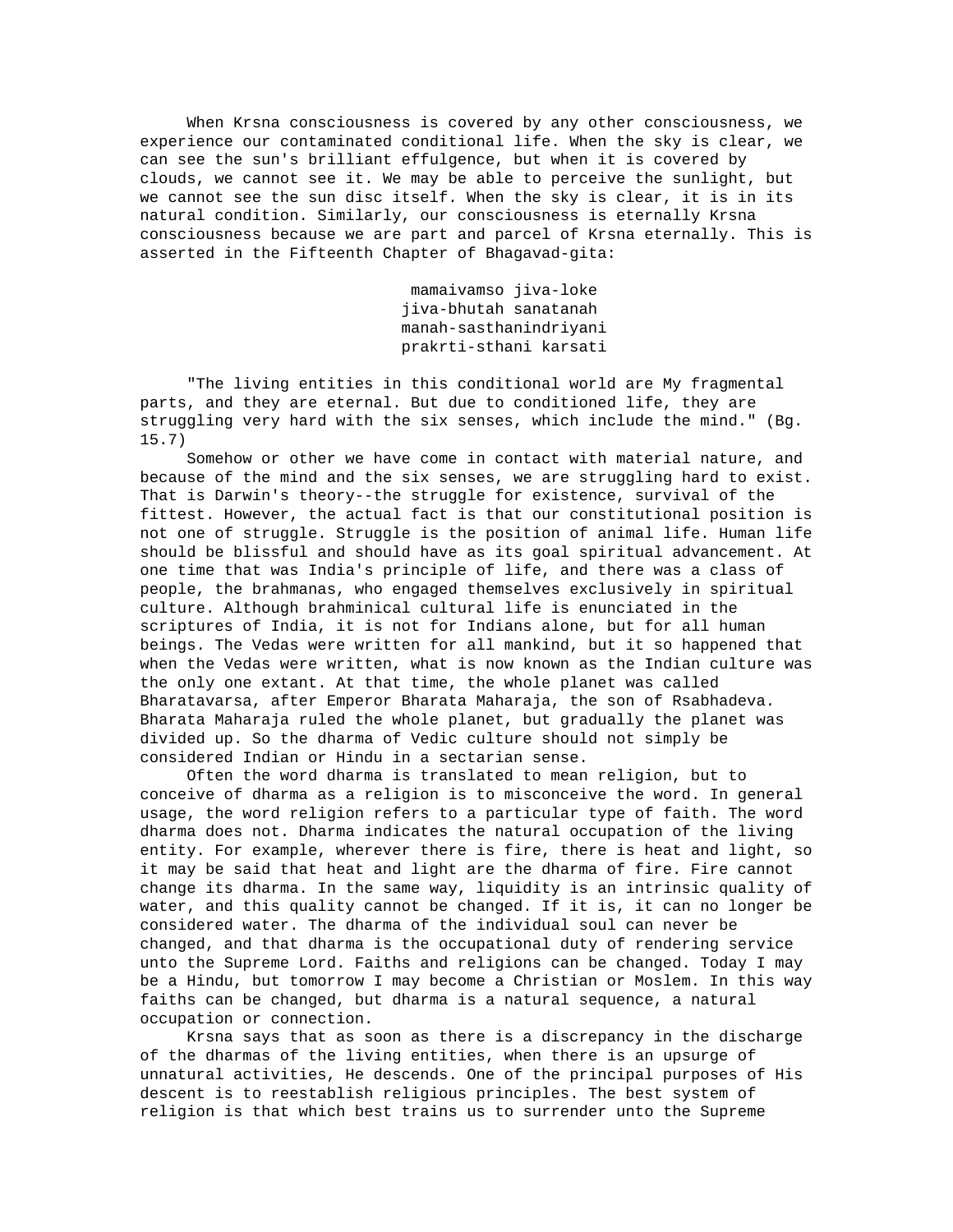When Krsna consciousness is covered by any other consciousness, we experience our contaminated conditional life. When the sky is clear, we can see the sun's brilliant effulgence, but when it is covered by clouds, we cannot see it. We may be able to perceive the sunlight, but we cannot see the sun disc itself. When the sky is clear, it is in its natural condition. Similarly, our consciousness is eternally Krsna consciousness because we are part and parcel of Krsna eternally. This is asserted in the Fifteenth Chapter of Bhagavad-gita:

> mamaivamso jiva-loke
> jiva-bhutah sanatanah
> manah-sasthanindriyani
> prakrti-sthani karsati

"The living entities in this conditional world are My fragmental parts, and they are eternal. But due to conditioned life, they are struggling very hard with the six senses, which include the mind." (Bg. 15.7)

Somehow or other we have come in contact with material nature, and because of the mind and the six senses, we are struggling hard to exist. That is Darwin's theory--the struggle for existence, survival of the fittest. However, the actual fact is that our constitutional position is not one of struggle. Struggle is the position of animal life. Human life should be blissful and should have as its goal spiritual advancement. At one time that was India's principle of life, and there was a class of people, the brahmanas, who engaged themselves exclusively in spiritual culture. Although brahminical cultural life is enunciated in the scriptures of India, it is not for Indians alone, but for all human beings. The Vedas were written for all mankind, but it so happened that when the Vedas were written, what is now known as the Indian culture was the only one extant. At that time, the whole planet was called Bharatavarsa, after Emperor Bharata Maharaja, the son of Rsabhadeva. Bharata Maharaja ruled the whole planet, but gradually the planet was divided up. So the dharma of Vedic culture should not simply be considered Indian or Hindu in a sectarian sense.

Often the word dharma is translated to mean religion, but to conceive of dharma as a religion is to misconceive the word. In general usage, the word religion refers to a particular type of faith. The word dharma does not. Dharma indicates the natural occupation of the living entity. For example, wherever there is fire, there is heat and light, so it may be said that heat and light are the dharma of fire. Fire cannot change its dharma. In the same way, liquidity is an intrinsic quality of water, and this quality cannot be changed. If it is, it can no longer be considered water. The dharma of the individual soul can never be changed, and that dharma is the occupational duty of rendering service unto the Supreme Lord. Faiths and religions can be changed. Today I may be a Hindu, but tomorrow I may become a Christian or Moslem. In this way faiths can be changed, but dharma is a natural sequence, a natural occupation or connection.

Krsna says that as soon as there is a discrepancy in the discharge of the dharmas of the living entities, when there is an upsurge of unnatural activities, He descends. One of the principal purposes of His descent is to reestablish religious principles. The best system of religion is that which best trains us to surrender unto the Supreme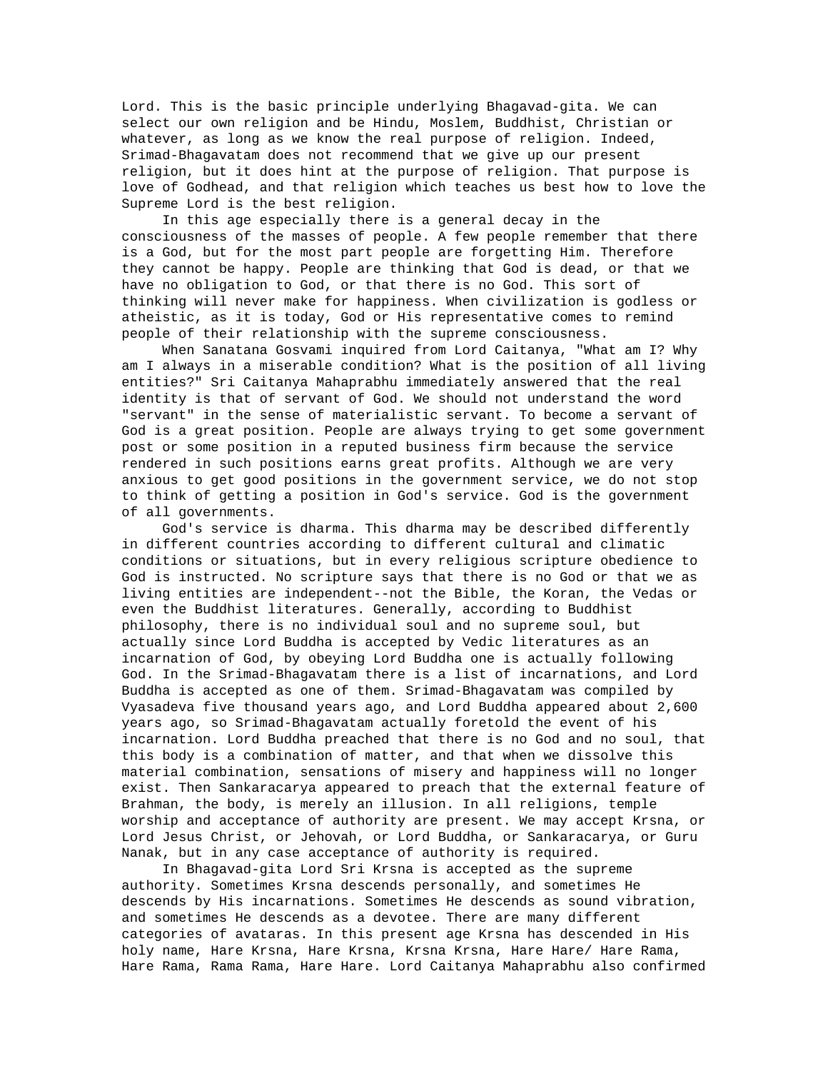Lord. This is the basic principle underlying Bhagavad-gita. We can select our own religion and be Hindu, Moslem, Buddhist, Christian or whatever, as long as we know the real purpose of religion. Indeed, Srimad-Bhagavatam does not recommend that we give up our present religion, but it does hint at the purpose of religion. That purpose is love of Godhead, and that religion which teaches us best how to love the Supreme Lord is the best religion.

In this age especially there is a general decay in the consciousness of the masses of people. A few people remember that there is a God, but for the most part people are forgetting Him. Therefore they cannot be happy. People are thinking that God is dead, or that we have no obligation to God, or that there is no God. This sort of thinking will never make for happiness. When civilization is godless or atheistic, as it is today, God or His representative comes to remind people of their relationship with the supreme consciousness.

When Sanatana Gosvami inquired from Lord Caitanya, "What am I? Why am I always in a miserable condition? What is the position of all living entities?" Sri Caitanya Mahaprabhu immediately answered that the real identity is that of servant of God. We should not understand the word "servant" in the sense of materialistic servant. To become a servant of God is a great position. People are always trying to get some government post or some position in a reputed business firm because the service rendered in such positions earns great profits. Although we are very anxious to get good positions in the government service, we do not stop to think of getting a position in God's service. God is the government of all governments.

God's service is dharma. This dharma may be described differently in different countries according to different cultural and climatic conditions or situations, but in every religious scripture obedience to God is instructed. No scripture says that there is no God or that we as living entities are independent--not the Bible, the Koran, the Vedas or even the Buddhist literatures. Generally, according to Buddhist philosophy, there is no individual soul and no supreme soul, but actually since Lord Buddha is accepted by Vedic literatures as an incarnation of God, by obeying Lord Buddha one is actually following God. In the Srimad-Bhagavatam there is a list of incarnations, and Lord Buddha is accepted as one of them. Srimad-Bhagavatam was compiled by Vyasadeva five thousand years ago, and Lord Buddha appeared about 2,600 years ago, so Srimad-Bhagavatam actually foretold the event of his incarnation. Lord Buddha preached that there is no God and no soul, that this body is a combination of matter, and that when we dissolve this material combination, sensations of misery and happiness will no longer exist. Then Sankaracarya appeared to preach that the external feature of Brahman, the body, is merely an illusion. In all religions, temple worship and acceptance of authority are present. We may accept Krsna, or Lord Jesus Christ, or Jehovah, or Lord Buddha, or Sankaracarya, or Guru Nanak, but in any case acceptance of authority is required.

In Bhagavad-gita Lord Sri Krsna is accepted as the supreme authority. Sometimes Krsna descends personally, and sometimes He descends by His incarnations. Sometimes He descends as sound vibration, and sometimes He descends as a devotee. There are many different categories of avataras. In this present age Krsna has descended in His holy name, Hare Krsna, Hare Krsna, Krsna Krsna, Hare Hare/ Hare Rama, Hare Rama, Rama Rama, Hare Hare. Lord Caitanya Mahaprabhu also confirmed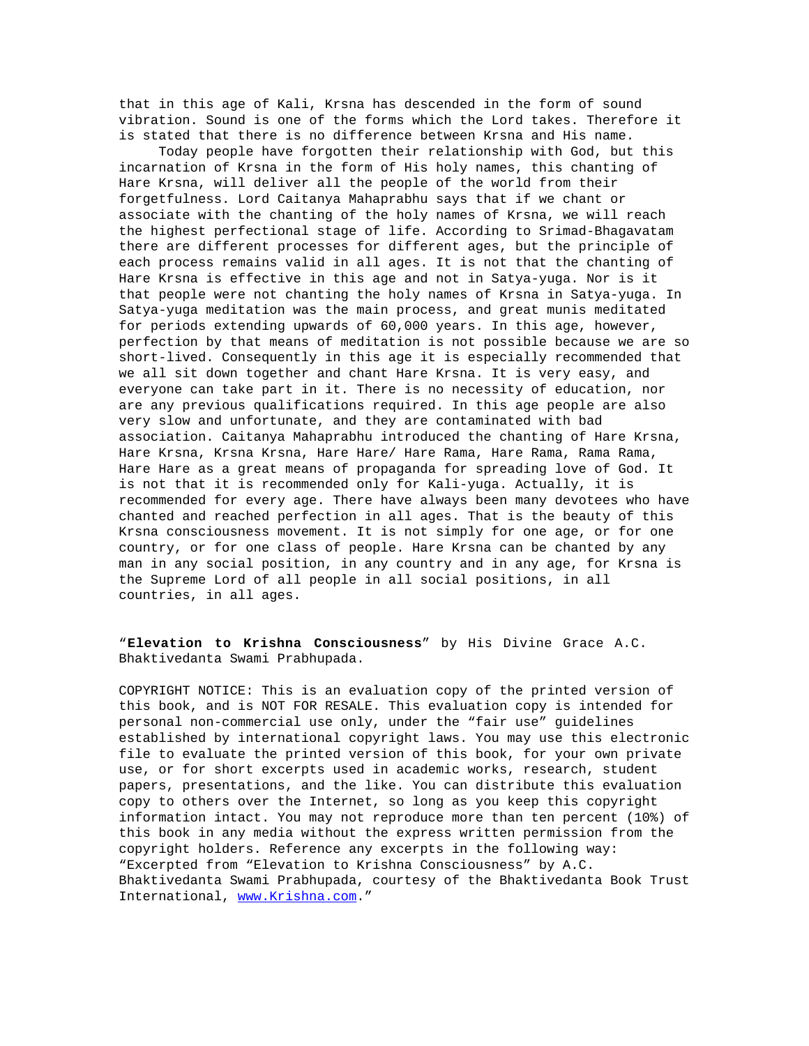that in this age of Kali, Krsna has descended in the form of sound vibration. Sound is one of the forms which the Lord takes. Therefore it is stated that there is no difference between Krsna and His name.

Today people have forgotten their relationship with God, but this incarnation of Krsna in the form of His holy names, this chanting of Hare Krsna, will deliver all the people of the world from their forgetfulness. Lord Caitanya Mahaprabhu says that if we chant or associate with the chanting of the holy names of Krsna, we will reach the highest perfectional stage of life. According to Srimad-Bhagavatam there are different processes for different ages, but the principle of each process remains valid in all ages. It is not that the chanting of Hare Krsna is effective in this age and not in Satya-yuga. Nor is it that people were not chanting the holy names of Krsna in Satya-yuga. In Satya-yuga meditation was the main process, and great munis meditated for periods extending upwards of 60,000 years. In this age, however, perfection by that means of meditation is not possible because we are so short-lived. Consequently in this age it is especially recommended that we all sit down together and chant Hare Krsna. It is very easy, and everyone can take part in it. There is no necessity of education, nor are any previous qualifications required. In this age people are also very slow and unfortunate, and they are contaminated with bad association. Caitanya Mahaprabhu introduced the chanting of Hare Krsna, Hare Krsna, Krsna Krsna, Hare Hare/ Hare Rama, Hare Rama, Rama Rama, Hare Hare as a great means of propaganda for spreading love of God. It is not that it is recommended only for Kali-yuga. Actually, it is recommended for every age. There have always been many devotees who have chanted and reached perfection in all ages. That is the beauty of this Krsna consciousness movement. It is not simply for one age, or for one country, or for one class of people. Hare Krsna can be chanted by any man in any social position, in any country and in any age, for Krsna is the Supreme Lord of all people in all social positions, in all countries, in all ages.

“**Elevation to Krishna Consciousness**” by His Divine Grace A.C. Bhaktivedanta Swami Prabhupada.

COPYRIGHT NOTICE: This is an evaluation copy of the printed version of this book, and is NOT FOR RESALE. This evaluation copy is intended for personal non-commercial use only, under the “fair use” guidelines established by international copyright laws. You may use this electronic file to evaluate the printed version of this book, for your own private use, or for short excerpts used in academic works, research, student papers, presentations, and the like. You can distribute this evaluation copy to others over the Internet, so long as you keep this copyright information intact. You may not reproduce more than ten percent (10%) of this book in any media without the express written permission from the copyright holders. Reference any excerpts in the following way: “Excerpted from “Elevation to Krishna Consciousness” by A.C. Bhaktivedanta Swami Prabhupada, courtesy of the Bhaktivedanta Book Trust International, www.Krishna.com.”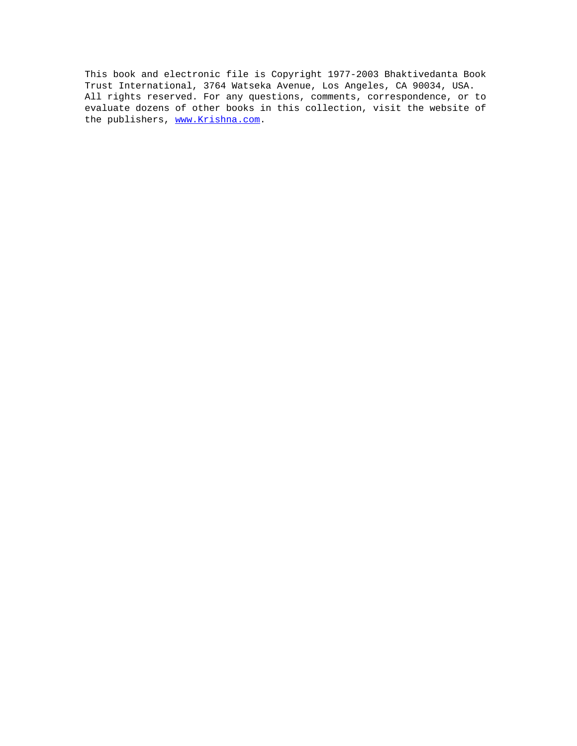This book and electronic file is Copyright 1977-2003 Bhaktivedanta Book Trust International, 3764 Watseka Avenue, Los Angeles, CA 90034, USA. All rights reserved. For any questions, comments, correspondence, or to evaluate dozens of other books in this collection, visit the website of the publishers, [www.Krishna.com](http://www.Krishna.com).